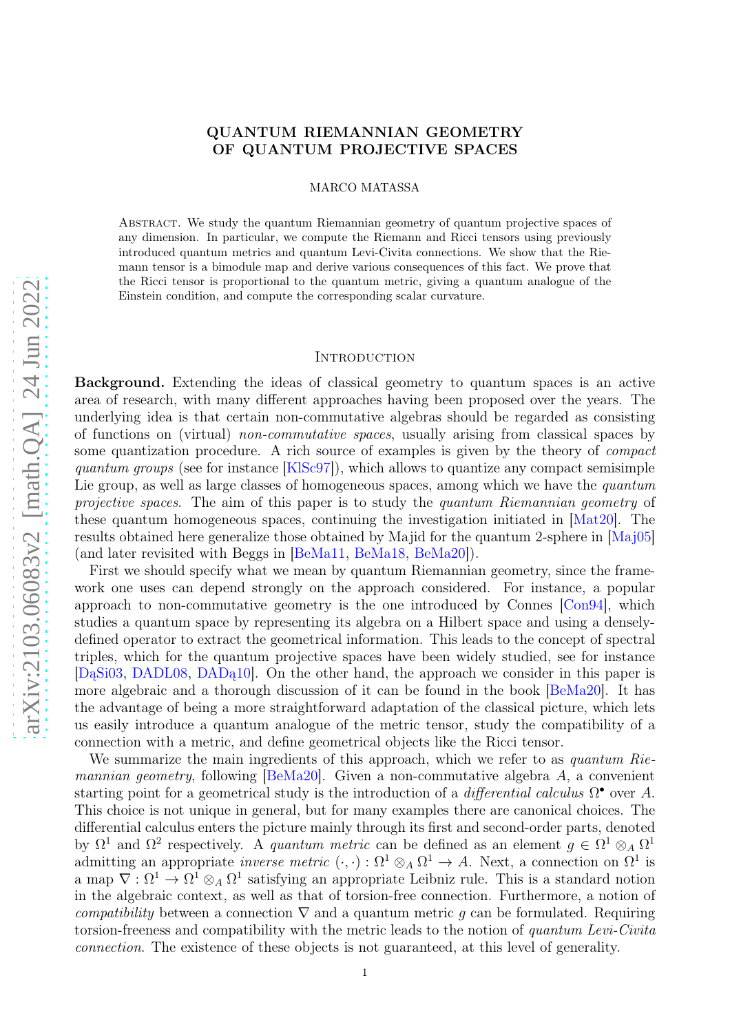# QUANTUM RIEMANNIAN GEOMETRY OF QUANTUM PROJECTIVE SPACES

MARCO MATASSA

Abstract. We study the quantum Riemannian geometry of quantum projective spaces of any dimension. In particular, we compute the Riemann and Ricci tensors using previously introduced quantum metrics and quantum Levi-Civita connections. We show that the Riemann tensor is a bimodule map and derive various consequences of this fact. We prove that the Ricci tensor is proportional to the quantum metric, giving a quantum analogue of the Einstein condition, and compute the corresponding scalar curvature.

## Introduction

**Background.** Extending the ideas of classical geometry to quantum spaces is an active area of research, with many different approaches having been proposed over the years. The underlying idea is that certain non-commutative algebras should be regarded as consisting of functions on (virtual) *non-commutative spaces*, usually arising from classical spaces by some quantization procedure. A rich source of examples is given by the theory of *compact quantum groups* (see for instance [KlSc97]), which allows to quantize any compact semisimple Lie group, as well as large classes of homogeneous spaces, among which we have the *quantum projective spaces*. The aim of this paper is to study the *quantum Riemannian geometry* of these quantum homogeneous spaces, continuing the investigation initiated in [Mat20]. The results obtained here generalize those obtained by Majid for the quantum 2-sphere in [Maj05] (and later revisited with Beggs in [BeMa11, BeMa18, BeMa20]).

First we should specify what we mean by quantum Riemannian geometry, since the framework one uses can depend strongly on the approach considered. For instance, a popular approach to non-commutative geometry is the one introduced by Connes [Con94], which studies a quantum space by representing its algebra on a Hilbert space and using a densely-defined operator to extract the geometrical information. This leads to the concept of spectral triples, which for the quantum projective spaces have been widely studied, see for instance [DąSi03, DADL08, DADą10]. On the other hand, the approach we consider in this paper is more algebraic and a thorough discussion of it can be found in the book [BeMa20]. It has the advantage of being a more straightforward adaptation of the classical picture, which lets us easily introduce a quantum analogue of the metric tensor, study the compatibility of a connection with a metric, and define geometrical objects like the Ricci tensor.

We summarize the main ingredients of this approach, which we refer to as *quantum Riemannian geometry*, following [BeMa20]. Given a non-commutative algebra $A$, a convenient starting point for a geometrical study is the introduction of a *differential calculus* $\Omega^\bullet$ over $A$. This choice is not unique in general, but for many examples there are canonical choices. The differential calculus enters the picture mainly through its first and second-order parts, denoted by $\Omega^1$ and $\Omega^2$ respectively. A *quantum metric* can be defined as an element $g \in \Omega^1 \otimes_A \Omega^1$ admitting an appropriate *inverse metric* $(\cdot, \cdot) : \Omega^1 \otimes_A \Omega^1 \to A$. Next, a connection on $\Omega^1$ is a map $\nabla : \Omega^1 \to \Omega^1 \otimes_A \Omega^1$ satisfying an appropriate Leibniz rule. This is a standard notion in the algebraic context, as well as that of torsion-free connection. Furthermore, a notion of *compatibility* between a connection $\nabla$ and a quantum metric $g$ can be formulated. Requiring torsion-freeness and compatibility with the metric leads to the notion of *quantum Levi-Civita connection.* The existence of these objects is not guaranteed, at this level of generality.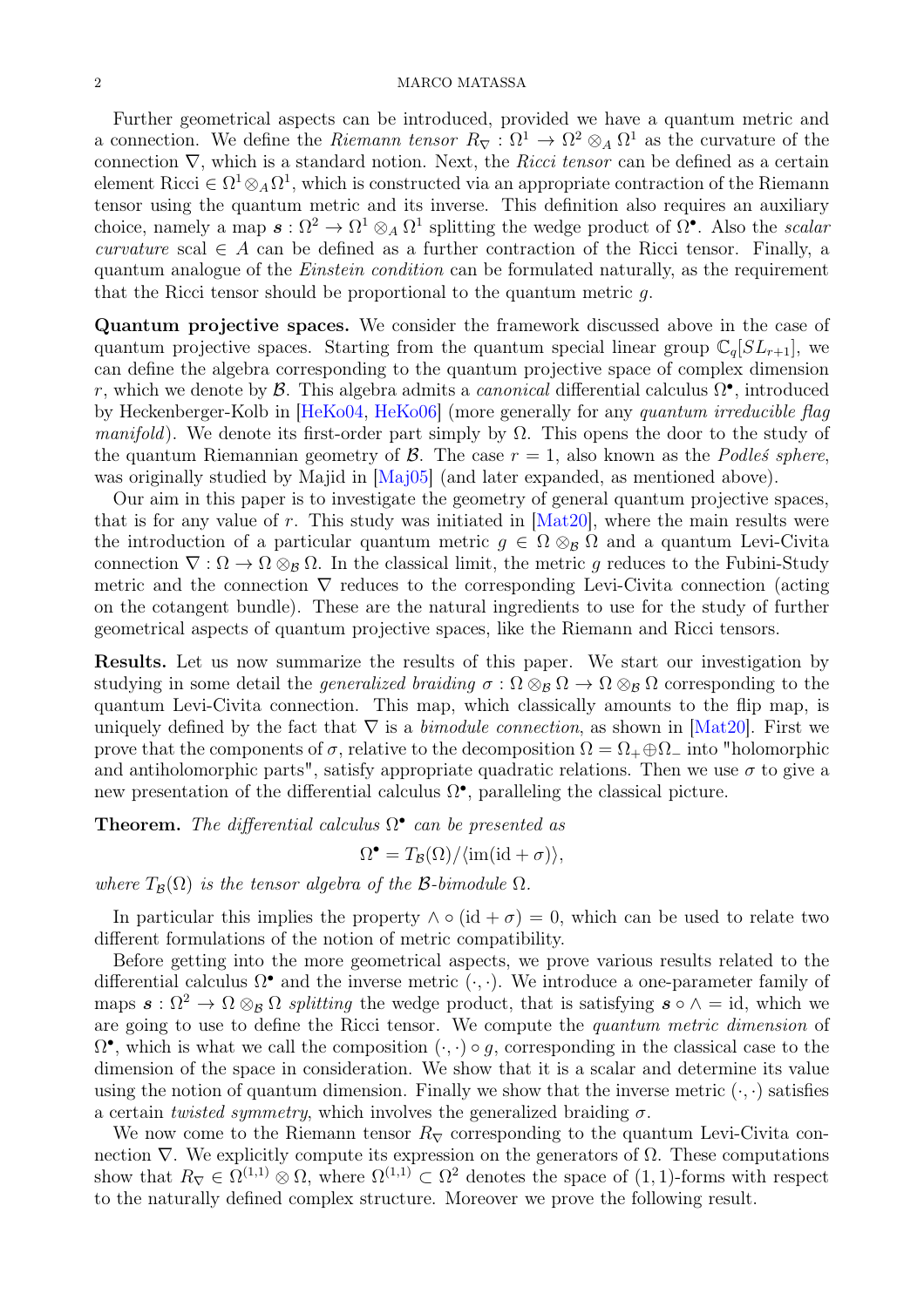Further geometrical aspects can be introduced, provided we have a quantum metric and a connection. We define the *Riemann tensor* $R_\nabla : \Omega^1 \to \Omega^2 \otimes_A \Omega^1$ as the curvature of the connection $\nabla$, which is a standard notion. Next, the *Ricci tensor* can be defined as a certain element $\mathrm{Ricci} \in \Omega^1 \otimes_A \Omega^1$, which is constructed via an appropriate contraction of the Riemann tensor using the quantum metric and its inverse. This definition also requires an auxiliary choice, namely a map $\boldsymbol{s} : \Omega^2 \to \Omega^1 \otimes_A \Omega^1$ splitting the wedge product of $\Omega^\bullet$. Also the *scalar curvature* $\mathrm{scal} \in A$ can be defined as a further contraction of the Ricci tensor. Finally, a quantum analogue of the *Einstein condition* can be formulated naturally, as the requirement that the Ricci tensor should be proportional to the quantum metric $g$.

**Quantum projective spaces.** We consider the framework discussed above in the case of quantum projective spaces. Starting from the quantum special linear group $\mathbb{C}_q[SL_{r+1}]$, we can define the algebra corresponding to the quantum projective space of complex dimension $r$, which we denote by $\mathcal{B}$. This algebra admits a *canonical* differential calculus $\Omega^\bullet$, introduced by Heckenberger-Kolb in [HeKo04, HeKo06] (more generally for any *quantum irreducible flag manifold*). We denote its first-order part simply by $\Omega$. This opens the door to the study of the quantum Riemannian geometry of $\mathcal{B}$. The case $r = 1$, also known as the *Podleś sphere*, was originally studied by Majid in [Maj05] (and later expanded, as mentioned above).

Our aim in this paper is to investigate the geometry of general quantum projective spaces, that is for any value of $r$. This study was initiated in [Mat20], where the main results were the introduction of a particular quantum metric $g \in \Omega \otimes_{\mathcal{B}} \Omega$ and a quantum Levi-Civita connection $\nabla : \Omega \to \Omega \otimes_{\mathcal{B}} \Omega$. In the classical limit, the metric $g$ reduces to the Fubini-Study metric and the connection $\nabla$ reduces to the corresponding Levi-Civita connection (acting on the cotangent bundle). These are the natural ingredients to use for the study of further geometrical aspects of quantum projective spaces, like the Riemann and Ricci tensors.

**Results.** Let us now summarize the results of this paper. We start our investigation by studying in some detail the *generalized braiding* $\sigma : \Omega \otimes_{\mathcal{B}} \Omega \to \Omega \otimes_{\mathcal{B}} \Omega$ corresponding to the quantum Levi-Civita connection. This map, which classically amounts to the flip map, is uniquely defined by the fact that $\nabla$ is a *bimodule connection*, as shown in [Mat20]. First we prove that the components of $\sigma$, relative to the decomposition $\Omega = \Omega_+ \oplus \Omega_-$ into "holomorphic and antiholomorphic parts", satisfy appropriate quadratic relations. Then we use $\sigma$ to give a new presentation of the differential calculus $\Omega^\bullet$, paralleling the classical picture.

**Theorem.** *The differential calculus $\Omega^\bullet$ can be presented as*

$$\Omega^\bullet = T_{\mathcal{B}}(\Omega)/\langle \mathrm{im}(\mathrm{id} + \sigma)\rangle,$$

*where $T_{\mathcal{B}}(\Omega)$ is the tensor algebra of the $\mathcal{B}$-bimodule $\Omega$.*

In particular this implies the property $\wedge \circ (\mathrm{id} + \sigma) = 0$, which can be used to relate two different formulations of the notion of metric compatibility.

Before getting into the more geometrical aspects, we prove various results related to the differential calculus $\Omega^\bullet$ and the inverse metric $(\cdot, \cdot)$. We introduce a one-parameter family of maps $\boldsymbol{s} : \Omega^2 \to \Omega \otimes_{\mathcal{B}} \Omega$ *splitting* the wedge product, that is satisfying $\boldsymbol{s} \circ \wedge = \mathrm{id}$, which we are going to use to define the Ricci tensor. We compute the *quantum metric dimension* of $\Omega^\bullet$, which is what we call the composition $(\cdot, \cdot) \circ g$, corresponding in the classical case to the dimension of the space in consideration. We show that it is a scalar and determine its value using the notion of quantum dimension. Finally we show that the inverse metric $(\cdot, \cdot)$ satisfies a certain *twisted symmetry*, which involves the generalized braiding $\sigma$.

We now come to the Riemann tensor $R_\nabla$ corresponding to the quantum Levi-Civita connection $\nabla$. We explicitly compute its expression on the generators of $\Omega$. These computations show that $R_\nabla \in \Omega^{(1,1)} \otimes \Omega$, where $\Omega^{(1,1)} \subset \Omega^2$ denotes the space of $(1, 1)$-forms with respect to the naturally defined complex structure. Moreover we prove the following result.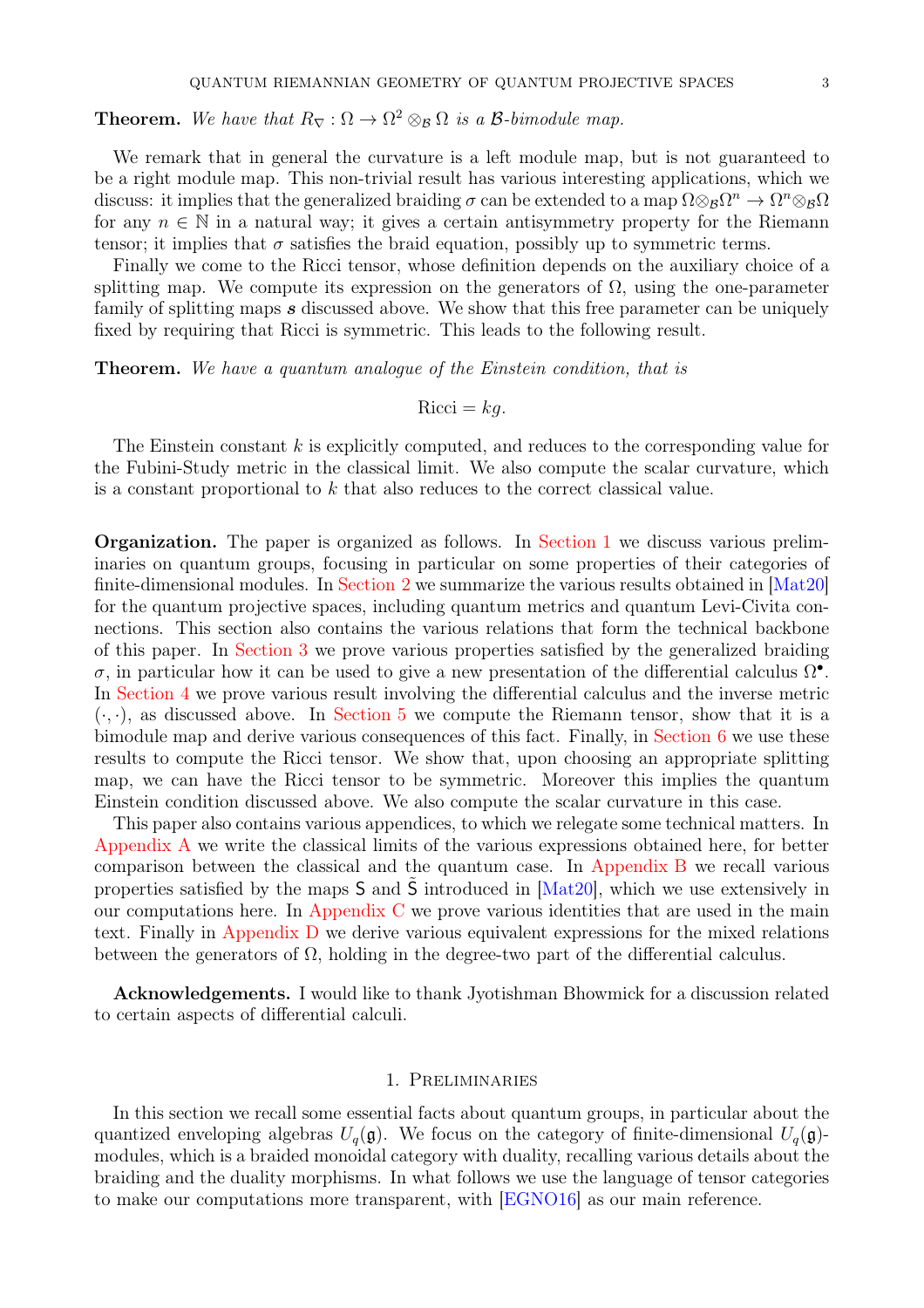**Theorem.** *We have that $R_\nabla : \Omega \to \Omega^2 \otimes_{\mathcal{B}} \Omega$ is a $\mathcal{B}$-bimodule map.*

We remark that in general the curvature is a left module map, but is not guaranteed to be a right module map. This non-trivial result has various interesting applications, which we discuss: it implies that the generalized braiding $\sigma$ can be extended to a map $\Omega \otimes_{\mathcal{B}} \Omega^n \to \Omega^n \otimes_{\mathcal{B}} \Omega$ for any $n \in \mathbb{N}$ in a natural way; it gives a certain antisymmetry property for the Riemann tensor; it implies that $\sigma$ satisfies the braid equation, possibly up to symmetric terms.

Finally we come to the Ricci tensor, whose definition depends on the auxiliary choice of a splitting map. We compute its expression on the generators of $\Omega$, using the one-parameter family of splitting maps $\boldsymbol{s}$ discussed above. We show that this free parameter can be uniquely fixed by requiring that Ricci is symmetric. This leads to the following result.

**Theorem.** *We have a quantum analogue of the Einstein condition, that is*

$$\mathrm{Ricci} = kg.$$

The Einstein constant $k$ is explicitly computed, and reduces to the corresponding value for the Fubini-Study metric in the classical limit. We also compute the scalar curvature, which is a constant proportional to $k$ that also reduces to the correct classical value.

**Organization.** The paper is organized as follows. In Section 1 we discuss various preliminaries on quantum groups, focusing in particular on some properties of their categories of finite-dimensional modules. In Section 2 we summarize the various results obtained in [Mat20] for the quantum projective spaces, including quantum metrics and quantum Levi-Civita connections. This section also contains the various relations that form the technical backbone of this paper. In Section 3 we prove various properties satisfied by the generalized braiding $\sigma$, in particular how it can be used to give a new presentation of the differential calculus $\Omega^\bullet$. In Section 4 we prove various result involving the differential calculus and the inverse metric $(\cdot,\cdot)$, as discussed above. In Section 5 we compute the Riemann tensor, show that it is a bimodule map and derive various consequences of this fact. Finally, in Section 6 we use these results to compute the Ricci tensor. We show that, upon choosing an appropriate splitting map, we can have the Ricci tensor to be symmetric. Moreover this implies the quantum Einstein condition discussed above. We also compute the scalar curvature in this case.

This paper also contains various appendices, to which we relegate some technical matters. In Appendix A we write the classical limits of the various expressions obtained here, for better comparison between the classical and the quantum case. In Appendix B we recall various properties satisfied by the maps $\mathsf{S}$ and $\tilde{\mathsf{S}}$ introduced in [Mat20], which we use extensively in our computations here. In Appendix C we prove various identities that are used in the main text. Finally in Appendix D we derive various equivalent expressions for the mixed relations between the generators of $\Omega$, holding in the degree-two part of the differential calculus.

**Acknowledgements.** I would like to thank Jyotishman Bhowmick for a discussion related to certain aspects of differential calculi.

## 1. Preliminaries

In this section we recall some essential facts about quantum groups, in particular about the quantized enveloping algebras $U_q(\mathfrak{g})$. We focus on the category of finite-dimensional $U_q(\mathfrak{g})$-modules, which is a braided monoidal category with duality, recalling various details about the braiding and the duality morphisms. In what follows we use the language of tensor categories to make our computations more transparent, with [EGNO16] as our main reference.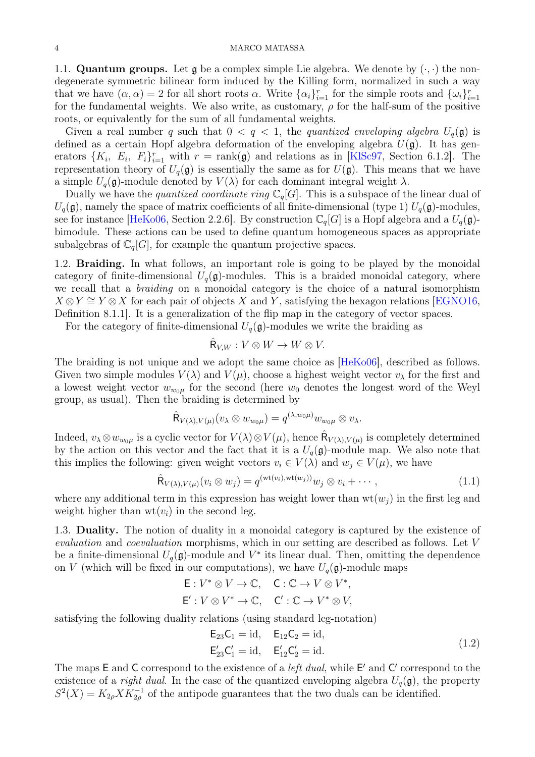**1.1. Quantum groups.** Let $\mathfrak{g}$ be a complex simple Lie algebra. We denote by $(\cdot,\cdot)$ the non-degenerate symmetric bilinear form induced by the Killing form, normalized in such a way that we have $(\alpha,\alpha) = 2$ for all short roots $\alpha$. Write $\{\alpha_i\}_{i=1}^r$ for the simple roots and $\{\omega_i\}_{i=1}^r$ for the fundamental weights. We also write, as customary, $\rho$ for the half-sum of the positive roots, or equivalently for the sum of all fundamental weights.

Given a real number $q$ such that $0 < q < 1$, the *quantized enveloping algebra* $U_q(\mathfrak{g})$ is defined as a certain Hopf algebra deformation of the enveloping algebra $U(\mathfrak{g})$. It has generators $\{K_i,\ E_i,\ F_i\}_{i=1}^r$ with $r = \mathrm{rank}(\mathfrak{g})$ and relations as in [KlSc97, Section 6.1.2]. The representation theory of $U_q(\mathfrak{g})$ is essentially the same as for $U(\mathfrak{g})$. This means that we have a simple $U_q(\mathfrak{g})$-module denoted by $V(\lambda)$ for each dominant integral weight $\lambda$.

Dually we have the *quantized coordinate ring* $\mathbb{C}_q[G]$. This is a subspace of the linear dual of $U_q(\mathfrak{g})$, namely the space of matrix coefficients of all finite-dimensional (type 1) $U_q(\mathfrak{g})$-modules, see for instance [HeKo06, Section 2.2.6]. By construction $\mathbb{C}_q[G]$ is a Hopf algebra and a $U_q(\mathfrak{g})$-bimodule. These actions can be used to define quantum homogeneous spaces as appropriate subalgebras of $\mathbb{C}_q[G]$, for example the quantum projective spaces.

**1.2. Braiding.** In what follows, an important role is going to be played by the monoidal category of finite-dimensional $U_q(\mathfrak{g})$-modules. This is a braided monoidal category, where we recall that a *braiding* on a monoidal category is the choice of a natural isomorphism $X \otimes Y \cong Y \otimes X$ for each pair of objects $X$ and $Y$, satisfying the hexagon relations [EGNO16, Definition 8.1.1]. It is a generalization of the flip map in the category of vector spaces.

For the category of finite-dimensional $U_q(\mathfrak{g})$-modules we write the braiding as

$$\hat{\mathsf{R}}_{V,W} : V \otimes W \to W \otimes V.$$

The braiding is not unique and we adopt the same choice as [HeKo06], described as follows. Given two simple modules $V(\lambda)$ and $V(\mu)$, choose a highest weight vector $v_\lambda$ for the first and a lowest weight vector $w_{w_0\mu}$ for the second (here $w_0$ denotes the longest word of the Weyl group, as usual). Then the braiding is determined by

$$\hat{\mathsf{R}}_{V(\lambda),V(\mu)}(v_\lambda \otimes w_{w_0\mu}) = q^{(\lambda, w_0\mu)} w_{w_0\mu} \otimes v_\lambda.$$

Indeed, $v_\lambda \otimes w_{w_0\mu}$ is a cyclic vector for $V(\lambda)\otimes V(\mu)$, hence $\hat{\mathsf{R}}_{V(\lambda),V(\mu)}$ is completely determined by the action on this vector and the fact that it is a $U_q(\mathfrak{g})$-module map. We also note that this implies the following: given weight vectors $v_i \in V(\lambda)$ and $w_j \in V(\mu)$, we have

$$\hat{\mathsf{R}}_{V(\lambda),V(\mu)}(v_i \otimes w_j) = q^{(\mathrm{wt}(v_i),\mathrm{wt}(w_j))} w_j \otimes v_i + \cdots, \tag{1.1}$$

where any additional term in this expression has weight lower than $\mathrm{wt}(w_j)$ in the first leg and weight higher than $\mathrm{wt}(v_i)$ in the second leg.

**1.3. Duality.** The notion of duality in a monoidal category is captured by the existence of *evaluation* and *coevaluation* morphisms, which in our setting are described as follows. Let $V$ be a finite-dimensional $U_q(\mathfrak{g})$-module and $V^*$ its linear dual. Then, omitting the dependence on $V$ (which will be fixed in our computations), we have $U_q(\mathfrak{g})$-module maps

$$\mathsf{E} : V^* \otimes V \to \mathbb{C}, \quad \mathsf{C} : \mathbb{C} \to V \otimes V^*,$$
$$\mathsf{E}' : V \otimes V^* \to \mathbb{C}, \quad \mathsf{C}' : \mathbb{C} \to V^* \otimes V,$$

satisfying the following duality relations (using standard leg-notation)

$$\begin{aligned} \mathsf{E}_{23}\mathsf{C}_1 &= \mathrm{id}, \quad \mathsf{E}_{12}\mathsf{C}_2 = \mathrm{id}, \\ \mathsf{E}'_{23}\mathsf{C}'_1 &= \mathrm{id}, \quad \mathsf{E}'_{12}\mathsf{C}'_2 = \mathrm{id}. \end{aligned} \tag{1.2}$$

The maps $\mathsf{E}$ and $\mathsf{C}$ correspond to the existence of a *left dual*, while $\mathsf{E}'$ and $\mathsf{C}'$ correspond to the existence of a *right dual*. In the case of the quantized enveloping algebra $U_q(\mathfrak{g})$, the property $S^2(X) = K_{2\rho} X K_{2\rho}^{-1}$ of the antipode guarantees that the two duals can be identified.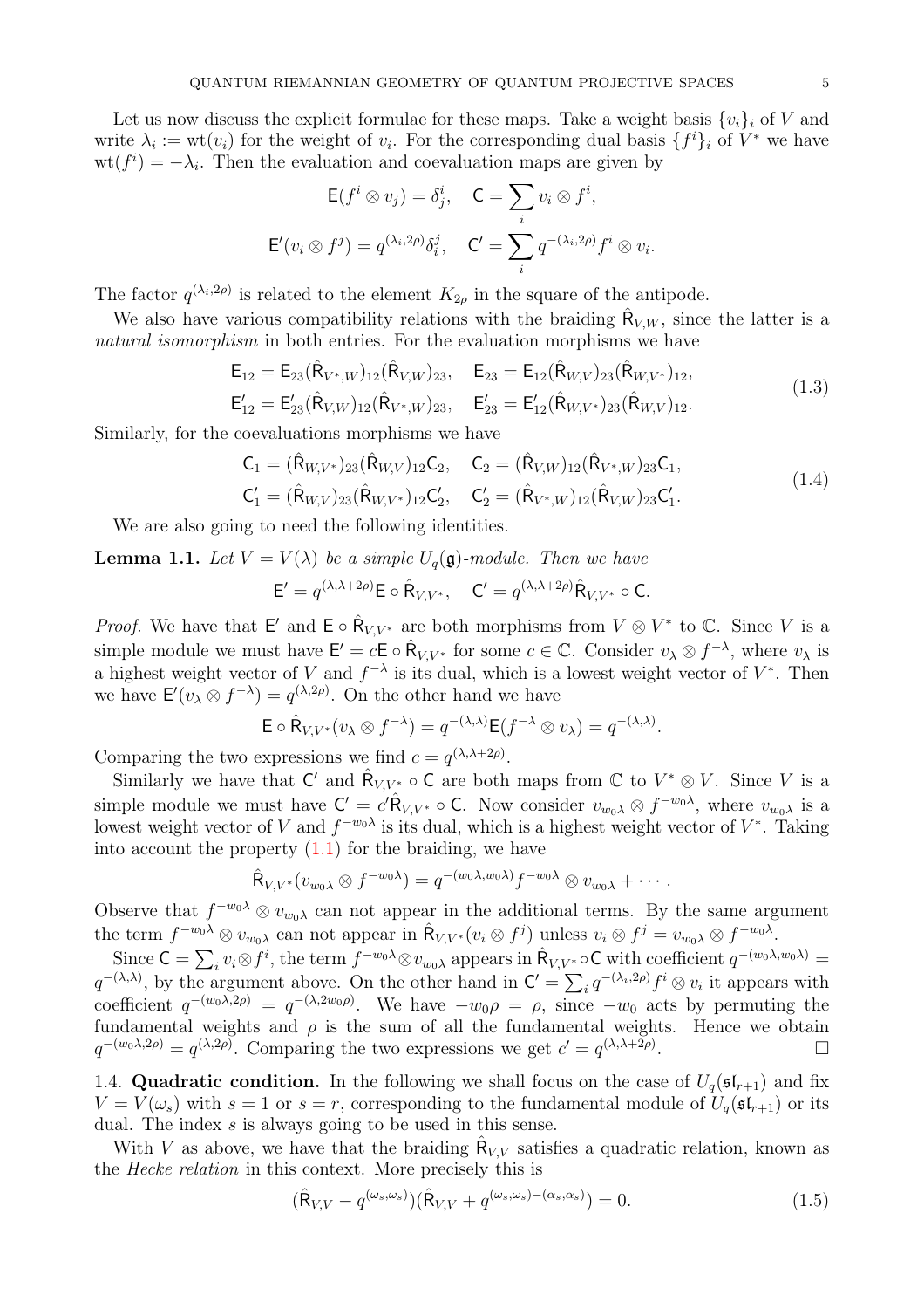Let us now discuss the explicit formulae for these maps. Take a weight basis $\{v_i\}_i$ of $V$ and write $\lambda_i := \mathrm{wt}(v_i)$ for the weight of $v_i$. For the corresponding dual basis $\{f^i\}_i$ of $V^*$ we have $\mathrm{wt}(f^i) = -\lambda_i$. Then the evaluation and coevaluation maps are given by

$$\mathsf{E}(f^i \otimes v_j) = \delta^i_j, \quad \mathsf{C} = \sum_i v_i \otimes f^i,$$

$$\mathsf{E}'(v_i \otimes f^j) = q^{(\lambda_i, 2\rho)} \delta^j_i, \quad \mathsf{C}' = \sum_i q^{-(\lambda_i, 2\rho)} f^i \otimes v_i.$$

The factor $q^{(\lambda_i, 2\rho)}$ is related to the element $K_{2\rho}$ in the square of the antipode.

We also have various compatibility relations with the braiding $\hat{\mathsf{R}}_{V,W}$, since the latter is a *natural isomorphism* in both entries. For the evaluation morphisms we have

$$\begin{aligned}
\mathsf{E}_{12} &= \mathsf{E}_{23} (\hat{\mathsf{R}}_{V^*,W})_{12} (\hat{\mathsf{R}}_{V,W})_{23}, \quad \mathsf{E}_{23} = \mathsf{E}_{12} (\hat{\mathsf{R}}_{W,V})_{23} (\hat{\mathsf{R}}_{W,V^*})_{12}, \\
\mathsf{E}'_{12} &= \mathsf{E}'_{23} (\hat{\mathsf{R}}_{V,W})_{12} (\hat{\mathsf{R}}_{V^*,W})_{23}, \quad \mathsf{E}'_{23} = \mathsf{E}'_{12} (\hat{\mathsf{R}}_{W,V^*})_{23} (\hat{\mathsf{R}}_{W,V})_{12}.
\end{aligned} \tag{1.3}$$

Similarly, for the coevaluations morphisms we have

$$\begin{aligned}
\mathsf{C}_1 &= (\hat{\mathsf{R}}_{W,V^*})_{23} (\hat{\mathsf{R}}_{W,V})_{12} \mathsf{C}_2, \quad \mathsf{C}_2 = (\hat{\mathsf{R}}_{V,W})_{12} (\hat{\mathsf{R}}_{V^*,W})_{23} \mathsf{C}_1, \\
\mathsf{C}'_1 &= (\hat{\mathsf{R}}_{W,V})_{23} (\hat{\mathsf{R}}_{W,V^*})_{12} \mathsf{C}'_2, \quad \mathsf{C}'_2 = (\hat{\mathsf{R}}_{V^*,W})_{12} (\hat{\mathsf{R}}_{V,W})_{23} \mathsf{C}'_1.
\end{aligned} \tag{1.4}$$

We are also going to need the following identities.

**Lemma 1.1.** *Let $V = V(\lambda)$ be a simple $U_q(\mathfrak{g})$-module. Then we have*

$$\mathsf{E}' = q^{(\lambda, \lambda + 2\rho)} \mathsf{E} \circ \hat{\mathsf{R}}_{V,V^*}, \quad \mathsf{C}' = q^{(\lambda, \lambda + 2\rho)} \hat{\mathsf{R}}_{V,V^*} \circ \mathsf{C}.$$

*Proof.* We have that $\mathsf{E}'$ and $\mathsf{E} \circ \hat{\mathsf{R}}_{V,V^*}$ are both morphisms from $V \otimes V^*$ to $\mathbb{C}$. Since $V$ is a simple module we must have $\mathsf{E}' = c \mathsf{E} \circ \hat{\mathsf{R}}_{V,V^*}$ for some $c \in \mathbb{C}$. Consider $v_\lambda \otimes f^{-\lambda}$, where $v_\lambda$ is a highest weight vector of $V$ and $f^{-\lambda}$ is its dual, which is a lowest weight vector of $V^*$. Then we have $\mathsf{E}'(v_\lambda \otimes f^{-\lambda}) = q^{(\lambda, 2\rho)}$. On the other hand we have

$$\mathsf{E} \circ \hat{\mathsf{R}}_{V,V^*}(v_\lambda \otimes f^{-\lambda}) = q^{-(\lambda,\lambda)} \mathsf{E}(f^{-\lambda} \otimes v_\lambda) = q^{-(\lambda,\lambda)}.$$

Comparing the two expressions we find $c = q^{(\lambda, \lambda + 2\rho)}$.

Similarly we have that $\mathsf{C}'$ and $\hat{\mathsf{R}}_{V,V^*} \circ \mathsf{C}$ are both maps from $\mathbb{C}$ to $V^* \otimes V$. Since $V$ is a simple module we must have $\mathsf{C}' = c' \hat{\mathsf{R}}_{V,V^*} \circ \mathsf{C}$. Now consider $v_{w_0\lambda} \otimes f^{-w_0\lambda}$, where $v_{w_0\lambda}$ is a lowest weight vector of $V$ and $f^{-w_0\lambda}$ is its dual, which is a highest weight vector of $V^*$. Taking into account the property (1.1) for the braiding, we have

$$\hat{\mathsf{R}}_{V,V^*}(v_{w_0\lambda} \otimes f^{-w_0\lambda}) = q^{-(w_0\lambda, w_0\lambda)} f^{-w_0\lambda} \otimes v_{w_0\lambda} + \cdots.$$

Observe that $f^{-w_0\lambda} \otimes v_{w_0\lambda}$ can not appear in the additional terms. By the same argument the term $f^{-w_0\lambda} \otimes v_{w_0\lambda}$ can not appear in $\hat{\mathsf{R}}_{V,V^*}(v_i \otimes f^j)$ unless $v_i \otimes f^j = v_{w_0\lambda} \otimes f^{-w_0\lambda}$.

Since $\mathsf{C} = \sum_i v_i \otimes f^i$, the term $f^{-w_0\lambda} \otimes v_{w_0\lambda}$ appears in $\hat{\mathsf{R}}_{V,V^*} \circ \mathsf{C}$ with coefficient $q^{-(w_0\lambda, w_0\lambda)} = q^{-(\lambda,\lambda)}$, by the argument above. On the other hand in $\mathsf{C}' = \sum_i q^{-(\lambda_i, 2\rho)} f^i \otimes v_i$ it appears with coefficient $q^{-(w_0\lambda, 2\rho)} = q^{-(\lambda, 2w_0\rho)}$. We have $-w_0\rho = \rho$, since $-w_0$ acts by permuting the fundamental weights and $\rho$ is the sum of all the fundamental weights. Hence we obtain $q^{-(w_0\lambda, 2\rho)} = q^{(\lambda, 2\rho)}$. Comparing the two expressions we get $c' = q^{(\lambda, \lambda + 2\rho)}$. $\square$

1.4. **Quadratic condition.** In the following we shall focus on the case of $U_q(\mathfrak{sl}_{r+1})$ and fix $V = V(\omega_s)$ with $s = 1$ or $s = r$, corresponding to the fundamental module of $U_q(\mathfrak{sl}_{r+1})$ or its dual. The index $s$ is always going to be used in this sense.

With $V$ as above, we have that the braiding $\hat{\mathsf{R}}_{V,V}$ satisfies a quadratic relation, known as the *Hecke relation* in this context. More precisely this is

$$(\hat{\mathsf{R}}_{V,V} - q^{(\omega_s, \omega_s)})(\hat{\mathsf{R}}_{V,V} + q^{(\omega_s, \omega_s) - (\alpha_s, \alpha_s)}) = 0. \tag{1.5}$$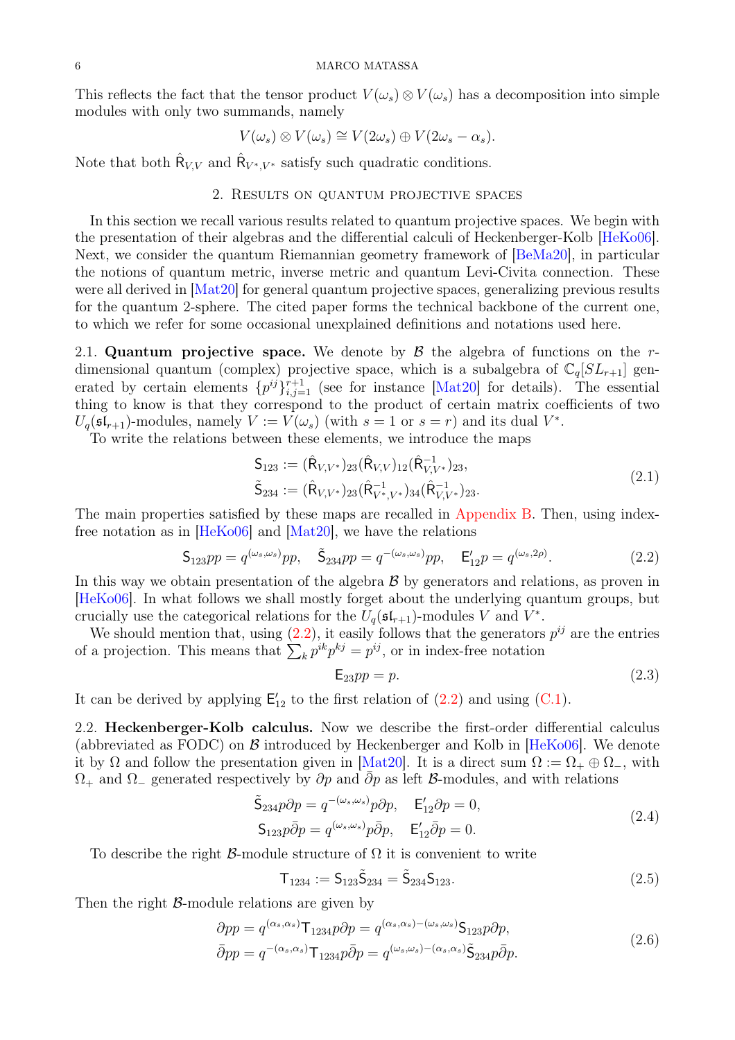This reflects the fact that the tensor product $V(\omega_s) \otimes V(\omega_s)$ has a decomposition into simple modules with only two summands, namely

$$V(\omega_s) \otimes V(\omega_s) \cong V(2\omega_s) \oplus V(2\omega_s - \alpha_s).$$

Note that both $\hat{\mathsf{R}}_{V,V}$ and $\hat{\mathsf{R}}_{V^*,V^*}$ satisfy such quadratic conditions.

## 2. Results on quantum projective spaces

In this section we recall various results related to quantum projective spaces. We begin with the presentation of their algebras and the differential calculi of Heckenberger-Kolb [HeKo06]. Next, we consider the quantum Riemannian geometry framework of [BeMa20], in particular the notions of quantum metric, inverse metric and quantum Levi-Civita connection. These were all derived in [Mat20] for general quantum projective spaces, generalizing previous results for the quantum 2-sphere. The cited paper forms the technical backbone of the current one, to which we refer for some occasional unexplained definitions and notations used here.

**2.1. Quantum projective space.** We denote by $\mathcal{B}$ the algebra of functions on the $r$-dimensional quantum (complex) projective space, which is a subalgebra of $\mathbb{C}_q[SL_{r+1}]$ generated by certain elements $\{p^{ij}\}_{i,j=1}^{r+1}$ (see for instance [Mat20] for details). The essential thing to know is that they correspond to the product of certain matrix coefficients of two $U_q(\mathfrak{sl}_{r+1})$-modules, namely $V := V(\omega_s)$ (with $s = 1$ or $s = r$) and its dual $V^*$.

To write the relations between these elements, we introduce the maps

$$\begin{aligned}
\mathsf{S}_{123} &:= (\hat{\mathsf{R}}_{V,V^*})_{23}(\hat{\mathsf{R}}_{V,V})_{12}(\hat{\mathsf{R}}^{-1}_{V,V^*})_{23}, \\
\tilde{\mathsf{S}}_{234} &:= (\hat{\mathsf{R}}_{V,V^*})_{23}(\hat{\mathsf{R}}^{-1}_{V^*,V^*})_{34}(\hat{\mathsf{R}}^{-1}_{V,V^*})_{23}.
\end{aligned} \tag{2.1}$$

The main properties satisfied by these maps are recalled in Appendix B. Then, using index-free notation as in [HeKo06] and [Mat20], we have the relations

$$\mathsf{S}_{123}pp = q^{(\omega_s,\omega_s)}pp, \quad \tilde{\mathsf{S}}_{234}pp = q^{-(\omega_s,\omega_s)}pp, \quad \mathsf{E}'_{12}p = q^{(\omega_s,2\rho)}. \tag{2.2}$$

In this way we obtain presentation of the algebra $\mathcal{B}$ by generators and relations, as proven in [HeKo06]. In what follows we shall mostly forget about the underlying quantum groups, but crucially use the categorical relations for the $U_q(\mathfrak{sl}_{r+1})$-modules $V$ and $V^*$.

We should mention that, using (2.2), it easily follows that the generators $p^{ij}$ are the entries of a projection. This means that $\sum_k p^{ik}p^{kj} = p^{ij}$, or in index-free notation

$$\mathsf{E}_{23}pp = p. \tag{2.3}$$

It can be derived by applying $\mathsf{E}'_{12}$ to the first relation of (2.2) and using (C.1).

**2.2. Heckenberger-Kolb calculus.** Now we describe the first-order differential calculus (abbreviated as FODC) on $\mathcal{B}$ introduced by Heckenberger and Kolb in [HeKo06]. We denote it by $\Omega$ and follow the presentation given in [Mat20]. It is a direct sum $\Omega := \Omega_+ \oplus \Omega_-$, with $\Omega_+$ and $\Omega_-$ generated respectively by $\partial p$ and $\bar{\partial} p$ as left $\mathcal{B}$-modules, and with relations

$$\begin{aligned}
\tilde{\mathsf{S}}_{234}p\partial p &= q^{-(\omega_s,\omega_s)}p\partial p, \quad \mathsf{E}'_{12}\partial p = 0, \\
\mathsf{S}_{123}p\bar{\partial} p &= q^{(\omega_s,\omega_s)}p\bar{\partial} p, \quad \mathsf{E}'_{12}\bar{\partial} p = 0.
\end{aligned} \tag{2.4}$$

To describe the right $\mathcal{B}$-module structure of $\Omega$ it is convenient to write

$$\mathsf{T}_{1234} := \mathsf{S}_{123}\tilde{\mathsf{S}}_{234} = \tilde{\mathsf{S}}_{234}\mathsf{S}_{123}. \tag{2.5}$$

Then the right $\mathcal{B}$-module relations are given by

$$\begin{aligned}
\partial pp &= q^{(\alpha_s,\alpha_s)}\mathsf{T}_{1234}p\partial p = q^{(\alpha_s,\alpha_s)-(\omega_s,\omega_s)}\mathsf{S}_{123}p\partial p, \\
\bar{\partial} pp &= q^{-(\alpha_s,\alpha_s)}\mathsf{T}_{1234}p\bar{\partial} p = q^{(\omega_s,\omega_s)-(\alpha_s,\alpha_s)}\tilde{\mathsf{S}}_{234}p\bar{\partial} p.
\end{aligned} \tag{2.6}$$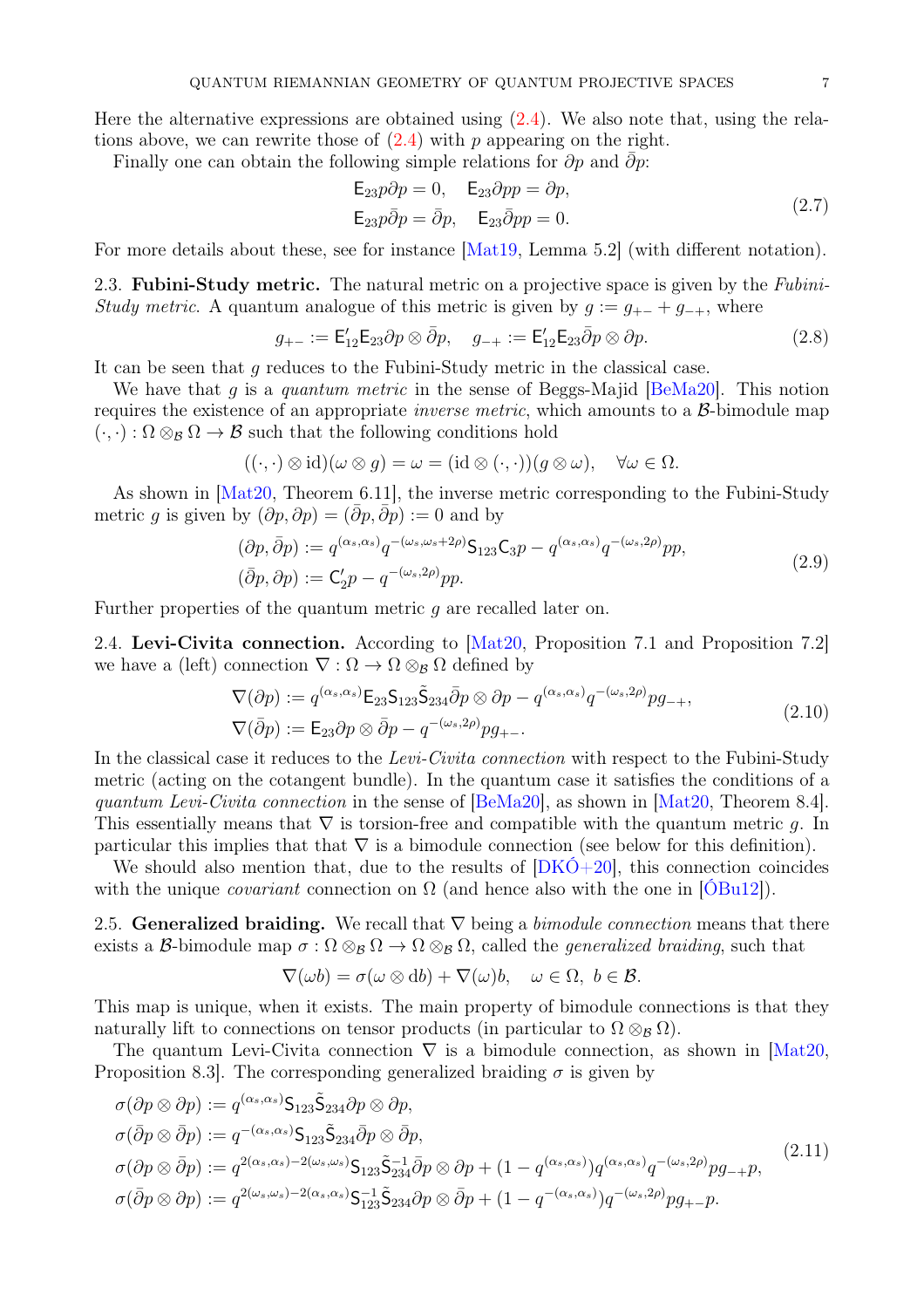Here the alternative expressions are obtained using (2.4). We also note that, using the relations above, we can rewrite those of (2.4) with $p$ appearing on the right.

Finally one can obtain the following simple relations for $\partial p$ and $\bar{\partial} p$:

$$
\begin{aligned}
\mathsf{E}_{23} p \partial p &= 0, \quad \mathsf{E}_{23} \partial p p = \partial p, \\
\mathsf{E}_{23} p \bar{\partial} p &= \bar{\partial} p, \quad \mathsf{E}_{23} \bar{\partial} p p = 0.
\end{aligned}
\tag{2.7}
$$

For more details about these, see for instance [Mat19, Lemma 5.2] (with different notation).

## 2.3. Fubini-Study metric.

The natural metric on a projective space is given by the *Fubini-Study metric*. A quantum analogue of this metric is given by $g := g_{+-} + g_{-+}$, where

$$
g_{+-} := \mathsf{E}'_{12} \mathsf{E}_{23} \partial p \otimes \bar{\partial} p, \quad g_{-+} := \mathsf{E}'_{12} \mathsf{E}_{23} \bar{\partial} p \otimes \partial p.
\tag{2.8}
$$

It can be seen that $g$ reduces to the Fubini-Study metric in the classical case.

We have that $g$ is a *quantum metric* in the sense of Beggs-Majid [BeMa20]. This notion requires the existence of an appropriate *inverse metric*, which amounts to a $\mathcal{B}$-bimodule map $(\cdot, \cdot) : \Omega \otimes_{\mathcal{B}} \Omega \to \mathcal{B}$ such that the following conditions hold

$$
((\cdot, \cdot) \otimes \mathrm{id})(\omega \otimes g) = \omega = (\mathrm{id} \otimes (\cdot, \cdot))(g \otimes \omega), \quad \forall \omega \in \Omega.
$$

As shown in [Mat20, Theorem 6.11], the inverse metric corresponding to the Fubini-Study metric $g$ is given by $(\partial p, \partial p) = (\bar{\partial} p, \bar{\partial} p) := 0$ and by

$$
\begin{aligned}
(\partial p, \bar{\partial} p) &:= q^{(\alpha_s, \alpha_s)} q^{-(\omega_s, \omega_s + 2\rho)} \mathsf{S}_{123} \mathsf{C}_3 p - q^{(\alpha_s, \alpha_s)} q^{-(\omega_s, 2\rho)} pp, \\
(\bar{\partial} p, \partial p) &:= \mathsf{C}'_2 p - q^{-(\omega_s, 2\rho)} pp.
\end{aligned}
\tag{2.9}
$$

Further properties of the quantum metric $g$ are recalled later on.

## 2.4. Levi-Civita connection.

According to [Mat20, Proposition 7.1 and Proposition 7.2] we have a (left) connection $\nabla : \Omega \to \Omega \otimes_{\mathcal{B}} \Omega$ defined by

$$
\begin{aligned}
\nabla(\partial p) &:= q^{(\alpha_s, \alpha_s)} \mathsf{E}_{23} \mathsf{S}_{123} \tilde{\mathsf{S}}_{234} \bar{\partial} p \otimes \partial p - q^{(\alpha_s, \alpha_s)} q^{-(\omega_s, 2\rho)} p g_{-+}, \\
\nabla(\bar{\partial} p) &:= \mathsf{E}_{23} \partial p \otimes \bar{\partial} p - q^{-(\omega_s, 2\rho)} p g_{+-}.
\end{aligned}
\tag{2.10}
$$

In the classical case it reduces to the *Levi-Civita connection* with respect to the Fubini-Study metric (acting on the cotangent bundle). In the quantum case it satisfies the conditions of a *quantum Levi-Civita connection* in the sense of [BeMa20], as shown in [Mat20, Theorem 8.4]. This essentially means that $\nabla$ is torsion-free and compatible with the quantum metric $g$. In particular this implies that that $\nabla$ is a bimodule connection (see below for this definition).

We should also mention that, due to the results of [DKÓ+20], this connection coincides with the unique *covariant* connection on $\Omega$ (and hence also with the one in [ÓBu12]).

## 2.5. Generalized braiding.

We recall that $\nabla$ being a *bimodule connection* means that there exists a $\mathcal{B}$-bimodule map $\sigma : \Omega \otimes_{\mathcal{B}} \Omega \to \Omega \otimes_{\mathcal{B}} \Omega$, called the *generalized braiding*, such that

$$
\nabla(\omega b) = \sigma(\omega \otimes \mathrm{d} b) + \nabla(\omega) b, \quad \omega \in \Omega, \ b \in \mathcal{B}.
$$

This map is unique, when it exists. The main property of bimodule connections is that they naturally lift to connections on tensor products (in particular to $\Omega \otimes_{\mathcal{B}} \Omega$).

The quantum Levi-Civita connection $\nabla$ is a bimodule connection, as shown in [Mat20, Proposition 8.3]. The corresponding generalized braiding $\sigma$ is given by

$$
\begin{aligned}
\sigma(\partial p \otimes \partial p) &:= q^{(\alpha_s, \alpha_s)} \mathsf{S}_{123} \tilde{\mathsf{S}}_{234} \partial p \otimes \partial p, \\
\sigma(\bar{\partial} p \otimes \bar{\partial} p) &:= q^{-(\alpha_s, \alpha_s)} \mathsf{S}_{123} \tilde{\mathsf{S}}_{234} \bar{\partial} p \otimes \bar{\partial} p, \\
\sigma(\partial p \otimes \bar{\partial} p) &:= q^{2(\alpha_s, \alpha_s) - 2(\omega_s, \omega_s)} \mathsf{S}_{123} \tilde{\mathsf{S}}_{234}^{-1} \bar{\partial} p \otimes \partial p + (1 - q^{(\alpha_s, \alpha_s)}) q^{(\alpha_s, \alpha_s)} q^{-(\omega_s, 2\rho)} p g_{-+} p, \\
\sigma(\bar{\partial} p \otimes \partial p) &:= q^{2(\omega_s, \omega_s) - 2(\alpha_s, \alpha_s)} \mathsf{S}_{123}^{-1} \tilde{\mathsf{S}}_{234} \partial p \otimes \bar{\partial} p + (1 - q^{-(\alpha_s, \alpha_s)}) q^{-(\omega_s, 2\rho)} p g_{+-} p.
\end{aligned}
\tag{2.11}
$$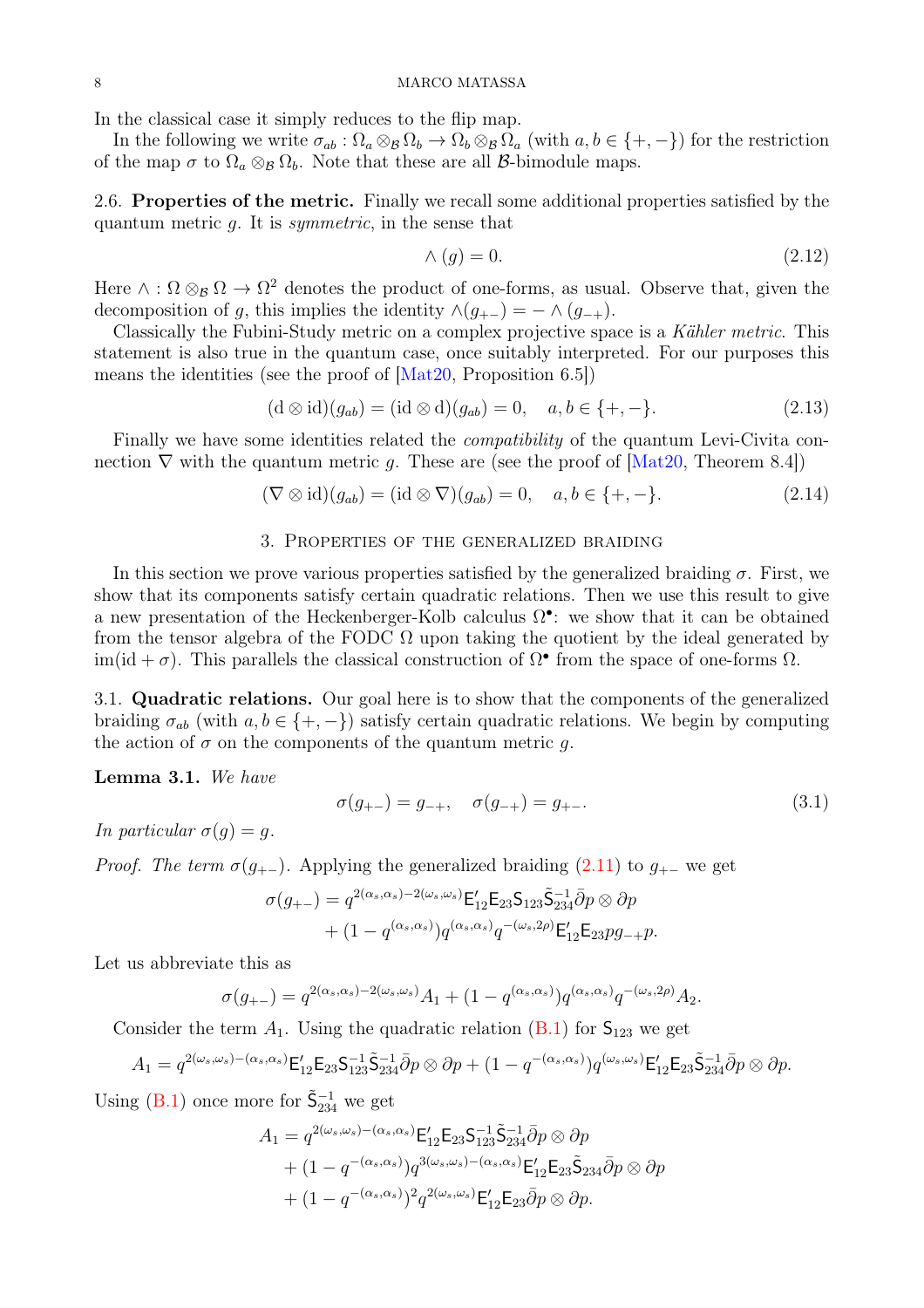In the classical case it simply reduces to the flip map.

In the following we write $\sigma_{ab} : \Omega_a \otimes_{\mathcal{B}} \Omega_b \to \Omega_b \otimes_{\mathcal{B}} \Omega_a$ (with $a, b \in \{+, -\}$) for the restriction of the map $\sigma$ to $\Omega_a \otimes_{\mathcal{B}} \Omega_b$. Note that these are all $\mathcal{B}$-bimodule maps.

**2.6. Properties of the metric.** Finally we recall some additional properties satisfied by the quantum metric $g$. It is *symmetric*, in the sense that

$$\wedge(g) = 0. \tag{2.12}$$

Here $\wedge : \Omega \otimes_{\mathcal{B}} \Omega \to \Omega^2$ denotes the product of one-forms, as usual. Observe that, given the decomposition of $g$, this implies the identity $\wedge(g_{+-}) = - \wedge (g_{-+})$.

Classically the Fubini-Study metric on a complex projective space is a *Kähler metric*. This statement is also true in the quantum case, once suitably interpreted. For our purposes this means the identities (see the proof of [Mat20, Proposition 6.5])

$$(\mathrm{d} \otimes \mathrm{id})(g_{ab}) = (\mathrm{id} \otimes \mathrm{d})(g_{ab}) = 0, \quad a, b \in \{+, -\}. \tag{2.13}$$

Finally we have some identities related the *compatibility* of the quantum Levi-Civita connection $\nabla$ with the quantum metric $g$. These are (see the proof of [Mat20, Theorem 8.4])

$$(\nabla \otimes \mathrm{id})(g_{ab}) = (\mathrm{id} \otimes \nabla)(g_{ab}) = 0, \quad a, b \in \{+, -\}. \tag{2.14}$$

## 3. Properties of the generalized braiding

In this section we prove various properties satisfied by the generalized braiding $\sigma$. First, we show that its components satisfy certain quadratic relations. Then we use this result to give a new presentation of the Heckenberger-Kolb calculus $\Omega^\bullet$: we show that it can be obtained from the tensor algebra of the FODC $\Omega$ upon taking the quotient by the ideal generated by $\mathrm{im}(\mathrm{id} + \sigma)$. This parallels the classical construction of $\Omega^\bullet$ from the space of one-forms $\Omega$.

**3.1. Quadratic relations.** Our goal here is to show that the components of the generalized braiding $\sigma_{ab}$ (with $a, b \in \{+, -\}$) satisfy certain quadratic relations. We begin by computing the action of $\sigma$ on the components of the quantum metric $g$.

**Lemma 3.1.** *We have*

$$\sigma(g_{+-}) = g_{-+}, \quad \sigma(g_{-+}) = g_{+-}. \tag{3.1}$$

*In particular $\sigma(g) = g$.*

*Proof. The term $\sigma(g_{+-})$.* Applying the generalized braiding (2.11) to $g_{+-}$ we get

$$\begin{aligned}
\sigma(g_{+-}) &= q^{2(\alpha_s, \alpha_s) - 2(\omega_s, \omega_s)} \mathsf{E}'_{12} \mathsf{E}_{23} \mathsf{S}_{123} \tilde{\mathsf{S}}^{-1}_{234} \bar{\partial} p \otimes \partial p \\
&\quad + (1 - q^{(\alpha_s, \alpha_s)}) q^{(\alpha_s, \alpha_s)} q^{-(\omega_s, 2\rho)} \mathsf{E}'_{12} \mathsf{E}_{23} p g_{-+} p.
\end{aligned}$$

Let us abbreviate this as

$$\sigma(g_{+-}) = q^{2(\alpha_s, \alpha_s) - 2(\omega_s, \omega_s)} A_1 + (1 - q^{(\alpha_s, \alpha_s)}) q^{(\alpha_s, \alpha_s)} q^{-(\omega_s, 2\rho)} A_2.$$

Consider the term $A_1$. Using the quadratic relation (B.1) for $\mathsf{S}_{123}$ we get

$$A_1 = q^{2(\omega_s, \omega_s) - (\alpha_s, \alpha_s)} \mathsf{E}'_{12} \mathsf{E}_{23} \mathsf{S}^{-1}_{123} \tilde{\mathsf{S}}^{-1}_{234} \bar{\partial} p \otimes \partial p + (1 - q^{-(\alpha_s, \alpha_s)}) q^{(\omega_s, \omega_s)} \mathsf{E}'_{12} \mathsf{E}_{23} \tilde{\mathsf{S}}^{-1}_{234} \bar{\partial} p \otimes \partial p.$$

Using (B.1) once more for $\tilde{\mathsf{S}}^{-1}_{234}$ we get

$$\begin{aligned}
A_1 &= q^{2(\omega_s, \omega_s) - (\alpha_s, \alpha_s)} \mathsf{E}'_{12} \mathsf{E}_{23} \mathsf{S}^{-1}_{123} \tilde{\mathsf{S}}^{-1}_{234} \bar{\partial} p \otimes \partial p \\
&\quad + (1 - q^{-(\alpha_s, \alpha_s)}) q^{3(\omega_s, \omega_s) - (\alpha_s, \alpha_s)} \mathsf{E}'_{12} \mathsf{E}_{23} \tilde{\mathsf{S}}_{234} \bar{\partial} p \otimes \partial p \\
&\quad + (1 - q^{-(\alpha_s, \alpha_s)})^2 q^{2(\omega_s, \omega_s)} \mathsf{E}'_{12} \mathsf{E}_{23} \bar{\partial} p \otimes \partial p.
\end{aligned}$$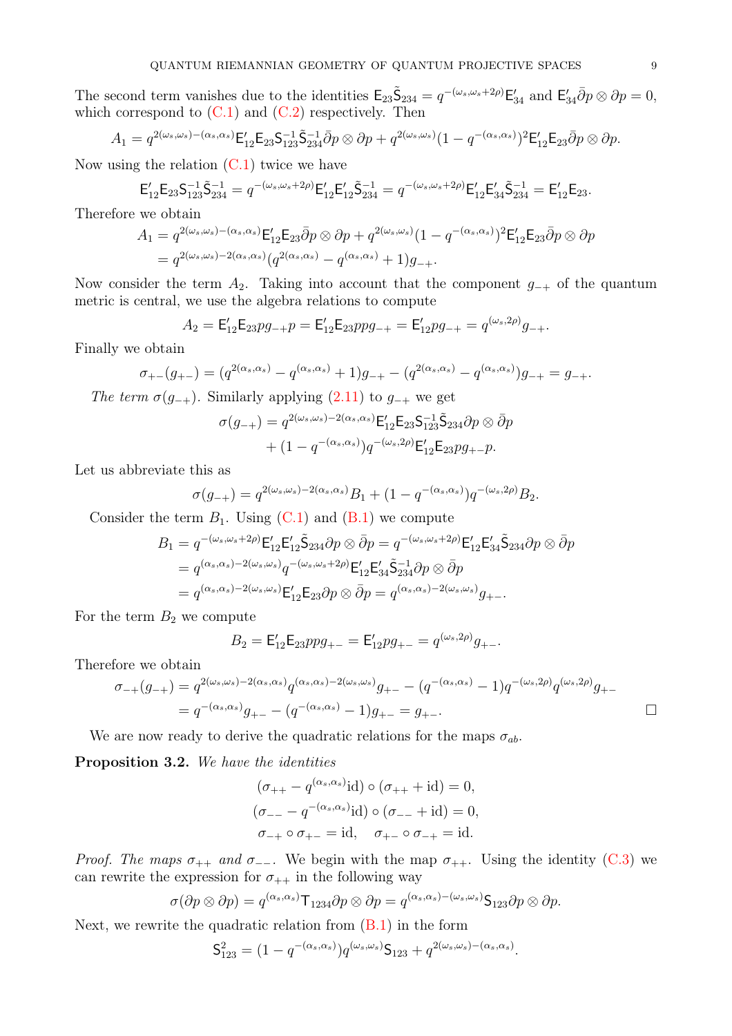The second term vanishes due to the identities $\mathsf{E}_{23}\tilde{\mathsf{S}}_{234} = q^{-(\omega_s,\omega_s+2\rho)}\mathsf{E}'_{34}$ and $\mathsf{E}'_{34}\bar{\partial}p \otimes \partial p = 0$, which correspond to (C.1) and (C.2) respectively. Then

$$A_1 = q^{2(\omega_s,\omega_s)-(\alpha_s,\alpha_s)}\mathsf{E}'_{12}\mathsf{E}_{23}\mathsf{S}_{123}^{-1}\tilde{\mathsf{S}}_{234}^{-1}\bar{\partial}p \otimes \partial p + q^{2(\omega_s,\omega_s)}(1-q^{-(\alpha_s,\alpha_s)})^2\mathsf{E}'_{12}\mathsf{E}_{23}\bar{\partial}p \otimes \partial p.$$

Now using the relation (C.1) twice we have

$$\mathsf{E}'_{12}\mathsf{E}_{23}\mathsf{S}_{123}^{-1}\tilde{\mathsf{S}}_{234}^{-1} = q^{-(\omega_s,\omega_s+2\rho)}\mathsf{E}'_{12}\mathsf{E}'_{12}\tilde{\mathsf{S}}_{234}^{-1} = q^{-(\omega_s,\omega_s+2\rho)}\mathsf{E}'_{12}\mathsf{E}'_{34}\tilde{\mathsf{S}}_{234}^{-1} = \mathsf{E}'_{12}\mathsf{E}_{23}.$$

Therefore we obtain

$$\begin{aligned} A_1 &= q^{2(\omega_s,\omega_s)-(\alpha_s,\alpha_s)}\mathsf{E}'_{12}\mathsf{E}_{23}\bar{\partial}p \otimes \partial p + q^{2(\omega_s,\omega_s)}(1-q^{-(\alpha_s,\alpha_s)})^2\mathsf{E}'_{12}\mathsf{E}_{23}\bar{\partial}p \otimes \partial p \\ &= q^{2(\omega_s,\omega_s)-2(\alpha_s,\alpha_s)}(q^{2(\alpha_s,\alpha_s)} - q^{(\alpha_s,\alpha_s)} + 1)g_{-+}. \end{aligned}$$

Now consider the term $A_2$. Taking into account that the component $g_{-+}$ of the quantum metric is central, we use the algebra relations to compute

$$A_2 = \mathsf{E}'_{12}\mathsf{E}_{23}pg_{-+}p = \mathsf{E}'_{12}\mathsf{E}_{23}ppg_{-+} = \mathsf{E}'_{12}pg_{-+} = q^{(\omega_s,2\rho)}g_{-+}.$$

Finally we obtain

$$\sigma_{+-}(g_{+-}) = (q^{2(\alpha_s,\alpha_s)} - q^{(\alpha_s,\alpha_s)} + 1)g_{-+} - (q^{2(\alpha_s,\alpha_s)} - q^{(\alpha_s,\alpha_s)})g_{-+} = g_{-+}.$$

*The term $\sigma(g_{-+})$.* Similarly applying (2.11) to $g_{-+}$ we get

$$\begin{aligned} \sigma(g_{-+}) = {}& q^{2(\omega_s,\omega_s)-2(\alpha_s,\alpha_s)}\mathsf{E}'_{12}\mathsf{E}_{23}\mathsf{S}_{123}^{-1}\tilde{\mathsf{S}}_{234}\partial p \otimes \bar{\partial}p \\ &+ (1-q^{-(\alpha_s,\alpha_s)})q^{-(\omega_s,2\rho)}\mathsf{E}'_{12}\mathsf{E}_{23}pg_{+-}p. \end{aligned}$$

Let us abbreviate this as

$$\sigma(g_{-+}) = q^{2(\omega_s,\omega_s)-2(\alpha_s,\alpha_s)}B_1 + (1-q^{-(\alpha_s,\alpha_s)})q^{-(\omega_s,2\rho)}B_2.$$

Consider the term $B_1$. Using (C.1) and (B.1) we compute

$$\begin{aligned} B_1 &= q^{-(\omega_s,\omega_s+2\rho)}\mathsf{E}'_{12}\mathsf{E}'_{12}\tilde{\mathsf{S}}_{234}\partial p \otimes \bar{\partial}p = q^{-(\omega_s,\omega_s+2\rho)}\mathsf{E}'_{12}\mathsf{E}'_{34}\tilde{\mathsf{S}}_{234}\partial p \otimes \bar{\partial}p \\ &= q^{(\alpha_s,\alpha_s)-2(\omega_s,\omega_s)}q^{-(\omega_s,\omega_s+2\rho)}\mathsf{E}'_{12}\mathsf{E}'_{34}\tilde{\mathsf{S}}_{234}^{-1}\partial p \otimes \bar{\partial}p \\ &= q^{(\alpha_s,\alpha_s)-2(\omega_s,\omega_s)}\mathsf{E}'_{12}\mathsf{E}_{23}\partial p \otimes \bar{\partial}p = q^{(\alpha_s,\alpha_s)-2(\omega_s,\omega_s)}g_{+-}. \end{aligned}$$

For the term $B_2$ we compute

$$B_2 = \mathsf{E}'_{12}\mathsf{E}_{23}ppg_{+-} = \mathsf{E}'_{12}pg_{+-} = q^{(\omega_s,2\rho)}g_{+-}.$$

Therefore we obtain

$$\begin{aligned} \sigma_{-+}(g_{-+}) &= q^{2(\omega_s,\omega_s)-2(\alpha_s,\alpha_s)}q^{(\alpha_s,\alpha_s)-2(\omega_s,\omega_s)}g_{+-} - (q^{-(\alpha_s,\alpha_s)} - 1)q^{-(\omega_s,2\rho)}q^{(\omega_s,2\rho)}g_{+-} \\ &= q^{-(\alpha_s,\alpha_s)}g_{+-} - (q^{-(\alpha_s,\alpha_s)} - 1)g_{+-} = g_{+-}. \end{aligned}$$

∎

We are now ready to derive the quadratic relations for the maps $\sigma_{ab}$.

**Proposition 3.2.** *We have the identities*

$$\begin{gathered} (\sigma_{++} - q^{(\alpha_s,\alpha_s)}\mathrm{id}) \circ (\sigma_{++} + \mathrm{id}) = 0, \\ (\sigma_{--} - q^{-(\alpha_s,\alpha_s)}\mathrm{id}) \circ (\sigma_{--} + \mathrm{id}) = 0, \\ \sigma_{-+} \circ \sigma_{+-} = \mathrm{id}, \quad \sigma_{+-} \circ \sigma_{-+} = \mathrm{id}. \end{gathered}$$

*Proof. The maps $\sigma_{++}$ and $\sigma_{--}$.* We begin with the map $\sigma_{++}$. Using the identity (C.3) we can rewrite the expression for $\sigma_{++}$ in the following way

$$\sigma(\partial p \otimes \partial p) = q^{(\alpha_s,\alpha_s)}\mathsf{T}_{1234}\partial p \otimes \partial p = q^{(\alpha_s,\alpha_s)-(\omega_s,\omega_s)}\mathsf{S}_{123}\partial p \otimes \partial p.$$

Next, we rewrite the quadratic relation from (B.1) in the form

$$\mathsf{S}_{123}^2 = (1-q^{-(\alpha_s,\alpha_s)})q^{(\omega_s,\omega_s)}\mathsf{S}_{123} + q^{2(\omega_s,\omega_s)-(\alpha_s,\alpha_s)}.$$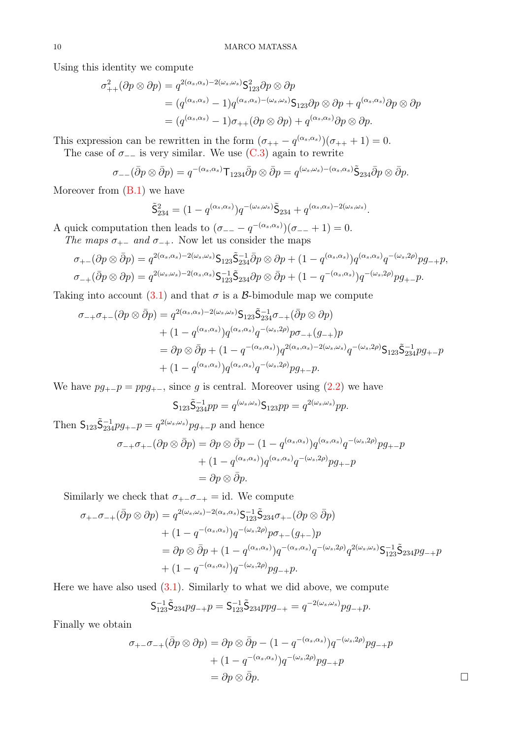Using this identity we compute

$$
\begin{aligned}
\sigma_{++}^2(\partial p \otimes \partial p) &= q^{2(\alpha_s,\alpha_s)-2(\omega_s,\omega_s)} \mathsf{S}_{123}^2 \partial p \otimes \partial p \\
&= (q^{(\alpha_s,\alpha_s)} - 1) q^{(\alpha_s,\alpha_s)-(\omega_s,\omega_s)} \mathsf{S}_{123} \partial p \otimes \partial p + q^{(\alpha_s,\alpha_s)} \partial p \otimes \partial p \\
&= (q^{(\alpha_s,\alpha_s)} - 1) \sigma_{++}(\partial p \otimes \partial p) + q^{(\alpha_s,\alpha_s)} \partial p \otimes \partial p.
\end{aligned}
$$

This expression can be rewritten in the form $(\sigma_{++} - q^{(\alpha_s,\alpha_s)})(\sigma_{++} + 1) = 0$.

The case of $\sigma_{--}$ is very similar. We use (C.3) again to rewrite

$$
\sigma_{--}(\bar{\partial} p \otimes \bar{\partial} p) = q^{-(\alpha_s,\alpha_s)} \mathsf{T}_{1234} \bar{\partial} p \otimes \bar{\partial} p = q^{(\omega_s,\omega_s)-(\alpha_s,\alpha_s)} \tilde{\mathsf{S}}_{234} \bar{\partial} p \otimes \bar{\partial} p.
$$

Moreover from (B.1) we have

$$
\tilde{\mathsf{S}}_{234}^2 = (1 - q^{(\alpha_s,\alpha_s)}) q^{-(\omega_s,\omega_s)} \tilde{\mathsf{S}}_{234} + q^{(\alpha_s,\alpha_s)-2(\omega_s,\omega_s)}.
$$

A quick computation then leads to $(\sigma_{--} - q^{-(\alpha_s,\alpha_s)})(\sigma_{--} + 1) = 0$.

*The maps* $\sigma_{+-}$ *and* $\sigma_{-+}$. Now let us consider the maps

$$
\begin{aligned}
\sigma_{+-}(\partial p \otimes \bar{\partial} p) &= q^{2(\alpha_s,\alpha_s)-2(\omega_s,\omega_s)} \mathsf{S}_{123} \tilde{\mathsf{S}}_{234}^{-1} \bar{\partial} p \otimes \partial p + (1 - q^{(\alpha_s,\alpha_s)}) q^{(\alpha_s,\alpha_s)} q^{-(\omega_s,2\rho)} p g_{-+} p, \\
\sigma_{-+}(\bar{\partial} p \otimes \partial p) &= q^{2(\omega_s,\omega_s)-2(\alpha_s,\alpha_s)} \mathsf{S}_{123}^{-1} \tilde{\mathsf{S}}_{234} \partial p \otimes \bar{\partial} p + (1 - q^{-(\alpha_s,\alpha_s)}) q^{-(\omega_s,2\rho)} p g_{+-} p.
\end{aligned}
$$

Taking into account (3.1) and that $\sigma$ is a $\mathcal{B}$-bimodule map we compute

$$
\begin{aligned}
\sigma_{-+}\sigma_{+-}(\partial p \otimes \bar{\partial} p) &= q^{2(\alpha_s,\alpha_s)-2(\omega_s,\omega_s)} \mathsf{S}_{123} \tilde{\mathsf{S}}_{234}^{-1} \sigma_{-+}(\bar{\partial} p \otimes \partial p) \\
&\quad + (1 - q^{(\alpha_s,\alpha_s)}) q^{(\alpha_s,\alpha_s)} q^{-(\omega_s,2\rho)} p \sigma_{-+}(g_{-+}) p \\
&= \partial p \otimes \bar{\partial} p + (1 - q^{-(\alpha_s,\alpha_s)}) q^{2(\alpha_s,\alpha_s)-2(\omega_s,\omega_s)} q^{-(\omega_s,2\rho)} \mathsf{S}_{123} \tilde{\mathsf{S}}_{234}^{-1} p g_{+-} p \\
&\quad + (1 - q^{(\alpha_s,\alpha_s)}) q^{(\alpha_s,\alpha_s)} q^{-(\omega_s,2\rho)} p g_{+-} p.
\end{aligned}
$$

We have $p g_{+-} p = p p g_{+-}$, since $g$ is central. Moreover using (2.2) we have

$$
\mathsf{S}_{123} \tilde{\mathsf{S}}_{234}^{-1} p p = q^{(\omega_s,\omega_s)} \mathsf{S}_{123} p p = q^{2(\omega_s,\omega_s)} p p.
$$

Then $\mathsf{S}_{123} \tilde{\mathsf{S}}_{234}^{-1} p g_{+-} p = q^{2(\omega_s,\omega_s)} p g_{+-} p$ and hence

$$
\begin{aligned}
\sigma_{-+}\sigma_{+-}(\partial p \otimes \bar{\partial} p) &= \partial p \otimes \bar{\partial} p - (1 - q^{(\alpha_s,\alpha_s)}) q^{(\alpha_s,\alpha_s)} q^{-(\omega_s,2\rho)} p g_{+-} p \\
&\quad + (1 - q^{(\alpha_s,\alpha_s)}) q^{(\alpha_s,\alpha_s)} q^{-(\omega_s,2\rho)} p g_{+-} p \\
&= \partial p \otimes \bar{\partial} p.
\end{aligned}
$$

Similarly we check that $\sigma_{+-}\sigma_{-+} = \mathrm{id}$. We compute

$$
\begin{aligned}
\sigma_{+-}\sigma_{-+}(\bar{\partial} p \otimes \partial p) &= q^{2(\omega_s,\omega_s)-2(\alpha_s,\alpha_s)} \mathsf{S}_{123}^{-1} \tilde{\mathsf{S}}_{234} \sigma_{+-}(\partial p \otimes \bar{\partial} p) \\
&\quad + (1 - q^{-(\alpha_s,\alpha_s)}) q^{-(\omega_s,2\rho)} p \sigma_{+-}(g_{+-}) p \\
&= \partial p \otimes \bar{\partial} p + (1 - q^{(\alpha_s,\alpha_s)}) q^{-(\alpha_s,\alpha_s)} q^{-(\omega_s,2\rho)} q^{2(\omega_s,\omega_s)} \mathsf{S}_{123}^{-1} \tilde{\mathsf{S}}_{234} p g_{-+} p \\
&\quad + (1 - q^{-(\alpha_s,\alpha_s)}) q^{-(\omega_s,2\rho)} p g_{-+} p.
\end{aligned}
$$

Here we have also used (3.1). Similarly to what we did above, we compute

$$
\mathsf{S}_{123}^{-1} \tilde{\mathsf{S}}_{234} p g_{-+} p = \mathsf{S}_{123}^{-1} \tilde{\mathsf{S}}_{234} p p g_{-+} = q^{-2(\omega_s,\omega_s)} p g_{-+} p.
$$

Finally we obtain

$$
\begin{aligned}
\sigma_{+-}\sigma_{-+}(\bar{\partial} p \otimes \partial p) &= \partial p \otimes \bar{\partial} p - (1 - q^{-(\alpha_s,\alpha_s)}) q^{-(\omega_s,2\rho)} p g_{-+} p \\
&\quad + (1 - q^{-(\alpha_s,\alpha_s)}) q^{-(\omega_s,2\rho)} p g_{-+} p \\
&= \partial p \otimes \bar{\partial} p.
\end{aligned}
$$

$\square$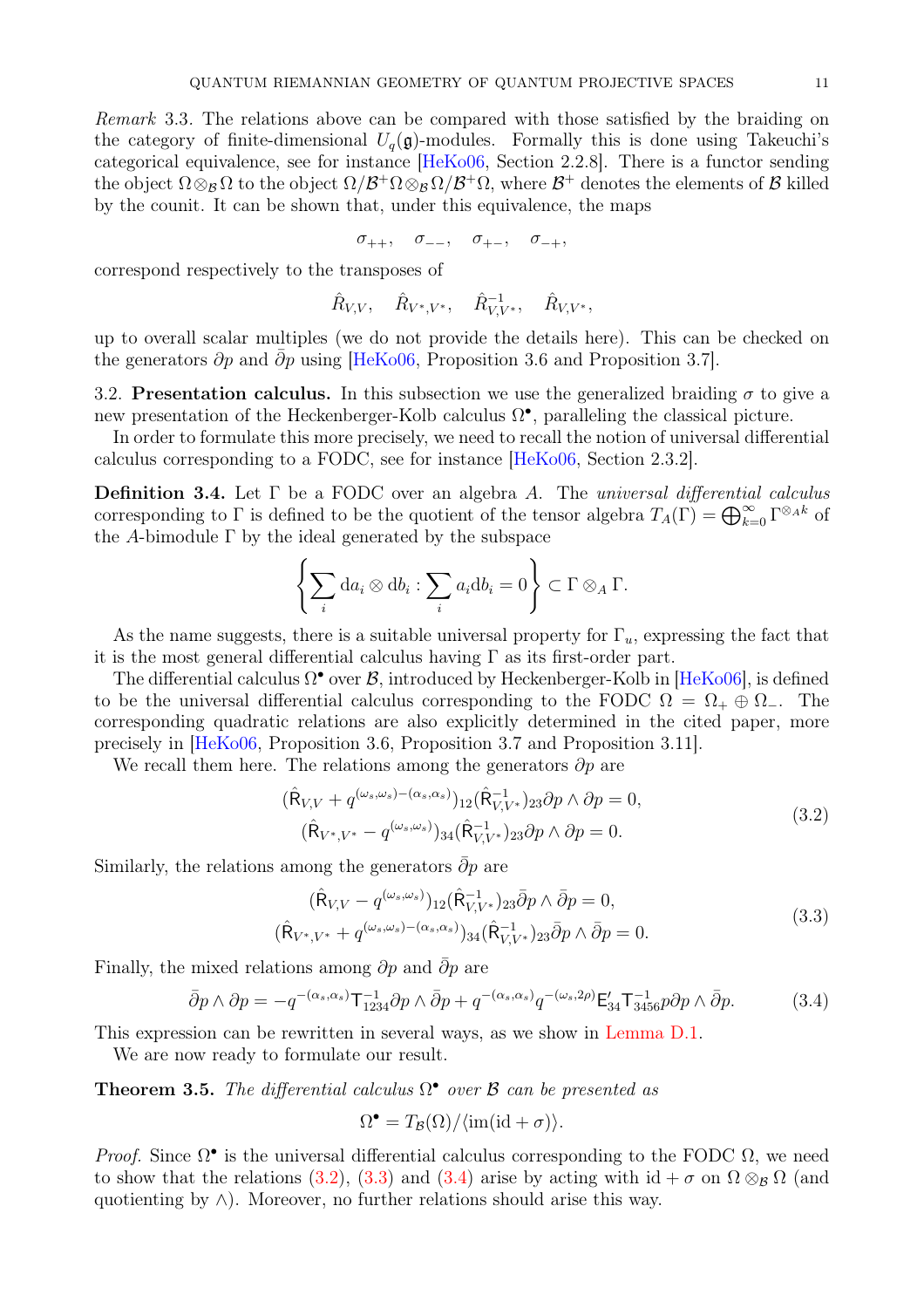*Remark* 3.3. The relations above can be compared with those satisfied by the braiding on the category of finite-dimensional $U_q(\mathfrak{g})$-modules. Formally this is done using Takeuchi's categorical equivalence, see for instance [HeKo06, Section 2.2.8]. There is a functor sending the object $\Omega \otimes_\mathcal{B} \Omega$ to the object $\Omega/\mathcal{B}^+\Omega \otimes_\mathcal{B} \Omega/\mathcal{B}^+\Omega$, where $\mathcal{B}^+$ denotes the elements of $\mathcal{B}$ killed by the counit. It can be shown that, under this equivalence, the maps

$$\sigma_{++}, \quad \sigma_{--}, \quad \sigma_{+-}, \quad \sigma_{-+},$$

correspond respectively to the transposes of

$$\hat{R}_{V,V}, \quad \hat{R}_{V^*,V^*}, \quad \hat{R}^{-1}_{V,V^*}, \quad \hat{R}_{V,V^*},$$

up to overall scalar multiples (we do not provide the details here). This can be checked on the generators $\partial p$ and $\bar{\partial} p$ using [HeKo06, Proposition 3.6 and Proposition 3.7].

3.2. **Presentation calculus.** In this subsection we use the generalized braiding $\sigma$ to give a new presentation of the Heckenberger-Kolb calculus $\Omega^\bullet$, paralleling the classical picture.

In order to formulate this more precisely, we need to recall the notion of universal differential calculus corresponding to a FODC, see for instance [HeKo06, Section 2.3.2].

**Definition 3.4.** Let $\Gamma$ be a FODC over an algebra $A$. The *universal differential calculus* corresponding to $\Gamma$ is defined to be the quotient of the tensor algebra $T_A(\Gamma) = \bigoplus_{k=0}^\infty \Gamma^{\otimes_A k}$ of the $A$-bimodule $\Gamma$ by the ideal generated by the subspace

$$\left\{ \sum_i \mathrm{d}a_i \otimes \mathrm{d}b_i : \sum_i a_i \mathrm{d}b_i = 0 \right\} \subset \Gamma \otimes_A \Gamma.$$

As the name suggests, there is a suitable universal property for $\Gamma_u$, expressing the fact that it is the most general differential calculus having $\Gamma$ as its first-order part.

The differential calculus $\Omega^\bullet$ over $\mathcal{B}$, introduced by Heckenberger-Kolb in [HeKo06], is defined to be the universal differential calculus corresponding to the FODC $\Omega = \Omega_+ \oplus \Omega_-$. The corresponding quadratic relations are also explicitly determined in the cited paper, more precisely in [HeKo06, Proposition 3.6, Proposition 3.7 and Proposition 3.11].

We recall them here. The relations among the generators $\partial p$ are

$$\begin{aligned} (\hat{\mathsf{R}}_{V,V} + q^{(\omega_s,\omega_s)-(\alpha_s,\alpha_s)})_{12} (\hat{\mathsf{R}}^{-1}_{V,V^*})_{23} \partial p \wedge \partial p = 0, \\ (\hat{\mathsf{R}}_{V^*,V^*} - q^{(\omega_s,\omega_s)})_{34} (\hat{\mathsf{R}}^{-1}_{V,V^*})_{23} \partial p \wedge \partial p = 0. \end{aligned} \tag{3.2}$$

Similarly, the relations among the generators $\bar{\partial} p$ are

$$\begin{aligned} (\hat{\mathsf{R}}_{V,V} - q^{(\omega_s,\omega_s)})_{12} (\hat{\mathsf{R}}^{-1}_{V,V^*})_{23} \bar{\partial} p \wedge \bar{\partial} p = 0, \\ (\hat{\mathsf{R}}_{V^*,V^*} + q^{(\omega_s,\omega_s)-(\alpha_s,\alpha_s)})_{34} (\hat{\mathsf{R}}^{-1}_{V,V^*})_{23} \bar{\partial} p \wedge \bar{\partial} p = 0. \end{aligned} \tag{3.3}$$

Finally, the mixed relations among $\partial p$ and $\bar{\partial} p$ are

$$\bar{\partial} p \wedge \partial p = -q^{-(\alpha_s,\alpha_s)} \mathsf{T}^{-1}_{1234} \partial p \wedge \bar{\partial} p + q^{-(\alpha_s,\alpha_s)} q^{-(\omega_s,2\rho)} \mathsf{E}'_{34} \mathsf{T}^{-1}_{3456} p \partial p \wedge \bar{\partial} p. \tag{3.4}$$

This expression can be rewritten in several ways, as we show in Lemma D.1.

We are now ready to formulate our result.

**Theorem 3.5.** *The differential calculus $\Omega^\bullet$ over $\mathcal{B}$ can be presented as*

$$\Omega^\bullet = T_\mathcal{B}(\Omega) / \langle \mathrm{im}(\mathrm{id} + \sigma) \rangle.$$

*Proof.* Since $\Omega^\bullet$ is the universal differential calculus corresponding to the FODC $\Omega$, we need to show that the relations (3.2), (3.3) and (3.4) arise by acting with $\mathrm{id} + \sigma$ on $\Omega \otimes_\mathcal{B} \Omega$ (and quotienting by $\wedge$). Moreover, no further relations should arise this way.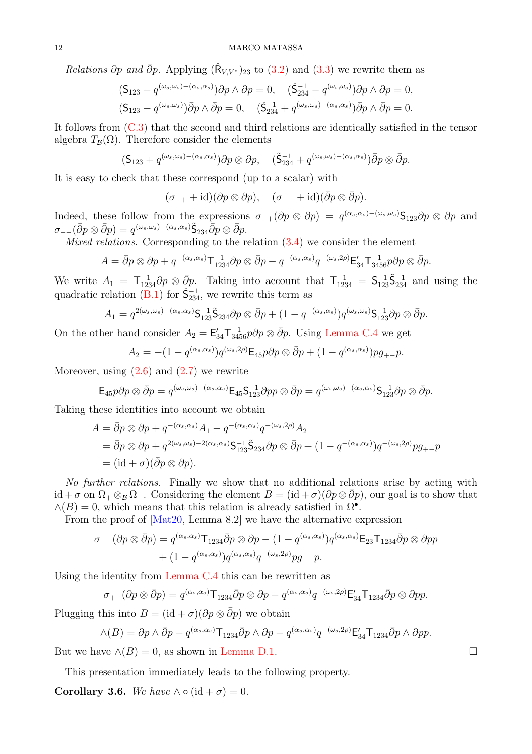*Relations $\partial p$ and $\bar{\partial} p$.* Applying $(\hat{\mathsf{R}}_{V,V^*})_{23}$ to (3.2) and (3.3) we rewrite them as

$$(\mathsf{S}_{123} + q^{(\omega_s,\omega_s)-(\alpha_s,\alpha_s)})\partial p \wedge \partial p = 0, \quad (\tilde{\mathsf{S}}_{234}^{-1} - q^{(\omega_s,\omega_s)})\partial p \wedge \partial p = 0,$$
$$(\mathsf{S}_{123} - q^{(\omega_s,\omega_s)})\bar{\partial} p \wedge \bar{\partial} p = 0, \quad (\tilde{\mathsf{S}}_{234}^{-1} + q^{(\omega_s,\omega_s)-(\alpha_s,\alpha_s)})\bar{\partial} p \wedge \bar{\partial} p = 0.$$

It follows from (C.3) that the second and third relations are identically satisfied in the tensor algebra $T_{\mathcal{B}}(\Omega)$. Therefore consider the elements

$$(\mathsf{S}_{123} + q^{(\omega_s,\omega_s)-(\alpha_s,\alpha_s)})\partial p \otimes \partial p, \quad (\tilde{\mathsf{S}}_{234}^{-1} + q^{(\omega_s,\omega_s)-(\alpha_s,\alpha_s)})\bar{\partial} p \otimes \bar{\partial} p.$$

It is easy to check that these correspond (up to a scalar) with

$$(\sigma_{++} + \mathrm{id})(\partial p \otimes \partial p), \quad (\sigma_{--} + \mathrm{id})(\bar{\partial} p \otimes \bar{\partial} p).$$

Indeed, these follow from the expressions $\sigma_{++}(\partial p \otimes \partial p) = q^{(\alpha_s,\alpha_s)-(\omega_s,\omega_s)}\mathsf{S}_{123}\partial p \otimes \partial p$ and $\sigma_{--}(\bar{\partial} p \otimes \bar{\partial} p) = q^{(\omega_s,\omega_s)-(\alpha_s,\alpha_s)}\tilde{\mathsf{S}}_{234}\bar{\partial} p \otimes \bar{\partial} p$.

*Mixed relations.* Corresponding to the relation (3.4) we consider the element

$$A = \bar{\partial} p \otimes \partial p + q^{-(\alpha_s,\alpha_s)}\mathsf{T}_{1234}^{-1}\partial p \otimes \bar{\partial} p - q^{-(\alpha_s,\alpha_s)}q^{-(\omega_s,2\rho)}\mathsf{E}'_{34}\mathsf{T}_{3456}^{-1}p\partial p \otimes \bar{\partial} p.$$

We write $A_1 = \mathsf{T}_{1234}^{-1}\partial p \otimes \bar{\partial} p$. Taking into account that $\mathsf{T}_{1234}^{-1} = \mathsf{S}_{123}^{-1}\tilde{\mathsf{S}}_{234}^{-1}$ and using the quadratic relation (B.1) for $\tilde{\mathsf{S}}_{234}^{-1}$, we rewrite this term as

$$A_1 = q^{2(\omega_s,\omega_s)-(\alpha_s,\alpha_s)}\mathsf{S}_{123}^{-1}\tilde{\mathsf{S}}_{234}\partial p \otimes \bar{\partial} p + (1 - q^{-(\alpha_s,\alpha_s)})q^{(\omega_s,\omega_s)}\mathsf{S}_{123}^{-1}\partial p \otimes \bar{\partial} p.$$

On the other hand consider $A_2 = \mathsf{E}'_{34}\mathsf{T}_{3456}^{-1}p\partial p \otimes \bar{\partial} p$. Using Lemma C.4 we get

$$A_2 = -(1 - q^{(\alpha_s,\alpha_s)})q^{(\omega_s,2\rho)}\mathsf{E}_{45}p\partial p \otimes \bar{\partial} p + (1 - q^{(\alpha_s,\alpha_s)})pg_{+-}p.$$

Moreover, using (2.6) and (2.7) we rewrite

$$\mathsf{E}_{45}p\partial p \otimes \bar{\partial} p = q^{(\omega_s,\omega_s)-(\alpha_s,\alpha_s)}\mathsf{E}_{45}\mathsf{S}_{123}^{-1}\partial pp \otimes \bar{\partial} p = q^{(\omega_s,\omega_s)-(\alpha_s,\alpha_s)}\mathsf{S}_{123}^{-1}\partial p \otimes \bar{\partial} p.$$

Taking these identities into account we obtain

$$\begin{aligned}
A &= \bar{\partial} p \otimes \partial p + q^{-(\alpha_s,\alpha_s)}A_1 - q^{-(\alpha_s,\alpha_s)}q^{-(\omega_s,2\rho)}A_2 \\
&= \bar{\partial} p \otimes \partial p + q^{2(\omega_s,\omega_s)-2(\alpha_s,\alpha_s)}\mathsf{S}_{123}^{-1}\tilde{\mathsf{S}}_{234}\partial p \otimes \bar{\partial} p + (1 - q^{-(\alpha_s,\alpha_s)})q^{-(\omega_s,2\rho)}pg_{+-}p \\
&= (\mathrm{id} + \sigma)(\bar{\partial} p \otimes \partial p).
\end{aligned}$$

*No further relations.* Finally we show that no additional relations arise by acting with $\mathrm{id} + \sigma$ on $\Omega_+ \otimes_{\mathcal{B}} \Omega_-$. Considering the element $B = (\mathrm{id} + \sigma)(\partial p \otimes \bar{\partial} p)$, our goal is to show that $\wedge(B) = 0$, which means that this relation is already satisfied in $\Omega^\bullet$.

From the proof of [Mat20, Lemma 8.2] we have the alternative expression

$$\begin{aligned}
\sigma_{+-}(\partial p \otimes \bar{\partial} p) = q^{(\alpha_s,\alpha_s)}\mathsf{T}_{1234}\bar{\partial} p \otimes \partial p &- (1 - q^{(\alpha_s,\alpha_s)})q^{(\alpha_s,\alpha_s)}\mathsf{E}_{23}\mathsf{T}_{1234}\bar{\partial} p \otimes \partial pp \\
&+ (1 - q^{(\alpha_s,\alpha_s)})q^{(\alpha_s,\alpha_s)}q^{-(\omega_s,2\rho)}pg_{-+}p.
\end{aligned}$$

Using the identity from Lemma C.4 this can be rewritten as

$$\sigma_{+-}(\partial p \otimes \bar{\partial} p) = q^{(\alpha_s,\alpha_s)}\mathsf{T}_{1234}\bar{\partial} p \otimes \partial p - q^{(\alpha_s,\alpha_s)}q^{-(\omega_s,2\rho)}\mathsf{E}'_{34}\mathsf{T}_{1234}\bar{\partial} p \otimes \partial pp.$$

Plugging this into $B = (\mathrm{id} + \sigma)(\partial p \otimes \bar{\partial} p)$ we obtain

$$\wedge(B) = \partial p \wedge \bar{\partial} p + q^{(\alpha_s,\alpha_s)}\mathsf{T}_{1234}\bar{\partial} p \wedge \partial p - q^{(\alpha_s,\alpha_s)}q^{-(\omega_s,2\rho)}\mathsf{E}'_{34}\mathsf{T}_{1234}\bar{\partial} p \wedge \partial pp.$$

But we have $\wedge(B) = 0$, as shown in Lemma D.1. □

This presentation immediately leads to the following property.

**Corollary 3.6.** *We have $\wedge \circ (\mathrm{id} + \sigma) = 0$.*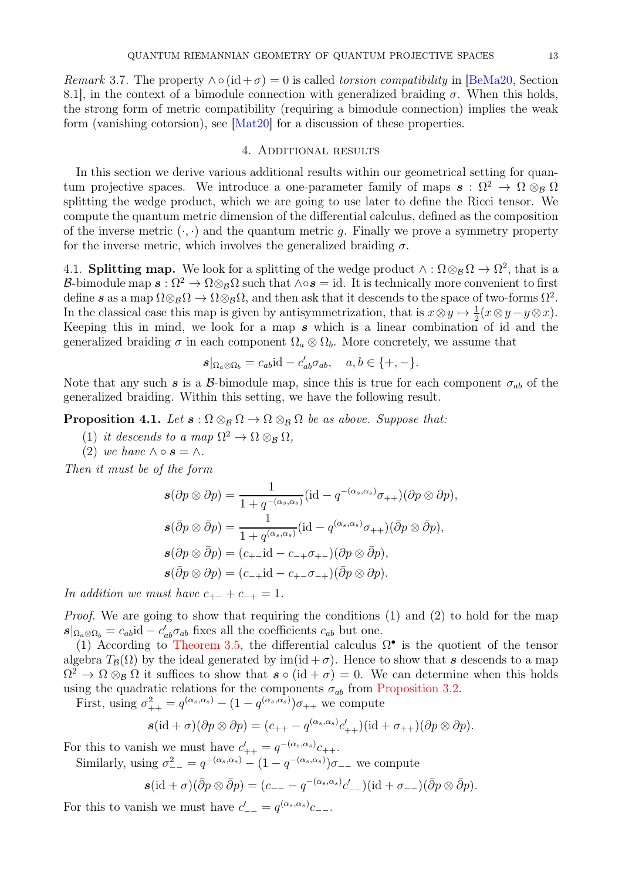*Remark* 3.7. The property $\wedge \circ (\mathrm{id} + \sigma) = 0$ is called *torsion compatibility* in [BeMa20, Section 8.1], in the context of a bimodule connection with generalized braiding $\sigma$. When this holds, the strong form of metric compatibility (requiring a bimodule connection) implies the weak form (vanishing cotorsion), see [Mat20] for a discussion of these properties.

## 4. Additional results

In this section we derive various additional results within our geometrical setting for quantum projective spaces. We introduce a one-parameter family of maps $\boldsymbol{s} : \Omega^2 \to \Omega \otimes_{\mathcal{B}} \Omega$ splitting the wedge product, which we are going to use later to define the Ricci tensor. We compute the quantum metric dimension of the differential calculus, defined as the composition of the inverse metric $(\cdot, \cdot)$ and the quantum metric $g$. Finally we prove a symmetry property for the inverse metric, which involves the generalized braiding $\sigma$.

### 4.1. Splitting map.

We look for a splitting of the wedge product $\wedge : \Omega \otimes_{\mathcal{B}} \Omega \to \Omega^2$, that is a $\mathcal{B}$-bimodule map $\boldsymbol{s} : \Omega^2 \to \Omega \otimes_{\mathcal{B}} \Omega$ such that $\wedge \circ \boldsymbol{s} = \mathrm{id}$. It is technically more convenient to first define $\boldsymbol{s}$ as a map $\Omega \otimes_{\mathcal{B}} \Omega \to \Omega \otimes_{\mathcal{B}} \Omega$, and then ask that it descends to the space of two-forms $\Omega^2$. In the classical case this map is given by antisymmetrization, that is $x \otimes y \mapsto \frac{1}{2}(x \otimes y - y \otimes x)$. Keeping this in mind, we look for a map $\boldsymbol{s}$ which is a linear combination of id and the generalized braiding $\sigma$ in each component $\Omega_a \otimes \Omega_b$. More concretely, we assume that

$$\boldsymbol{s}|_{\Omega_a \otimes \Omega_b} = c_{ab} \mathrm{id} - c'_{ab} \sigma_{ab}, \quad a, b \in \{+, -\}.$$

Note that any such $\boldsymbol{s}$ is a $\mathcal{B}$-bimodule map, since this is true for each component $\sigma_{ab}$ of the generalized braiding. Within this setting, we have the following result.

**Proposition 4.1.** *Let $\boldsymbol{s} : \Omega \otimes_{\mathcal{B}} \Omega \to \Omega \otimes_{\mathcal{B}} \Omega$ be as above. Suppose that:*

1. *it descends to a map $\Omega^2 \to \Omega \otimes_{\mathcal{B}} \Omega$,*
2. *we have $\wedge \circ \boldsymbol{s} = \wedge$.*

*Then it must be of the form*

$$\boldsymbol{s}(\partial p \otimes \partial p) = \frac{1}{1 + q^{-(\alpha_s, \alpha_s)}} (\mathrm{id} - q^{-(\alpha_s, \alpha_s)} \sigma_{++})(\partial p \otimes \partial p),$$

$$\boldsymbol{s}(\bar{\partial} p \otimes \bar{\partial} p) = \frac{1}{1 + q^{(\alpha_s, \alpha_s)}} (\mathrm{id} - q^{(\alpha_s, \alpha_s)} \sigma_{++})(\bar{\partial} p \otimes \bar{\partial} p),$$

$$\boldsymbol{s}(\partial p \otimes \bar{\partial} p) = (c_{+-} \mathrm{id} - c_{-+} \sigma_{+-})(\partial p \otimes \bar{\partial} p),$$

$$\boldsymbol{s}(\bar{\partial} p \otimes \partial p) = (c_{-+} \mathrm{id} - c_{+-} \sigma_{-+})(\bar{\partial} p \otimes \partial p).$$

*In addition we must have $c_{+-} + c_{-+} = 1$.*

*Proof.* We are going to show that requiring the conditions (1) and (2) to hold for the map $\boldsymbol{s}|_{\Omega_a \otimes \Omega_b} = c_{ab} \mathrm{id} - c'_{ab} \sigma_{ab}$ fixes all the coefficients $c_{ab}$ but one.

(1) According to Theorem 3.5, the differential calculus $\Omega^\bullet$ is the quotient of the tensor algebra $T_{\mathcal{B}}(\Omega)$ by the ideal generated by $\mathrm{im}(\mathrm{id} + \sigma)$. Hence to show that $\boldsymbol{s}$ descends to a map $\Omega^2 \to \Omega \otimes_{\mathcal{B}} \Omega$ it suffices to show that $\boldsymbol{s} \circ (\mathrm{id} + \sigma) = 0$. We can determine when this holds using the quadratic relations for the components $\sigma_{ab}$ from Proposition 3.2.

First, using $\sigma_{++}^2 = q^{(\alpha_s, \alpha_s)} - (1 - q^{(\alpha_s, \alpha_s)}) \sigma_{++}$ we compute

$$\boldsymbol{s}(\mathrm{id} + \sigma)(\partial p \otimes \partial p) = (c_{++} - q^{(\alpha_s, \alpha_s)} c'_{++})(\mathrm{id} + \sigma_{++})(\partial p \otimes \partial p).$$

For this to vanish we must have $c'_{++} = q^{-(\alpha_s, \alpha_s)} c_{++}$.

Similarly, using $\sigma_{--}^2 = q^{-(\alpha_s, \alpha_s)} - (1 - q^{-(\alpha_s, \alpha_s)}) \sigma_{--}$ we compute

$$\boldsymbol{s}(\mathrm{id} + \sigma)(\bar{\partial} p \otimes \bar{\partial} p) = (c_{--} - q^{-(\alpha_s, \alpha_s)} c'_{--})(\mathrm{id} + \sigma_{--})(\bar{\partial} p \otimes \bar{\partial} p).$$

For this to vanish we must have $c'_{--} = q^{(\alpha_s, \alpha_s)} c_{--}$.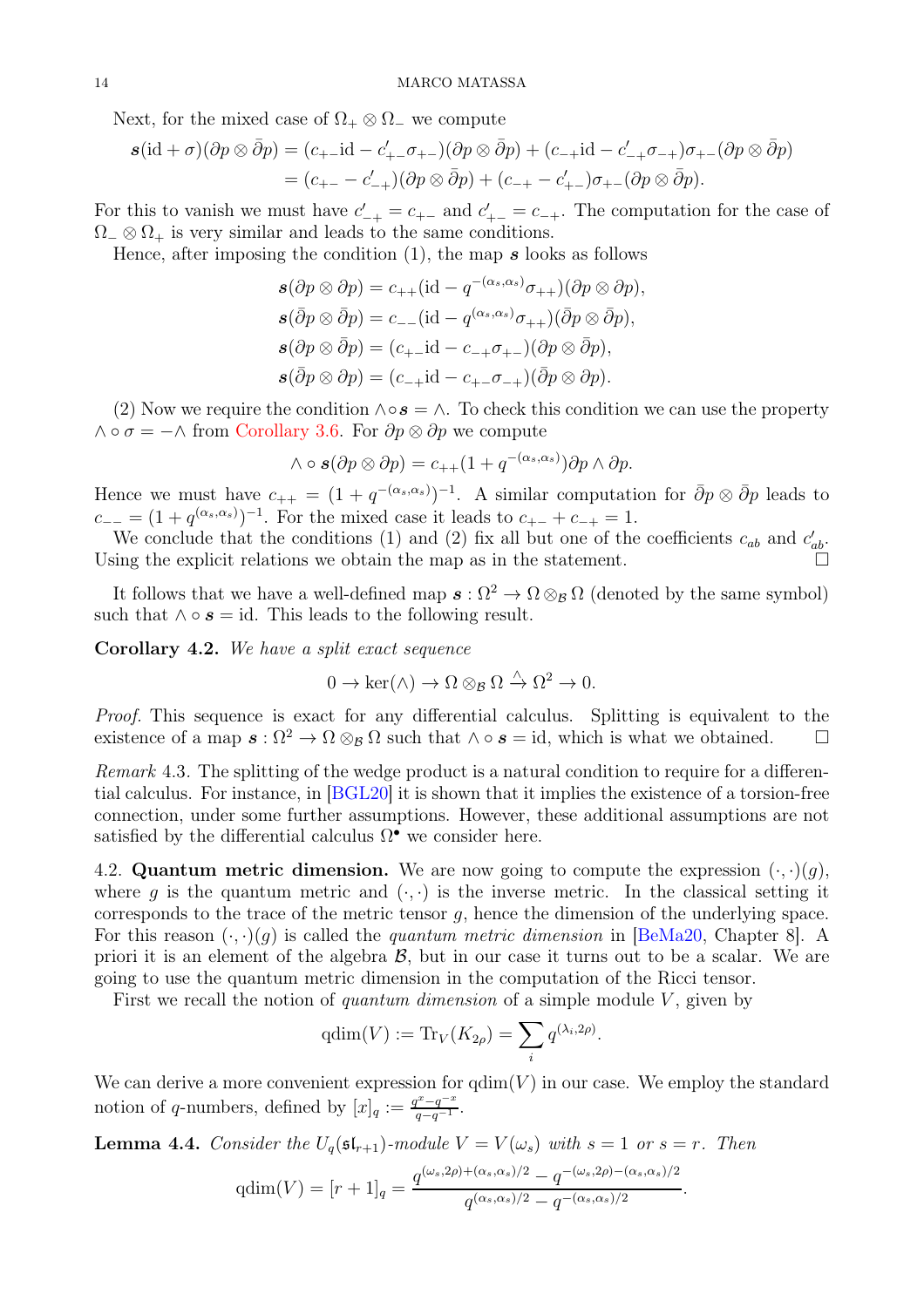Next, for the mixed case of $\Omega_+ \otimes \Omega_-$ we compute

$$\begin{aligned}
\boldsymbol{s}(\mathrm{id} + \sigma)(\partial p \otimes \bar{\partial} p) &= (c_{+-}\mathrm{id} - c'_{+-}\sigma_{+-})(\partial p \otimes \bar{\partial} p) + (c_{-+}\mathrm{id} - c'_{-+}\sigma_{-+})\sigma_{+-}(\partial p \otimes \bar{\partial} p) \\
&= (c_{+-} - c'_{-+})(\partial p \otimes \bar{\partial} p) + (c_{-+} - c'_{+-})\sigma_{+-}(\partial p \otimes \bar{\partial} p).
\end{aligned}$$

For this to vanish we must have $c'_{-+} = c_{+-}$ and $c'_{+-} = c_{-+}$. The computation for the case of $\Omega_- \otimes \Omega_+$ is very similar and leads to the same conditions.

Hence, after imposing the condition (1), the map $\boldsymbol{s}$ looks as follows

$$\begin{aligned}
\boldsymbol{s}(\partial p \otimes \partial p) &= c_{++}(\mathrm{id} - q^{-(\alpha_s,\alpha_s)}\sigma_{++})(\partial p \otimes \partial p), \\
\boldsymbol{s}(\bar{\partial} p \otimes \bar{\partial} p) &= c_{--}(\mathrm{id} - q^{(\alpha_s,\alpha_s)}\sigma_{++})(\bar{\partial} p \otimes \bar{\partial} p), \\
\boldsymbol{s}(\partial p \otimes \bar{\partial} p) &= (c_{+-}\mathrm{id} - c_{-+}\sigma_{+-})(\partial p \otimes \bar{\partial} p), \\
\boldsymbol{s}(\bar{\partial} p \otimes \partial p) &= (c_{-+}\mathrm{id} - c_{+-}\sigma_{-+})(\bar{\partial} p \otimes \partial p).
\end{aligned}$$

(2) Now we require the condition $\wedge \circ \boldsymbol{s} = \wedge$. To check this condition we can use the property $\wedge \circ \sigma = -\wedge$ from Corollary 3.6. For $\partial p \otimes \partial p$ we compute

$$\wedge \circ \boldsymbol{s}(\partial p \otimes \partial p) = c_{++}(1 + q^{-(\alpha_s,\alpha_s)})\partial p \wedge \partial p.$$

Hence we must have $c_{++} = (1 + q^{-(\alpha_s,\alpha_s)})^{-1}$. A similar computation for $\bar{\partial} p \otimes \bar{\partial} p$ leads to $c_{--} = (1 + q^{(\alpha_s,\alpha_s)})^{-1}$. For the mixed case it leads to $c_{+-} + c_{-+} = 1$.

We conclude that the conditions (1) and (2) fix all but one of the coefficients $c_{ab}$ and $c'_{ab}$. Using the explicit relations we obtain the map as in the statement. $\square$

It follows that we have a well-defined map $\boldsymbol{s} : \Omega^2 \to \Omega \otimes_{\mathcal{B}} \Omega$ (denoted by the same symbol) such that $\wedge \circ \boldsymbol{s} = \mathrm{id}$. This leads to the following result.

**Corollary 4.2.** *We have a split exact sequence*

$$0 \to \ker(\wedge) \to \Omega \otimes_{\mathcal{B}} \Omega \xrightarrow{\wedge} \Omega^2 \to 0.$$

*Proof.* This sequence is exact for any differential calculus. Splitting is equivalent to the existence of a map $\boldsymbol{s} : \Omega^2 \to \Omega \otimes_{\mathcal{B}} \Omega$ such that $\wedge \circ \boldsymbol{s} = \mathrm{id}$, which is what we obtained. $\square$

*Remark* 4.3. The splitting of the wedge product is a natural condition to require for a differential calculus. For instance, in [BGL20] it is shown that it implies the existence of a torsion-free connection, under some further assumptions. However, these additional assumptions are not satisfied by the differential calculus $\Omega^\bullet$ we consider here.

## 4.2. Quantum metric dimension.

We are now going to compute the expression $(\cdot,\cdot)(g)$, where $g$ is the quantum metric and $(\cdot,\cdot)$ is the inverse metric. In the classical setting it corresponds to the trace of the metric tensor $g$, hence the dimension of the underlying space. For this reason $(\cdot,\cdot)(g)$ is called the *quantum metric dimension* in [BeMa20, Chapter 8]. A priori it is an element of the algebra $\mathcal{B}$, but in our case it turns out to be a scalar. We are going to use the quantum metric dimension in the computation of the Ricci tensor.

First we recall the notion of *quantum dimension* of a simple module $V$, given by

$$\mathrm{qdim}(V) := \mathrm{Tr}_V(K_{2\rho}) = \sum_i q^{(\lambda_i, 2\rho)}.$$

We can derive a more convenient expression for $\mathrm{qdim}(V)$ in our case. We employ the standard notion of $q$-numbers, defined by $[x]_q := \frac{q^x - q^{-x}}{q - q^{-1}}$.

**Lemma 4.4.** *Consider the $U_q(\mathfrak{sl}_{r+1})$-module $V = V(\omega_s)$ with $s = 1$ or $s = r$. Then*

$$\mathrm{qdim}(V) = [r+1]_q = \frac{q^{(\omega_s,2\rho)+(\alpha_s,\alpha_s)/2} - q^{-(\omega_s,2\rho)-(\alpha_s,\alpha_s)/2}}{q^{(\alpha_s,\alpha_s)/2} - q^{-(\alpha_s,\alpha_s)/2}}.$$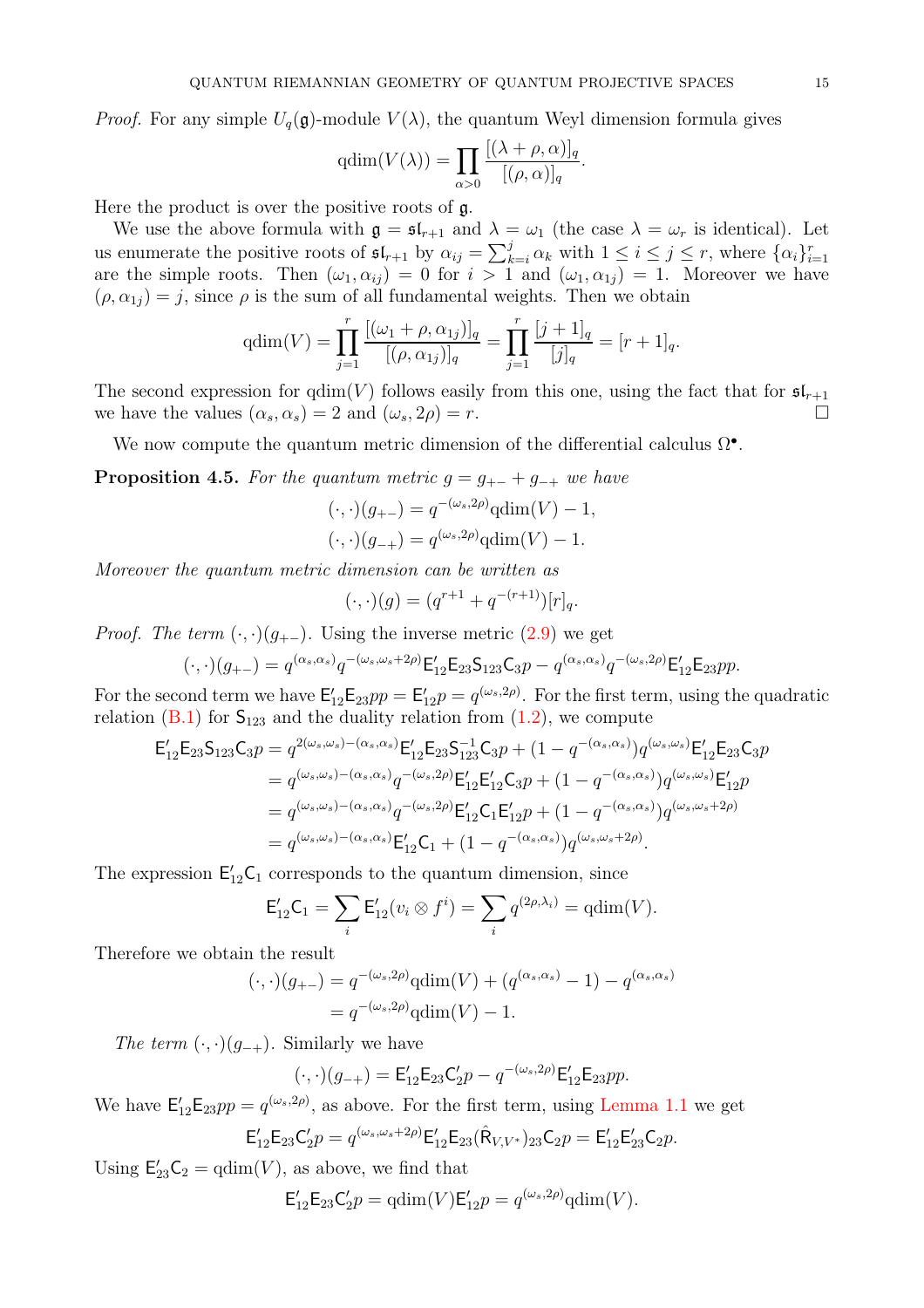*Proof.* For any simple $U_q(\mathfrak{g})$-module $V(\lambda)$, the quantum Weyl dimension formula gives

$$\mathrm{qdim}(V(\lambda)) = \prod_{\alpha>0} \frac{[(\lambda+\rho,\alpha)]_q}{[(\rho,\alpha)]_q}.$$

Here the product is over the positive roots of $\mathfrak{g}$.

We use the above formula with $\mathfrak{g} = \mathfrak{sl}_{r+1}$ and $\lambda = \omega_1$ (the case $\lambda = \omega_r$ is identical). Let us enumerate the positive roots of $\mathfrak{sl}_{r+1}$ by $\alpha_{ij} = \sum_{k=i}^{j} \alpha_k$ with $1 \leq i \leq j \leq r$, where $\{\alpha_i\}_{i=1}^r$ are the simple roots. Then $(\omega_1, \alpha_{ij}) = 0$ for $i > 1$ and $(\omega_1, \alpha_{1j}) = 1$. Moreover we have $(\rho, \alpha_{1j}) = j$, since $\rho$ is the sum of all fundamental weights. Then we obtain

$$\mathrm{qdim}(V) = \prod_{j=1}^{r} \frac{[(\omega_1+\rho,\alpha_{1j})]_q}{[(\rho,\alpha_{1j})]_q} = \prod_{j=1}^{r} \frac{[j+1]_q}{[j]_q} = [r+1]_q.$$

The second expression for $\mathrm{qdim}(V)$ follows easily from this one, using the fact that for $\mathfrak{sl}_{r+1}$ we have the values $(\alpha_s, \alpha_s) = 2$ and $(\omega_s, 2\rho) = r$. □

We now compute the quantum metric dimension of the differential calculus $\Omega^\bullet$.

**Proposition 4.5.** *For the quantum metric $g = g_{+-} + g_{-+}$ we have*

$$(\cdot,\cdot)(g_{+-}) = q^{-(\omega_s,2\rho)}\mathrm{qdim}(V) - 1,$$
$$(\cdot,\cdot)(g_{-+}) = q^{(\omega_s,2\rho)}\mathrm{qdim}(V) - 1.$$

*Moreover the quantum metric dimension can be written as*

$$(\cdot,\cdot)(g) = (q^{r+1} + q^{-(r+1)})[r]_q.$$

*Proof. The term $(\cdot,\cdot)(g_{+-})$.* Using the inverse metric (2.9) we get

$$(\cdot,\cdot)(g_{+-}) = q^{(\alpha_s,\alpha_s)} q^{-(\omega_s,\omega_s+2\rho)} \mathsf{E}'_{12}\mathsf{E}_{23}\mathsf{S}_{123}\mathsf{C}_3 p - q^{(\alpha_s,\alpha_s)} q^{-(\omega_s,2\rho)} \mathsf{E}'_{12}\mathsf{E}_{23} pp.$$

For the second term we have $\mathsf{E}'_{12}\mathsf{E}_{23}pp = \mathsf{E}'_{12}p = q^{(\omega_s,2\rho)}$. For the first term, using the quadratic relation (B.1) for $\mathsf{S}_{123}$ and the duality relation from (1.2), we compute

$$\begin{aligned}
\mathsf{E}'_{12}\mathsf{E}_{23}\mathsf{S}_{123}\mathsf{C}_3 p &= q^{2(\omega_s,\omega_s)-(\alpha_s,\alpha_s)} \mathsf{E}'_{12}\mathsf{E}_{23}\mathsf{S}^{-1}_{123}\mathsf{C}_3 p + (1-q^{-(\alpha_s,\alpha_s)}) q^{(\omega_s,\omega_s)} \mathsf{E}'_{12}\mathsf{E}_{23}\mathsf{C}_3 p \\
&= q^{(\omega_s,\omega_s)-(\alpha_s,\alpha_s)} q^{-(\omega_s,2\rho)} \mathsf{E}'_{12}\mathsf{E}'_{12}\mathsf{C}_3 p + (1-q^{-(\alpha_s,\alpha_s)}) q^{(\omega_s,\omega_s)} \mathsf{E}'_{12} p \\
&= q^{(\omega_s,\omega_s)-(\alpha_s,\alpha_s)} q^{-(\omega_s,2\rho)} \mathsf{E}'_{12}\mathsf{C}_1\mathsf{E}'_{12} p + (1-q^{-(\alpha_s,\alpha_s)}) q^{(\omega_s,\omega_s+2\rho)} \\
&= q^{(\omega_s,\omega_s)-(\alpha_s,\alpha_s)} \mathsf{E}'_{12}\mathsf{C}_1 + (1-q^{-(\alpha_s,\alpha_s)}) q^{(\omega_s,\omega_s+2\rho)}.
\end{aligned}$$

The expression $\mathsf{E}'_{12}\mathsf{C}_1$ corresponds to the quantum dimension, since

$$\mathsf{E}'_{12}\mathsf{C}_1 = \sum_i \mathsf{E}'_{12}(v_i \otimes f^i) = \sum_i q^{(2\rho,\lambda_i)} = \mathrm{qdim}(V).$$

Therefore we obtain the result

$$\begin{aligned}
(\cdot,\cdot)(g_{+-}) &= q^{-(\omega_s,2\rho)}\mathrm{qdim}(V) + (q^{(\alpha_s,\alpha_s)} - 1) - q^{(\alpha_s,\alpha_s)} \\
&= q^{-(\omega_s,2\rho)}\mathrm{qdim}(V) - 1.
\end{aligned}$$

*The term $(\cdot,\cdot)(g_{-+})$.* Similarly we have

$$(\cdot,\cdot)(g_{-+}) = \mathsf{E}'_{12}\mathsf{E}_{23}\mathsf{C}'_2 p - q^{-(\omega_s,2\rho)}\mathsf{E}'_{12}\mathsf{E}_{23} pp.$$

We have $\mathsf{E}'_{12}\mathsf{E}_{23}pp = q^{(\omega_s,2\rho)}$, as above. For the first term, using Lemma 1.1 we get

$$\mathsf{E}'_{12}\mathsf{E}_{23}\mathsf{C}'_2 p = q^{(\omega_s,\omega_s+2\rho)} \mathsf{E}'_{12}\mathsf{E}_{23}(\hat{\mathsf{R}}_{V,V^*})_{23}\mathsf{C}_2 p = \mathsf{E}'_{12}\mathsf{E}'_{23}\mathsf{C}_2 p.$$

Using $\mathsf{E}'_{23}\mathsf{C}_2 = \mathrm{qdim}(V)$, as above, we find that

$$\mathsf{E}'_{12}\mathsf{E}_{23}\mathsf{C}'_2 p = \mathrm{qdim}(V)\mathsf{E}'_{12} p = q^{(\omega_s,2\rho)}\mathrm{qdim}(V).$$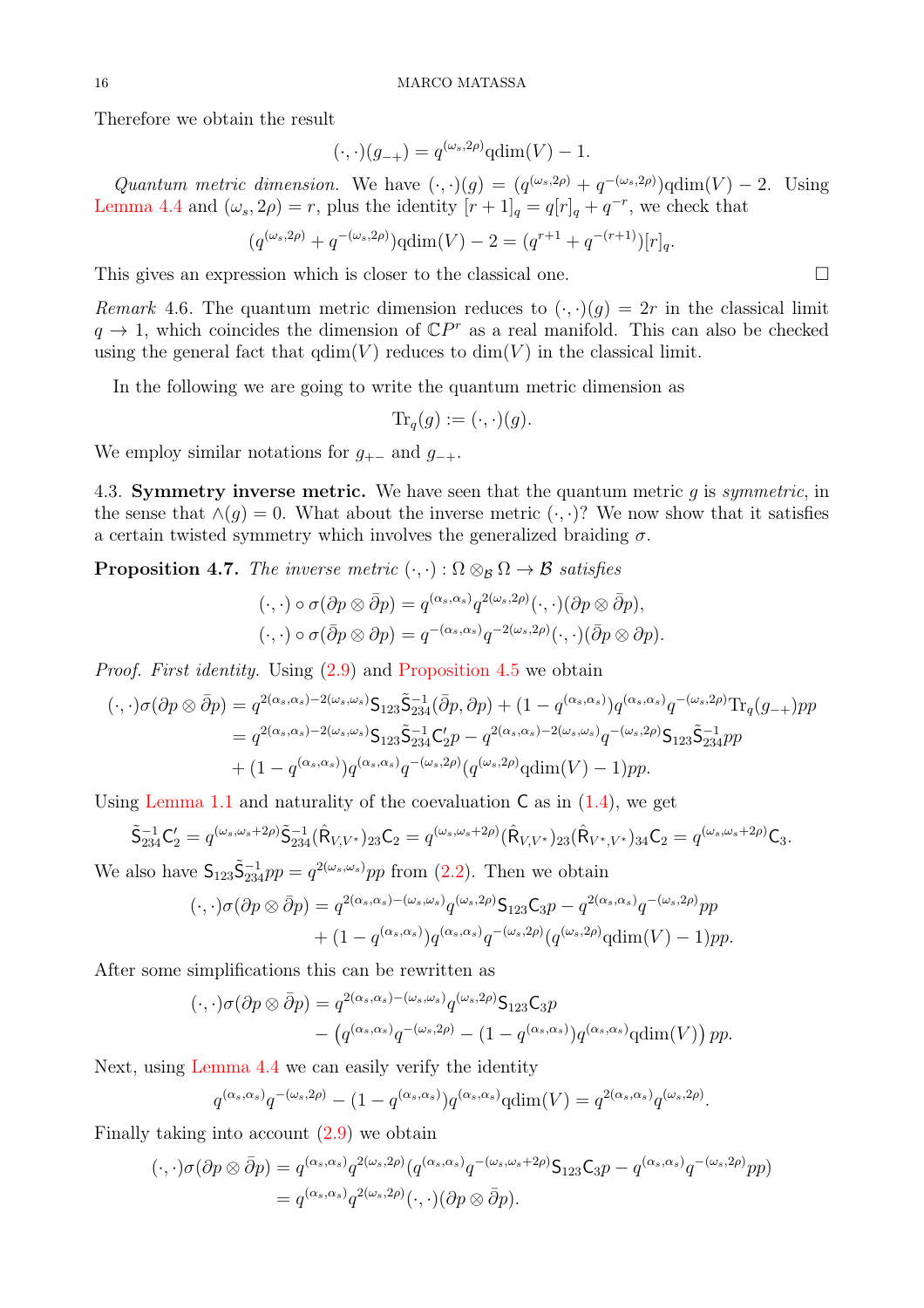Therefore we obtain the result

$$(\cdot,\cdot)(g_{-+}) = q^{(\omega_s,2\rho)}\mathrm{qdim}(V) - 1.$$

*Quantum metric dimension.* We have $(\cdot,\cdot)(g) = (q^{(\omega_s,2\rho)} + q^{-(\omega_s,2\rho)})\mathrm{qdim}(V) - 2$. Using Lemma 4.4 and $(\omega_s, 2\rho) = r$, plus the identity $[r+1]_q = q[r]_q + q^{-r}$, we check that

$$(q^{(\omega_s,2\rho)} + q^{-(\omega_s,2\rho)})\mathrm{qdim}(V) - 2 = (q^{r+1} + q^{-(r+1)})[r]_q.$$

This gives an expression which is closer to the classical one. □

*Remark* 4.6. The quantum metric dimension reduces to $(\cdot,\cdot)(g) = 2r$ in the classical limit $q \to 1$, which coincides the dimension of $\mathbb{C}P^r$ as a real manifold. This can also be checked using the general fact that $\mathrm{qdim}(V)$ reduces to $\dim(V)$ in the classical limit.

In the following we are going to write the quantum metric dimension as

$$\mathrm{Tr}_q(g) := (\cdot,\cdot)(g).$$

We employ similar notations for $g_{+-}$ and $g_{-+}$.

4.3. **Symmetry inverse metric.** We have seen that the quantum metric $g$ is *symmetric*, in the sense that $\wedge(g) = 0$. What about the inverse metric $(\cdot,\cdot)$? We now show that it satisfies a certain twisted symmetry which involves the generalized braiding $\sigma$.

**Proposition 4.7.** *The inverse metric* $(\cdot,\cdot) : \Omega \otimes_{\mathcal{B}} \Omega \to \mathcal{B}$ *satisfies*

$$(\cdot,\cdot) \circ \sigma(\partial p \otimes \bar{\partial} p) = q^{(\alpha_s,\alpha_s)} q^{2(\omega_s,2\rho)} (\cdot,\cdot)(\partial p \otimes \bar{\partial} p),$$
$$(\cdot,\cdot) \circ \sigma(\bar{\partial} p \otimes \partial p) = q^{-(\alpha_s,\alpha_s)} q^{-2(\omega_s,2\rho)} (\cdot,\cdot)(\bar{\partial} p \otimes \partial p).$$

*Proof. First identity.* Using (2.9) and Proposition 4.5 we obtain

$$\begin{aligned}
(\cdot,\cdot)\sigma(\partial p \otimes \bar{\partial} p) &= q^{2(\alpha_s,\alpha_s)-2(\omega_s,\omega_s)} \mathsf{S}_{123} \tilde{\mathsf{S}}_{234}^{-1} (\bar{\partial} p, \partial p) + (1 - q^{(\alpha_s,\alpha_s)}) q^{(\alpha_s,\alpha_s)} q^{-(\omega_s,2\rho)} \mathrm{Tr}_q(g_{-+}) pp \\
&= q^{2(\alpha_s,\alpha_s)-2(\omega_s,\omega_s)} \mathsf{S}_{123} \tilde{\mathsf{S}}_{234}^{-1} \mathsf{C}'_2 p - q^{2(\alpha_s,\alpha_s)-2(\omega_s,\omega_s)} q^{-(\omega_s,2\rho)} \mathsf{S}_{123} \tilde{\mathsf{S}}_{234}^{-1} pp \\
&\quad + (1 - q^{(\alpha_s,\alpha_s)}) q^{(\alpha_s,\alpha_s)} q^{-(\omega_s,2\rho)} (q^{(\omega_s,2\rho)} \mathrm{qdim}(V) - 1) pp.
\end{aligned}$$

Using Lemma 1.1 and naturality of the coevaluation $\mathsf{C}$ as in (1.4), we get

$$\tilde{\mathsf{S}}_{234}^{-1} \mathsf{C}'_2 = q^{(\omega_s,\omega_s+2\rho)} \tilde{\mathsf{S}}_{234}^{-1} (\hat{\mathsf{R}}_{V,V^*})_{23} \mathsf{C}_2 = q^{(\omega_s,\omega_s+2\rho)} (\hat{\mathsf{R}}_{V,V^*})_{23} (\hat{\mathsf{R}}_{V^*,V^*})_{34} \mathsf{C}_2 = q^{(\omega_s,\omega_s+2\rho)} \mathsf{C}_3.$$

We also have $\mathsf{S}_{123} \tilde{\mathsf{S}}_{234}^{-1} pp = q^{2(\omega_s,\omega_s)} pp$ from (2.2). Then we obtain

$$\begin{aligned}
(\cdot,\cdot)\sigma(\partial p \otimes \bar{\partial} p) &= q^{2(\alpha_s,\alpha_s)-(\omega_s,\omega_s)} q^{(\omega_s,2\rho)} \mathsf{S}_{123} \mathsf{C}_3 p - q^{2(\alpha_s,\alpha_s)} q^{-(\omega_s,2\rho)} pp \\
&\quad + (1 - q^{(\alpha_s,\alpha_s)}) q^{(\alpha_s,\alpha_s)} q^{-(\omega_s,2\rho)} (q^{(\omega_s,2\rho)} \mathrm{qdim}(V) - 1) pp.
\end{aligned}$$

After some simplifications this can be rewritten as

$$\begin{aligned}
(\cdot,\cdot)\sigma(\partial p \otimes \bar{\partial} p) &= q^{2(\alpha_s,\alpha_s)-(\omega_s,\omega_s)} q^{(\omega_s,2\rho)} \mathsf{S}_{123} \mathsf{C}_3 p \\
&\quad - \left( q^{(\alpha_s,\alpha_s)} q^{-(\omega_s,2\rho)} - (1 - q^{(\alpha_s,\alpha_s)}) q^{(\alpha_s,\alpha_s)} \mathrm{qdim}(V) \right) pp.
\end{aligned}$$

Next, using Lemma 4.4 we can easily verify the identity

$$q^{(\alpha_s,\alpha_s)} q^{-(\omega_s,2\rho)} - (1 - q^{(\alpha_s,\alpha_s)}) q^{(\alpha_s,\alpha_s)} \mathrm{qdim}(V) = q^{2(\alpha_s,\alpha_s)} q^{(\omega_s,2\rho)}.$$

Finally taking into account (2.9) we obtain

$$\begin{aligned}
(\cdot,\cdot)\sigma(\partial p \otimes \bar{\partial} p) &= q^{(\alpha_s,\alpha_s)} q^{2(\omega_s,2\rho)} (q^{(\alpha_s,\alpha_s)} q^{-(\omega_s,\omega_s+2\rho)} \mathsf{S}_{123} \mathsf{C}_3 p - q^{(\alpha_s,\alpha_s)} q^{-(\omega_s,2\rho)} pp) \\
&= q^{(\alpha_s,\alpha_s)} q^{2(\omega_s,2\rho)} (\cdot,\cdot)(\partial p \otimes \bar{\partial} p).
\end{aligned}$$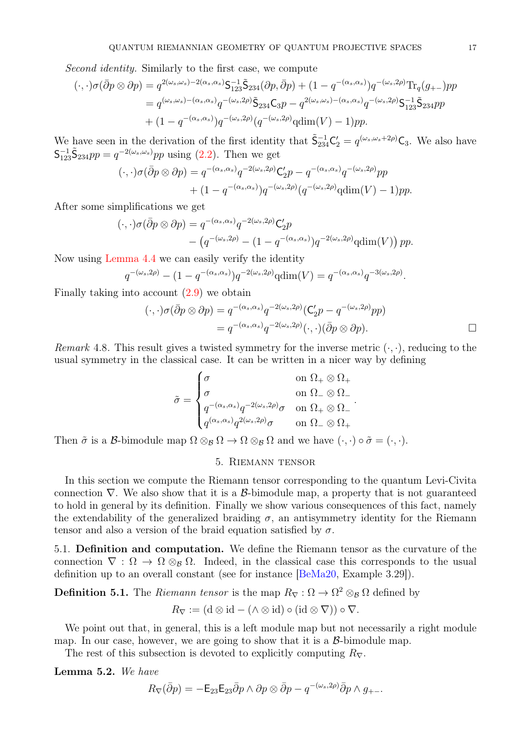*Second identity.* Similarly to the first case, we compute

$$
\begin{aligned}
(\cdot,\cdot)\sigma(\bar\partial p\otimes\partial p) &= q^{2(\omega_s,\omega_s)-2(\alpha_s,\alpha_s)}\mathsf{S}_{123}^{-1}\tilde{\mathsf{S}}_{234}(\partial p,\bar\partial p) + (1-q^{-(\alpha_s,\alpha_s)})q^{-(\omega_s,2\rho)}\mathrm{Tr}_q(g_{+-})pp \\
&= q^{(\omega_s,\omega_s)-(\alpha_s,\alpha_s)}q^{-(\omega_s,2\rho)}\tilde{\mathsf{S}}_{234}\mathsf{C}_3 p - q^{2(\omega_s,\omega_s)-(\alpha_s,\alpha_s)}q^{-(\omega_s,2\rho)}\mathsf{S}_{123}^{-1}\tilde{\mathsf{S}}_{234}pp \\
&\quad + (1-q^{-(\alpha_s,\alpha_s)})q^{-(\omega_s,2\rho)}(q^{-(\omega_s,2\rho)}\mathrm{qdim}(V)-1)pp.
\end{aligned}
$$

We have seen in the derivation of the first identity that $\tilde{\mathsf{S}}_{234}^{-1}\mathsf{C}'_2 = q^{(\omega_s,\omega_s+2\rho)}\mathsf{C}_3$. We also have $\mathsf{S}_{123}^{-1}\tilde{\mathsf{S}}_{234}pp = q^{-2(\omega_s,\omega_s)}pp$ using (2.2). Then we get

$$
\begin{aligned}
(\cdot,\cdot)\sigma(\bar\partial p\otimes\partial p) &= q^{-(\alpha_s,\alpha_s)}q^{-2(\omega_s,2\rho)}\mathsf{C}'_2 p - q^{-(\alpha_s,\alpha_s)}q^{-(\omega_s,2\rho)}pp \\
&\quad + (1-q^{-(\alpha_s,\alpha_s)})q^{-(\omega_s,2\rho)}(q^{-(\omega_s,2\rho)}\mathrm{qdim}(V)-1)pp.
\end{aligned}
$$

After some simplifications we get

$$
\begin{aligned}
(\cdot,\cdot)\sigma(\bar\partial p\otimes\partial p) &= q^{-(\alpha_s,\alpha_s)}q^{-2(\omega_s,2\rho)}\mathsf{C}'_2 p \\
&\quad - \left(q^{-(\omega_s,2\rho)} - (1-q^{-(\alpha_s,\alpha_s)})q^{-2(\omega_s,2\rho)}\mathrm{qdim}(V)\right)pp.
\end{aligned}
$$

Now using Lemma 4.4 we can easily verify the identity

$$
q^{-(\omega_s,2\rho)} - (1-q^{-(\alpha_s,\alpha_s)})q^{-2(\omega_s,2\rho)}\mathrm{qdim}(V) = q^{-(\alpha_s,\alpha_s)}q^{-3(\omega_s,2\rho)}.
$$

Finally taking into account (2.9) we obtain

$$
\begin{aligned}
(\cdot,\cdot)\sigma(\bar\partial p\otimes\partial p) &= q^{-(\alpha_s,\alpha_s)}q^{-2(\omega_s,2\rho)}(\mathsf{C}'_2 p - q^{-(\omega_s,2\rho)}pp) \\
&= q^{-(\alpha_s,\alpha_s)}q^{-2(\omega_s,2\rho)}(\cdot,\cdot)(\bar\partial p\otimes\partial p).
\end{aligned}
$$

□

*Remark* 4.8. This result gives a twisted symmetry for the inverse metric $(\cdot,\cdot)$, reducing to the usual symmetry in the classical case. It can be written in a nicer way by defining

$$
\tilde\sigma = \begin{cases} \sigma & \text{on } \Omega_+\otimes\Omega_+ \\ \sigma & \text{on } \Omega_-\otimes\Omega_- \\ q^{-(\alpha_s,\alpha_s)}q^{-2(\omega_s,2\rho)}\sigma & \text{on } \Omega_+\otimes\Omega_- \\ q^{(\alpha_s,\alpha_s)}q^{2(\omega_s,2\rho)}\sigma & \text{on } \Omega_-\otimes\Omega_+ \end{cases}.
$$

Then $\tilde\sigma$ is a $\mathcal{B}$-bimodule map $\Omega\otimes_{\mathcal{B}}\Omega\to\Omega\otimes_{\mathcal{B}}\Omega$ and we have $(\cdot,\cdot)\circ\tilde\sigma = (\cdot,\cdot)$.

## 5. Riemann tensor

In this section we compute the Riemann tensor corresponding to the quantum Levi-Civita connection $\nabla$. We also show that it is a $\mathcal{B}$-bimodule map, a property that is not guaranteed to hold in general by its definition. Finally we show various consequences of this fact, namely the extendability of the generalized braiding $\sigma$, an antisymmetry identity for the Riemann tensor and also a version of the braid equation satisfied by $\sigma$.

### 5.1. Definition and computation.

We define the Riemann tensor as the curvature of the connection $\nabla:\Omega\to\Omega\otimes_{\mathcal{B}}\Omega$. Indeed, in the classical case this corresponds to the usual definition up to an overall constant (see for instance [BeMa20, Example 3.29]).

**Definition 5.1.** The *Riemann tensor* is the map $R_\nabla:\Omega\to\Omega^2\otimes_{\mathcal{B}}\Omega$ defined by

$$
R_\nabla := (\mathrm{d}\otimes\mathrm{id} - (\wedge\otimes\mathrm{id})\circ(\mathrm{id}\otimes\nabla))\circ\nabla.
$$

We point out that, in general, this is a left module map but not necessarily a right module map. In our case, however, we are going to show that it is a $\mathcal{B}$-bimodule map.

The rest of this subsection is devoted to explicitly computing $R_\nabla$.

**Lemma 5.2.** *We have*

$$
R_\nabla(\bar\partial p) = -\mathsf{E}_{23}\mathsf{E}_{23}\bar\partial p\wedge\partial p\otimes\bar\partial p - q^{-(\omega_s,2\rho)}\bar\partial p\wedge g_{+-}.
$$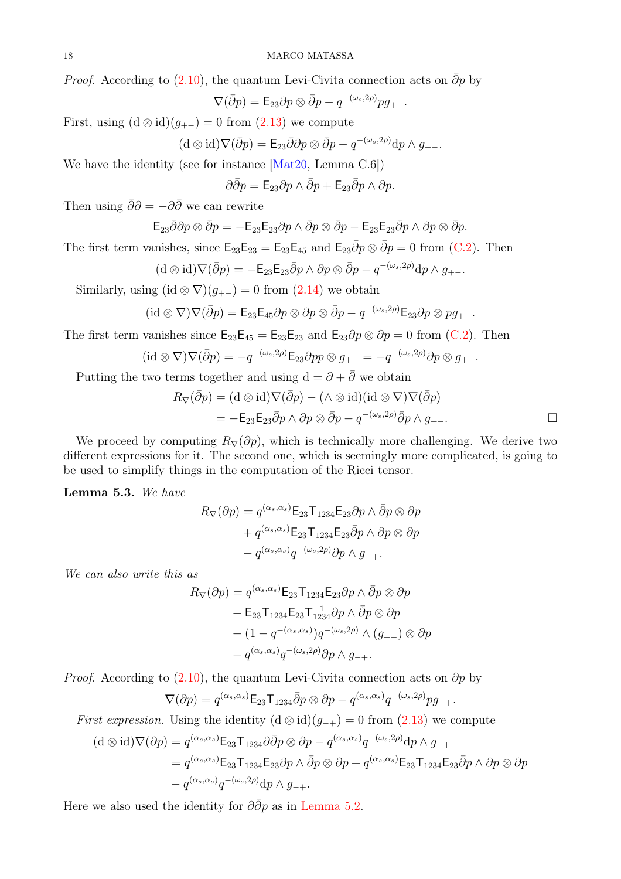*Proof.* According to (2.10), the quantum Levi-Civita connection acts on $\bar{\partial} p$ by

$$\nabla(\bar{\partial} p) = \mathsf{E}_{23} \partial p \otimes \bar{\partial} p - q^{-(\omega_s, 2\rho)} p g_{+-}.$$

First, using $(\mathrm{d} \otimes \mathrm{id})(g_{+-}) = 0$ from (2.13) we compute

$$(\mathrm{d} \otimes \mathrm{id}) \nabla(\bar{\partial} p) = \mathsf{E}_{23} \bar{\partial} \partial p \otimes \bar{\partial} p - q^{-(\omega_s, 2\rho)} \mathrm{d} p \wedge g_{+-}.$$

We have the identity (see for instance [Mat20, Lemma C.6])

$$\partial \bar{\partial} p = \mathsf{E}_{23} \partial p \wedge \bar{\partial} p + \mathsf{E}_{23} \bar{\partial} p \wedge \partial p.$$

Then using $\bar{\partial} \partial = -\partial \bar{\partial}$ we can rewrite

$$\mathsf{E}_{23} \bar{\partial} \partial p \otimes \bar{\partial} p = -\mathsf{E}_{23} \mathsf{E}_{23} \partial p \wedge \bar{\partial} p \otimes \bar{\partial} p - \mathsf{E}_{23} \mathsf{E}_{23} \bar{\partial} p \wedge \partial p \otimes \bar{\partial} p.$$

The first term vanishes, since $\mathsf{E}_{23} \mathsf{E}_{23} = \mathsf{E}_{23} \mathsf{E}_{45}$ and $\mathsf{E}_{23} \bar{\partial} p \otimes \bar{\partial} p = 0$ from (C.2). Then

$$(\mathrm{d} \otimes \mathrm{id}) \nabla(\bar{\partial} p) = -\mathsf{E}_{23} \mathsf{E}_{23} \bar{\partial} p \wedge \partial p \otimes \bar{\partial} p - q^{-(\omega_s, 2\rho)} \mathrm{d} p \wedge g_{+-}.$$

Similarly, using $(\mathrm{id} \otimes \nabla)(g_{+-}) = 0$ from (2.14) we obtain

$$(\mathrm{id} \otimes \nabla) \nabla(\bar{\partial} p) = \mathsf{E}_{23} \mathsf{E}_{45} \partial p \otimes \partial p \otimes \bar{\partial} p - q^{-(\omega_s, 2\rho)} \mathsf{E}_{23} \partial p \otimes p g_{+-}.$$

The first term vanishes since $\mathsf{E}_{23} \mathsf{E}_{45} = \mathsf{E}_{23} \mathsf{E}_{23}$ and $\mathsf{E}_{23} \partial p \otimes \partial p = 0$ from (C.2). Then

$$(\mathrm{id} \otimes \nabla) \nabla(\bar{\partial} p) = -q^{-(\omega_s, 2\rho)} \mathsf{E}_{23} \partial p p \otimes g_{+-} = -q^{-(\omega_s, 2\rho)} \partial p \otimes g_{+-}.$$

Putting the two terms together and using $\mathrm{d} = \partial + \bar{\partial}$ we obtain

$$\begin{aligned}
R_\nabla(\bar{\partial} p) &= (\mathrm{d} \otimes \mathrm{id}) \nabla(\bar{\partial} p) - (\wedge \otimes \mathrm{id})(\mathrm{id} \otimes \nabla) \nabla(\bar{\partial} p) \\
&= -\mathsf{E}_{23} \mathsf{E}_{23} \bar{\partial} p \wedge \partial p \otimes \bar{\partial} p - q^{-(\omega_s, 2\rho)} \bar{\partial} p \wedge g_{+-}.
\end{aligned}$$

□

We proceed by computing $R_\nabla(\partial p)$, which is technically more challenging. We derive two different expressions for it. The second one, which is seemingly more complicated, is going to be used to simplify things in the computation of the Ricci tensor.

**Lemma 5.3.** *We have*

$$\begin{aligned}
R_\nabla(\partial p) &= q^{(\alpha_s, \alpha_s)} \mathsf{E}_{23} \mathsf{T}_{1234} \mathsf{E}_{23} \partial p \wedge \bar{\partial} p \otimes \partial p \\
&\quad + q^{(\alpha_s, \alpha_s)} \mathsf{E}_{23} \mathsf{T}_{1234} \mathsf{E}_{23} \bar{\partial} p \wedge \partial p \otimes \partial p \\
&\quad - q^{(\alpha_s, \alpha_s)} q^{-(\omega_s, 2\rho)} \partial p \wedge g_{-+}.
\end{aligned}$$

*We can also write this as*

$$\begin{aligned}
R_\nabla(\partial p) &= q^{(\alpha_s, \alpha_s)} \mathsf{E}_{23} \mathsf{T}_{1234} \mathsf{E}_{23} \partial p \wedge \bar{\partial} p \otimes \partial p \\
&\quad - \mathsf{E}_{23} \mathsf{T}_{1234} \mathsf{E}_{23} \mathsf{T}_{1234}^{-1} \partial p \wedge \bar{\partial} p \otimes \partial p \\
&\quad - (1 - q^{-(\alpha_s, \alpha_s)}) q^{-(\omega_s, 2\rho)} \wedge (g_{+-}) \otimes \partial p \\
&\quad - q^{(\alpha_s, \alpha_s)} q^{-(\omega_s, 2\rho)} \partial p \wedge g_{-+}.
\end{aligned}$$

*Proof.* According to (2.10), the quantum Levi-Civita connection acts on $\partial p$ by

$$\nabla(\partial p) = q^{(\alpha_s, \alpha_s)} \mathsf{E}_{23} \mathsf{T}_{1234} \bar{\partial} p \otimes \partial p - q^{(\alpha_s, \alpha_s)} q^{-(\omega_s, 2\rho)} p g_{-+}.$$

*First expression.* Using the identity $(\mathrm{d} \otimes \mathrm{id})(g_{-+}) = 0$ from (2.13) we compute

$$\begin{aligned}
(\mathrm{d} \otimes \mathrm{id}) \nabla(\partial p) &= q^{(\alpha_s, \alpha_s)} \mathsf{E}_{23} \mathsf{T}_{1234} \partial \bar{\partial} p \otimes \partial p - q^{(\alpha_s, \alpha_s)} q^{-(\omega_s, 2\rho)} \mathrm{d} p \wedge g_{-+} \\
&= q^{(\alpha_s, \alpha_s)} \mathsf{E}_{23} \mathsf{T}_{1234} \mathsf{E}_{23} \partial p \wedge \bar{\partial} p \otimes \partial p + q^{(\alpha_s, \alpha_s)} \mathsf{E}_{23} \mathsf{T}_{1234} \mathsf{E}_{23} \bar{\partial} p \wedge \partial p \otimes \partial p \\
&\quad - q^{(\alpha_s, \alpha_s)} q^{-(\omega_s, 2\rho)} \mathrm{d} p \wedge g_{-+}.
\end{aligned}$$

Here we also used the identity for $\partial \bar{\partial} p$ as in Lemma 5.2.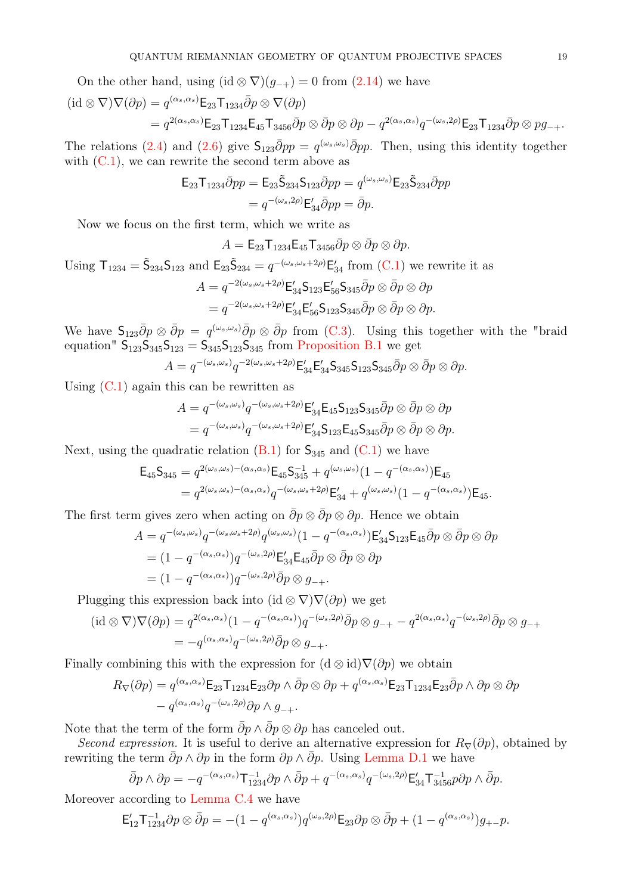On the other hand, using $(\mathrm{id} \otimes \nabla)(g_{-+}) = 0$ from (2.14) we have

$$
\begin{aligned}
(\mathrm{id} \otimes \nabla)\nabla(\partial p) &= q^{(\alpha_s,\alpha_s)} \mathsf{E}_{23}\mathsf{T}_{1234}\bar\partial p \otimes \nabla(\partial p) \\
&= q^{2(\alpha_s,\alpha_s)} \mathsf{E}_{23}\mathsf{T}_{1234}\mathsf{E}_{45}\mathsf{T}_{3456}\bar\partial p \otimes \bar\partial p \otimes \partial p - q^{2(\alpha_s,\alpha_s)} q^{-(\omega_s,2\rho)} \mathsf{E}_{23}\mathsf{T}_{1234}\bar\partial p \otimes p g_{-+}.
\end{aligned}
$$

The relations (2.4) and (2.6) give $\mathsf{S}_{123}\bar\partial p p = q^{(\omega_s,\omega_s)}\bar\partial p p$. Then, using this identity together with (C.1), we can rewrite the second term above as

$$
\begin{aligned}
\mathsf{E}_{23}\mathsf{T}_{1234}\bar\partial p p = \mathsf{E}_{23}\tilde{\mathsf{S}}_{234}\mathsf{S}_{123}\bar\partial p p &= q^{(\omega_s,\omega_s)} \mathsf{E}_{23}\tilde{\mathsf{S}}_{234}\bar\partial p p \\
&= q^{-(\omega_s,2\rho)} \mathsf{E}'_{34}\bar\partial p p = \bar\partial p.
\end{aligned}
$$

Now we focus on the first term, which we write as

$$
A = \mathsf{E}_{23}\mathsf{T}_{1234}\mathsf{E}_{45}\mathsf{T}_{3456}\bar\partial p \otimes \bar\partial p \otimes \partial p.
$$

Using $\mathsf{T}_{1234} = \tilde{\mathsf{S}}_{234}\mathsf{S}_{123}$ and $\mathsf{E}_{23}\tilde{\mathsf{S}}_{234} = q^{-(\omega_s,\omega_s+2\rho)}\mathsf{E}'_{34}$ from (C.1) we rewrite it as

$$
\begin{aligned}
A &= q^{-2(\omega_s,\omega_s+2\rho)} \mathsf{E}'_{34}\mathsf{S}_{123}\mathsf{E}'_{56}\mathsf{S}_{345}\bar\partial p \otimes \bar\partial p \otimes \partial p \\
&= q^{-2(\omega_s,\omega_s+2\rho)} \mathsf{E}'_{34}\mathsf{E}'_{56}\mathsf{S}_{123}\mathsf{S}_{345}\bar\partial p \otimes \bar\partial p \otimes \partial p.
\end{aligned}
$$

We have $\mathsf{S}_{123}\bar\partial p \otimes \bar\partial p = q^{(\omega_s,\omega_s)}\bar\partial p \otimes \bar\partial p$ from (C.3). Using this together with the "braid equation" $\mathsf{S}_{123}\mathsf{S}_{345}\mathsf{S}_{123} = \mathsf{S}_{345}\mathsf{S}_{123}\mathsf{S}_{345}$ from Proposition B.1 we get

$$
A = q^{-(\omega_s,\omega_s)} q^{-2(\omega_s,\omega_s+2\rho)} \mathsf{E}'_{34}\mathsf{E}'_{34}\mathsf{S}_{345}\mathsf{S}_{123}\mathsf{S}_{345}\bar\partial p \otimes \bar\partial p \otimes \partial p.
$$

Using (C.1) again this can be rewritten as

$$
\begin{aligned}
A &= q^{-(\omega_s,\omega_s)} q^{-(\omega_s,\omega_s+2\rho)} \mathsf{E}'_{34}\mathsf{E}_{45}\mathsf{S}_{123}\mathsf{S}_{345}\bar\partial p \otimes \bar\partial p \otimes \partial p \\
&= q^{-(\omega_s,\omega_s)} q^{-(\omega_s,\omega_s+2\rho)} \mathsf{E}'_{34}\mathsf{S}_{123}\mathsf{E}_{45}\mathsf{S}_{345}\bar\partial p \otimes \bar\partial p \otimes \partial p.
\end{aligned}
$$

Next, using the quadratic relation (B.1) for $\mathsf{S}_{345}$ and (C.1) we have

$$
\begin{aligned}
\mathsf{E}_{45}\mathsf{S}_{345} &= q^{2(\omega_s,\omega_s)-(\alpha_s,\alpha_s)} \mathsf{E}_{45}\mathsf{S}^{-1}_{345} + q^{(\omega_s,\omega_s)}(1 - q^{-(\alpha_s,\alpha_s)})\mathsf{E}_{45} \\
&= q^{2(\omega_s,\omega_s)-(\alpha_s,\alpha_s)} q^{-(\omega_s,\omega_s+2\rho)} \mathsf{E}'_{34} + q^{(\omega_s,\omega_s)}(1 - q^{-(\alpha_s,\alpha_s)})\mathsf{E}_{45}.
\end{aligned}
$$

The first term gives zero when acting on $\bar\partial p \otimes \bar\partial p \otimes \partial p$. Hence we obtain

$$
\begin{aligned}
A &= q^{-(\omega_s,\omega_s)} q^{-(\omega_s,\omega_s+2\rho)} q^{(\omega_s,\omega_s)} (1 - q^{-(\alpha_s,\alpha_s)}) \mathsf{E}'_{34}\mathsf{S}_{123}\mathsf{E}_{45}\bar\partial p \otimes \bar\partial p \otimes \partial p \\
&= (1 - q^{-(\alpha_s,\alpha_s)}) q^{-(\omega_s,2\rho)} \mathsf{E}'_{34}\mathsf{E}_{45}\bar\partial p \otimes \bar\partial p \otimes \partial p \\
&= (1 - q^{-(\alpha_s,\alpha_s)}) q^{-(\omega_s,2\rho)} \bar\partial p \otimes g_{-+}.
\end{aligned}
$$

Plugging this expression back into $(\mathrm{id} \otimes \nabla)\nabla(\partial p)$ we get

$$
\begin{aligned}
(\mathrm{id} \otimes \nabla)\nabla(\partial p) &= q^{2(\alpha_s,\alpha_s)}(1 - q^{-(\alpha_s,\alpha_s)}) q^{-(\omega_s,2\rho)} \bar\partial p \otimes g_{-+} - q^{2(\alpha_s,\alpha_s)} q^{-(\omega_s,2\rho)} \bar\partial p \otimes g_{-+} \\
&= -q^{(\alpha_s,\alpha_s)} q^{-(\omega_s,2\rho)} \bar\partial p \otimes g_{-+}.
\end{aligned}
$$

Finally combining this with the expression for $(\mathrm{d} \otimes \mathrm{id})\nabla(\partial p)$ we obtain

$$
\begin{aligned}
R_\nabla(\partial p) &= q^{(\alpha_s,\alpha_s)} \mathsf{E}_{23}\mathsf{T}_{1234}\mathsf{E}_{23}\partial p \wedge \bar\partial p \otimes \partial p + q^{(\alpha_s,\alpha_s)} \mathsf{E}_{23}\mathsf{T}_{1234}\mathsf{E}_{23}\bar\partial p \wedge \partial p \otimes \partial p \\
&\quad - q^{(\alpha_s,\alpha_s)} q^{-(\omega_s,2\rho)} \partial p \wedge g_{-+}.
\end{aligned}
$$

Note that the term of the form $\bar\partial p \wedge \bar\partial p \otimes \partial p$ has canceled out.

*Second expression.* It is useful to derive an alternative expression for $R_\nabla(\partial p)$, obtained by rewriting the term $\bar\partial p \wedge \partial p$ in the form $\partial p \wedge \bar\partial p$. Using Lemma D.1 we have

$$
\bar\partial p \wedge \partial p = -q^{-(\alpha_s,\alpha_s)} \mathsf{T}^{-1}_{1234}\partial p \wedge \bar\partial p + q^{-(\alpha_s,\alpha_s)} q^{-(\omega_s,2\rho)} \mathsf{E}'_{34}\mathsf{T}^{-1}_{3456} p \partial p \wedge \bar\partial p.
$$

Moreover according to Lemma C.4 we have

$$
\mathsf{E}'_{12}\mathsf{T}^{-1}_{1234}\partial p \otimes \bar\partial p = -(1 - q^{(\alpha_s,\alpha_s)}) q^{(\omega_s,2\rho)} \mathsf{E}_{23}\partial p \otimes \bar\partial p + (1 - q^{(\alpha_s,\alpha_s)}) g_{+-} p.
$$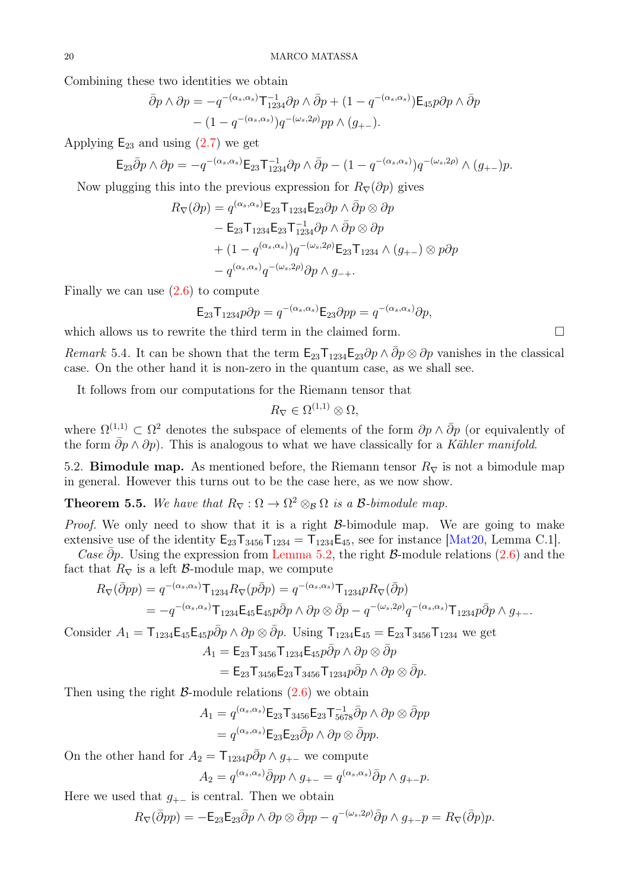Combining these two identities we obtain

$$\bar{\partial} p \wedge \partial p = -q^{-(\alpha_s, \alpha_s)} \mathsf{T}_{1234}^{-1} \partial p \wedge \bar{\partial} p + (1 - q^{-(\alpha_s, \alpha_s)}) \mathsf{E}_{45} p \partial p \wedge \bar{\partial} p$$
$$- (1 - q^{-(\alpha_s, \alpha_s)}) q^{-(\omega_s, 2\rho)} p p \wedge (g_{+-}).$$

Applying $\mathsf{E}_{23}$ and using (2.7) we get

$$\mathsf{E}_{23} \bar{\partial} p \wedge \partial p = -q^{-(\alpha_s, \alpha_s)} \mathsf{E}_{23} \mathsf{T}_{1234}^{-1} \partial p \wedge \bar{\partial} p - (1 - q^{-(\alpha_s, \alpha_s)}) q^{-(\omega_s, 2\rho)} \wedge (g_{+-}) p.$$

Now plugging this into the previous expression for $R_\nabla(\partial p)$ gives

$$R_\nabla(\partial p) = q^{(\alpha_s, \alpha_s)} \mathsf{E}_{23} \mathsf{T}_{1234} \mathsf{E}_{23} \partial p \wedge \bar{\partial} p \otimes \partial p$$
$$- \mathsf{E}_{23} \mathsf{T}_{1234} \mathsf{E}_{23} \mathsf{T}_{1234}^{-1} \partial p \wedge \bar{\partial} p \otimes \partial p$$
$$+ (1 - q^{(\alpha_s, \alpha_s)}) q^{-(\omega_s, 2\rho)} \mathsf{E}_{23} \mathsf{T}_{1234} \wedge (g_{+-}) \otimes p \partial p$$
$$- q^{(\alpha_s, \alpha_s)} q^{-(\omega_s, 2\rho)} \partial p \wedge g_{-+}.$$

Finally we can use (2.6) to compute

$$\mathsf{E}_{23} \mathsf{T}_{1234} p \partial p = q^{-(\alpha_s, \alpha_s)} \mathsf{E}_{23} \partial p p = q^{-(\alpha_s, \alpha_s)} \partial p,$$

which allows us to rewrite the third term in the claimed form. □

*Remark* 5.4. It can be shown that the term $\mathsf{E}_{23} \mathsf{T}_{1234} \mathsf{E}_{23} \partial p \wedge \bar{\partial} p \otimes \partial p$ vanishes in the classical case. On the other hand it is non-zero in the quantum case, as we shall see.

It follows from our computations for the Riemann tensor that

$$R_\nabla \in \Omega^{(1,1)} \otimes \Omega,$$

where $\Omega^{(1,1)} \subset \Omega^2$ denotes the subspace of elements of the form $\partial p \wedge \bar{\partial} p$ (or equivalently of the form $\bar{\partial} p \wedge \partial p$). This is analogous to what we have classically for a *Kähler manifold*.

## 5.2. Bimodule map.

As mentioned before, the Riemann tensor $R_\nabla$ is not a bimodule map in general. However this turns out to be the case here, as we now show.

**Theorem 5.5.** *We have that $R_\nabla : \Omega \to \Omega^2 \otimes_{\mathcal{B}} \Omega$ is a $\mathcal{B}$-bimodule map.*

*Proof.* We only need to show that it is a right $\mathcal{B}$-bimodule map. We are going to make extensive use of the identity $\mathsf{E}_{23} \mathsf{T}_{3456} \mathsf{T}_{1234} = \mathsf{T}_{1234} \mathsf{E}_{45}$, see for instance [Mat20, Lemma C.1].

*Case $\bar{\partial} p$.* Using the expression from Lemma 5.2, the right $\mathcal{B}$-module relations (2.6) and the fact that $R_\nabla$ is a left $\mathcal{B}$-module map, we compute

$$R_\nabla(\bar{\partial} p p) = q^{-(\alpha_s, \alpha_s)} \mathsf{T}_{1234} R_\nabla(p \bar{\partial} p) = q^{-(\alpha_s, \alpha_s)} \mathsf{T}_{1234} p R_\nabla(\bar{\partial} p)$$
$$= -q^{-(\alpha_s, \alpha_s)} \mathsf{T}_{1234} \mathsf{E}_{45} \mathsf{E}_{45} p \bar{\partial} p \wedge \partial p \otimes \bar{\partial} p - q^{-(\omega_s, 2\rho)} q^{-(\alpha_s, \alpha_s)} \mathsf{T}_{1234} p \bar{\partial} p \wedge g_{+-}.$$

Consider $A_1 = \mathsf{T}_{1234} \mathsf{E}_{45} \mathsf{E}_{45} p \bar{\partial} p \wedge \partial p \otimes \bar{\partial} p$. Using $\mathsf{T}_{1234} \mathsf{E}_{45} = \mathsf{E}_{23} \mathsf{T}_{3456} \mathsf{T}_{1234}$ we get

$$A_1 = \mathsf{E}_{23} \mathsf{T}_{3456} \mathsf{T}_{1234} \mathsf{E}_{45} p \bar{\partial} p \wedge \partial p \otimes \bar{\partial} p$$
$$= \mathsf{E}_{23} \mathsf{T}_{3456} \mathsf{E}_{23} \mathsf{T}_{3456} \mathsf{T}_{1234} p \bar{\partial} p \wedge \partial p \otimes \bar{\partial} p.$$

Then using the right $\mathcal{B}$-module relations (2.6) we obtain

$$A_1 = q^{(\alpha_s, \alpha_s)} \mathsf{E}_{23} \mathsf{T}_{3456} \mathsf{E}_{23} \mathsf{T}_{5678}^{-1} \bar{\partial} p \wedge \partial p \otimes \bar{\partial} p p$$
$$= q^{(\alpha_s, \alpha_s)} \mathsf{E}_{23} \mathsf{E}_{23} \bar{\partial} p \wedge \partial p \otimes \bar{\partial} p p.$$

On the other hand for $A_2 = \mathsf{T}_{1234} p \bar{\partial} p \wedge g_{+-}$ we compute

$$A_2 = q^{(\alpha_s, \alpha_s)} \bar{\partial} p p \wedge g_{+-} = q^{(\alpha_s, \alpha_s)} \bar{\partial} p \wedge g_{+-} p.$$

Here we used that $g_{+-}$ is central. Then we obtain

$$R_\nabla(\bar{\partial} p p) = -\mathsf{E}_{23} \mathsf{E}_{23} \bar{\partial} p \wedge \partial p \otimes \bar{\partial} p p - q^{-(\omega_s, 2\rho)} \bar{\partial} p \wedge g_{+-} p = R_\nabla(\bar{\partial} p) p.$$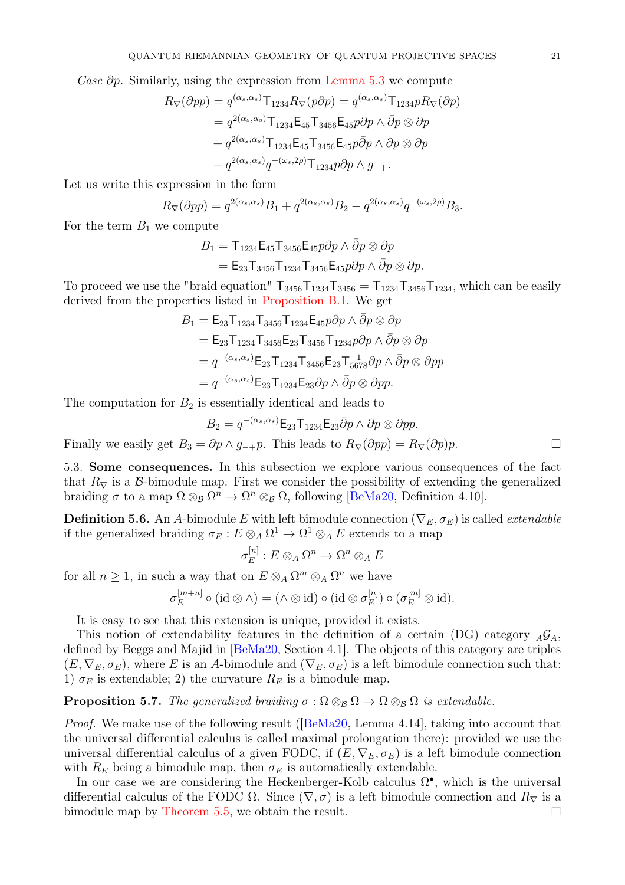*Case $\partial p$.* Similarly, using the expression from Lemma 5.3 we compute

$$\begin{aligned}
R_\nabla(\partial p p) &= q^{(\alpha_s,\alpha_s)} \mathsf{T}_{1234} R_\nabla(p \partial p) = q^{(\alpha_s,\alpha_s)} \mathsf{T}_{1234} p R_\nabla(\partial p) \\
&= q^{2(\alpha_s,\alpha_s)} \mathsf{T}_{1234} \mathsf{E}_{45} \mathsf{T}_{3456} \mathsf{E}_{45} p \partial p \wedge \bar{\partial} p \otimes \partial p \\
&+ q^{2(\alpha_s,\alpha_s)} \mathsf{T}_{1234} \mathsf{E}_{45} \mathsf{T}_{3456} \mathsf{E}_{45} p \bar{\partial} p \wedge \partial p \otimes \partial p \\
&- q^{2(\alpha_s,\alpha_s)} q^{-(\omega_s,2\rho)} \mathsf{T}_{1234} p \partial p \wedge g_{-+}.
\end{aligned}$$

Let us write this expression in the form

$$R_\nabla(\partial p p) = q^{2(\alpha_s,\alpha_s)} B_1 + q^{2(\alpha_s,\alpha_s)} B_2 - q^{2(\alpha_s,\alpha_s)} q^{-(\omega_s,2\rho)} B_3.$$

For the term $B_1$ we compute

$$\begin{aligned}
B_1 &= \mathsf{T}_{1234} \mathsf{E}_{45} \mathsf{T}_{3456} \mathsf{E}_{45} p \partial p \wedge \bar{\partial} p \otimes \partial p \\
&= \mathsf{E}_{23} \mathsf{T}_{3456} \mathsf{T}_{1234} \mathsf{T}_{3456} \mathsf{E}_{45} p \partial p \wedge \bar{\partial} p \otimes \partial p.
\end{aligned}$$

To proceed we use the "braid equation" $\mathsf{T}_{3456} \mathsf{T}_{1234} \mathsf{T}_{3456} = \mathsf{T}_{1234} \mathsf{T}_{3456} \mathsf{T}_{1234}$, which can be easily derived from the properties listed in Proposition B.1. We get

$$\begin{aligned}
B_1 &= \mathsf{E}_{23} \mathsf{T}_{1234} \mathsf{T}_{3456} \mathsf{T}_{1234} \mathsf{E}_{45} p \partial p \wedge \bar{\partial} p \otimes \partial p \\
&= \mathsf{E}_{23} \mathsf{T}_{1234} \mathsf{T}_{3456} \mathsf{E}_{23} \mathsf{T}_{3456} \mathsf{T}_{1234} p \partial p \wedge \bar{\partial} p \otimes \partial p \\
&= q^{-(\alpha_s,\alpha_s)} \mathsf{E}_{23} \mathsf{T}_{1234} \mathsf{T}_{3456} \mathsf{E}_{23} \mathsf{T}_{5678}^{-1} \partial p \wedge \bar{\partial} p \otimes \partial p p \\
&= q^{-(\alpha_s,\alpha_s)} \mathsf{E}_{23} \mathsf{T}_{1234} \mathsf{E}_{23} \partial p \wedge \bar{\partial} p \otimes \partial p p.
\end{aligned}$$

The computation for $B_2$ is essentially identical and leads to

$$B_2 = q^{-(\alpha_s,\alpha_s)} \mathsf{E}_{23} \mathsf{T}_{1234} \mathsf{E}_{23} \bar{\partial} p \wedge \partial p \otimes \partial p p.$$

Finally we easily get $B_3 = \partial p \wedge g_{-+} p$. This leads to $R_\nabla(\partial p p) = R_\nabla(\partial p) p$. ☐

## 5.3. Some consequences.

In this subsection we explore various consequences of the fact that $R_\nabla$ is a $\mathcal{B}$-bimodule map. First we consider the possibility of extending the generalized braiding $\sigma$ to a map $\Omega \otimes_{\mathcal{B}} \Omega^n \to \Omega^n \otimes_{\mathcal{B}} \Omega$, following [BeMa20, Definition 4.10].

**Definition 5.6.** An $A$-bimodule $E$ with left bimodule connection $(\nabla_E, \sigma_E)$ is called *extendable* if the generalized braiding $\sigma_E : E \otimes_A \Omega^1 \to \Omega^1 \otimes_A E$ extends to a map

$$\sigma_E^{[n]} : E \otimes_A \Omega^n \to \Omega^n \otimes_A E$$

for all $n \geq 1$, in such a way that on $E \otimes_A \Omega^m \otimes_A \Omega^n$ we have

$$\sigma_E^{[m+n]} \circ (\mathrm{id} \otimes \wedge) = (\wedge \otimes \mathrm{id}) \circ (\mathrm{id} \otimes \sigma_E^{[n]}) \circ (\sigma_E^{[m]} \otimes \mathrm{id}).$$

It is easy to see that this extension is unique, provided it exists.

This notion of extendability features in the definition of a certain (DG) category ${}_A\mathcal{G}_A$, defined by Beggs and Majid in [BeMa20, Section 4.1]. The objects of this category are triples $(E, \nabla_E, \sigma_E)$, where $E$ is an $A$-bimodule and $(\nabla_E, \sigma_E)$ is a left bimodule connection such that: 1) $\sigma_E$ is extendable; 2) the curvature $R_E$ is a bimodule map.

**Proposition 5.7.** *The generalized braiding $\sigma : \Omega \otimes_{\mathcal{B}} \Omega \to \Omega \otimes_{\mathcal{B}} \Omega$ is extendable.*

*Proof.* We make use of the following result ([BeMa20, Lemma 4.14], taking into account that the universal differential calculus is called maximal prolongation there): provided we use the universal differential calculus of a given FODC, if $(E, \nabla_E, \sigma_E)$ is a left bimodule connection with $R_E$ being a bimodule map, then $\sigma_E$ is automatically extendable.

In our case we are considering the Heckenberger-Kolb calculus $\Omega^\bullet$, which is the universal differential calculus of the FODC $\Omega$. Since $(\nabla, \sigma)$ is a left bimodule connection and $R_\nabla$ is a bimodule map by Theorem 5.5, we obtain the result. ☐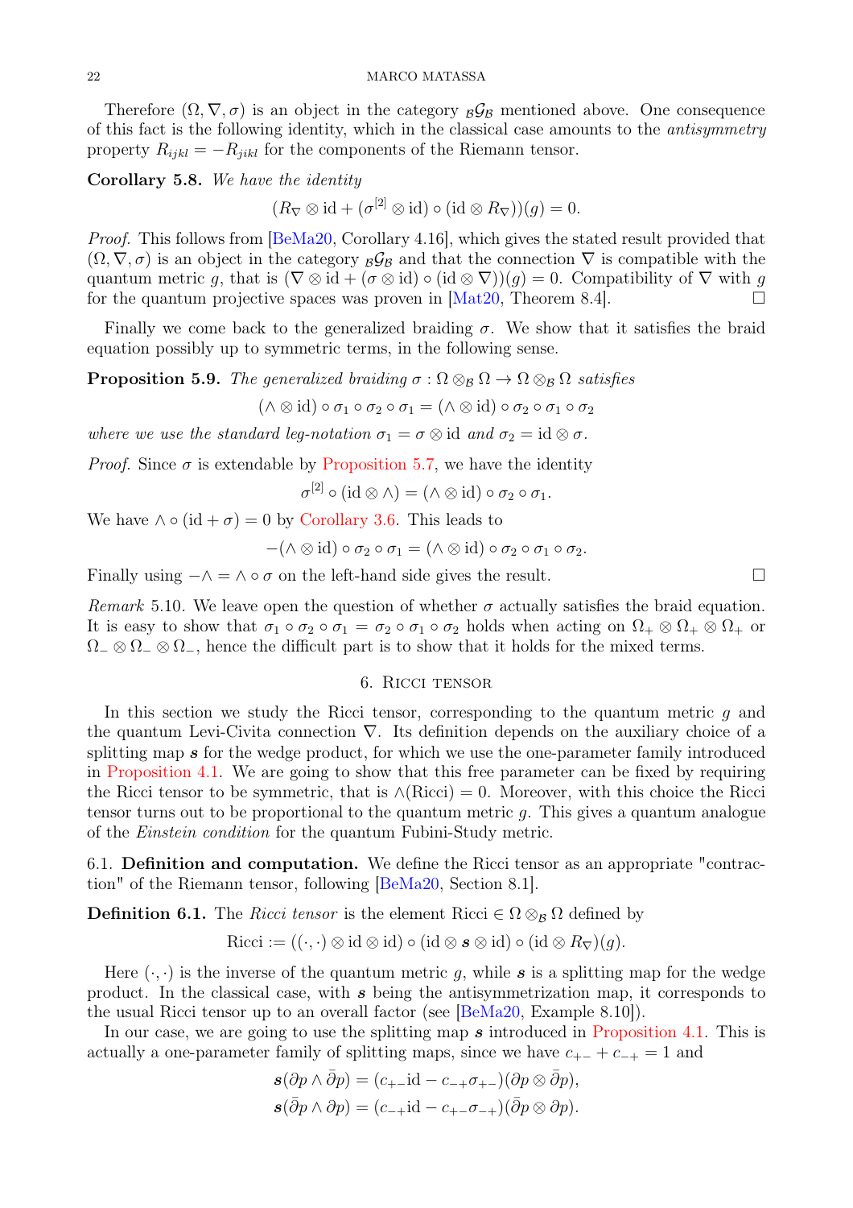Therefore $(\Omega, \nabla, \sigma)$ is an object in the category ${}_{\mathcal{B}}\mathcal{G}_{\mathcal{B}}$ mentioned above. One consequence of this fact is the following identity, which in the classical case amounts to the *antisymmetry* property $R_{ijkl} = -R_{jikl}$ for the components of the Riemann tensor.

**Corollary 5.8.** *We have the identity*

$$(R_\nabla \otimes \mathrm{id} + (\sigma^{[2]} \otimes \mathrm{id}) \circ (\mathrm{id} \otimes R_\nabla))(g) = 0.$$

*Proof.* This follows from [BeMa20, Corollary 4.16], which gives the stated result provided that $(\Omega, \nabla, \sigma)$ is an object in the category ${}_{\mathcal{B}}\mathcal{G}_{\mathcal{B}}$ and that the connection $\nabla$ is compatible with the quantum metric $g$, that is $(\nabla \otimes \mathrm{id} + (\sigma \otimes \mathrm{id}) \circ (\mathrm{id} \otimes \nabla))(g) = 0$. Compatibility of $\nabla$ with $g$ for the quantum projective spaces was proven in [Mat20, Theorem 8.4]. □

Finally we come back to the generalized braiding $\sigma$. We show that it satisfies the braid equation possibly up to symmetric terms, in the following sense.

**Proposition 5.9.** *The generalized braiding $\sigma : \Omega \otimes_{\mathcal{B}} \Omega \to \Omega \otimes_{\mathcal{B}} \Omega$ satisfies*

$$(\wedge \otimes \mathrm{id}) \circ \sigma_1 \circ \sigma_2 \circ \sigma_1 = (\wedge \otimes \mathrm{id}) \circ \sigma_2 \circ \sigma_1 \circ \sigma_2$$

*where we use the standard leg-notation $\sigma_1 = \sigma \otimes \mathrm{id}$ and $\sigma_2 = \mathrm{id} \otimes \sigma$.*

*Proof.* Since $\sigma$ is extendable by Proposition 5.7, we have the identity

$$\sigma^{[2]} \circ (\mathrm{id} \otimes \wedge) = (\wedge \otimes \mathrm{id}) \circ \sigma_2 \circ \sigma_1.$$

We have $\wedge \circ (\mathrm{id} + \sigma) = 0$ by Corollary 3.6. This leads to

$$-(\wedge \otimes \mathrm{id}) \circ \sigma_2 \circ \sigma_1 = (\wedge \otimes \mathrm{id}) \circ \sigma_2 \circ \sigma_1 \circ \sigma_2.$$

Finally using $-\wedge = \wedge \circ \sigma$ on the left-hand side gives the result. □

*Remark* 5.10. We leave open the question of whether $\sigma$ actually satisfies the braid equation. It is easy to show that $\sigma_1 \circ \sigma_2 \circ \sigma_1 = \sigma_2 \circ \sigma_1 \circ \sigma_2$ holds when acting on $\Omega_+ \otimes \Omega_+ \otimes \Omega_+$ or $\Omega_- \otimes \Omega_- \otimes \Omega_-$, hence the difficult part is to show that it holds for the mixed terms.

## 6. Ricci tensor

In this section we study the Ricci tensor, corresponding to the quantum metric $g$ and the quantum Levi-Civita connection $\nabla$. Its definition depends on the auxiliary choice of a splitting map $\boldsymbol{s}$ for the wedge product, for which we use the one-parameter family introduced in Proposition 4.1. We are going to show that this free parameter can be fixed by requiring the Ricci tensor to be symmetric, that is $\wedge(\mathrm{Ricci}) = 0$. Moreover, with this choice the Ricci tensor turns out to be proportional to the quantum metric $g$. This gives a quantum analogue of the *Einstein condition* for the quantum Fubini-Study metric.

### 6.1. Definition and computation.

We define the Ricci tensor as an appropriate "contraction" of the Riemann tensor, following [BeMa20, Section 8.1].

**Definition 6.1.** The *Ricci tensor* is the element $\mathrm{Ricci} \in \Omega \otimes_{\mathcal{B}} \Omega$ defined by

$$\mathrm{Ricci} := ((\cdot, \cdot) \otimes \mathrm{id} \otimes \mathrm{id}) \circ (\mathrm{id} \otimes \boldsymbol{s} \otimes \mathrm{id}) \circ (\mathrm{id} \otimes R_\nabla)(g).$$

Here $(\cdot, \cdot)$ is the inverse of the quantum metric $g$, while $\boldsymbol{s}$ is a splitting map for the wedge product. In the classical case, with $\boldsymbol{s}$ being the antisymmetrization map, it corresponds to the usual Ricci tensor up to an overall factor (see [BeMa20, Example 8.10]).

In our case, we are going to use the splitting map $\boldsymbol{s}$ introduced in Proposition 4.1. This is actually a one-parameter family of splitting maps, since we have $c_{+-} + c_{-+} = 1$ and

$$\boldsymbol{s}(\partial p \wedge \bar{\partial} p) = (c_{+-}\mathrm{id} - c_{-+}\sigma_{+-})(\partial p \otimes \bar{\partial} p),$$

$$\boldsymbol{s}(\bar{\partial} p \wedge \partial p) = (c_{-+}\mathrm{id} - c_{+-}\sigma_{-+})(\bar{\partial} p \otimes \partial p).$$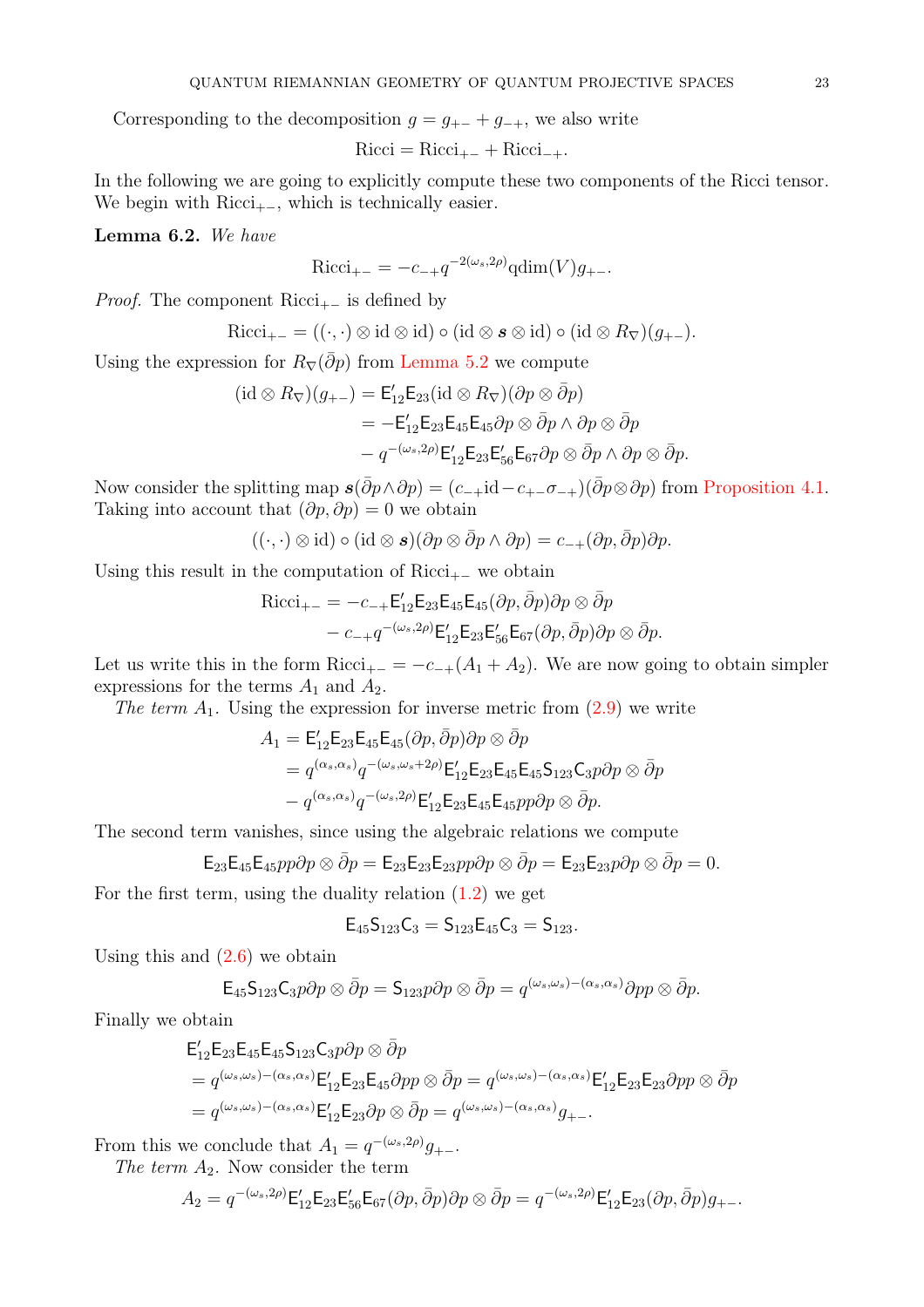Corresponding to the decomposition $g = g_{+-} + g_{-+}$, we also write

$$\mathrm{Ricci} = \mathrm{Ricci}_{+-} + \mathrm{Ricci}_{-+}.$$

In the following we are going to explicitly compute these two components of the Ricci tensor. We begin with $\mathrm{Ricci}_{+-}$, which is technically easier.

**Lemma 6.2.** *We have*

$$\mathrm{Ricci}_{+-} = -c_{-+} q^{-2(\omega_s, 2\rho)} \mathrm{qdim}(V) g_{+-}.$$

*Proof.* The component $\mathrm{Ricci}_{+-}$ is defined by

$$\mathrm{Ricci}_{+-} = ((\cdot,\cdot) \otimes \mathrm{id} \otimes \mathrm{id}) \circ (\mathrm{id} \otimes \boldsymbol{s} \otimes \mathrm{id}) \circ (\mathrm{id} \otimes R_\nabla)(g_{+-}).$$

Using the expression for $R_\nabla(\bar{\partial} p)$ from Lemma 5.2 we compute

$$\begin{aligned}
(\mathrm{id} \otimes R_\nabla)(g_{+-}) &= \mathsf{E}'_{12} \mathsf{E}_{23} (\mathrm{id} \otimes R_\nabla)(\partial p \otimes \bar{\partial} p) \\
&= -\mathsf{E}'_{12} \mathsf{E}_{23} \mathsf{E}_{45} \mathsf{E}_{45} \partial p \otimes \bar{\partial} p \wedge \partial p \otimes \bar{\partial} p \\
&\quad - q^{-(\omega_s, 2\rho)} \mathsf{E}'_{12} \mathsf{E}_{23} \mathsf{E}'_{56} \mathsf{E}_{67} \partial p \otimes \bar{\partial} p \wedge \partial p \otimes \bar{\partial} p.
\end{aligned}$$

Now consider the splitting map $\boldsymbol{s}(\bar{\partial} p \wedge \partial p) = (c_{-+} \mathrm{id} - c_{+-} \sigma_{-+})(\bar{\partial} p \otimes \partial p)$ from Proposition 4.1. Taking into account that $(\partial p, \partial p) = 0$ we obtain

$$((\cdot,\cdot) \otimes \mathrm{id}) \circ (\mathrm{id} \otimes \boldsymbol{s})(\partial p \otimes \bar{\partial} p \wedge \partial p) = c_{-+} (\partial p, \bar{\partial} p) \partial p.$$

Using this result in the computation of $\mathrm{Ricci}_{+-}$ we obtain

$$\begin{aligned}
\mathrm{Ricci}_{+-} &= -c_{-+} \mathsf{E}'_{12} \mathsf{E}_{23} \mathsf{E}_{45} \mathsf{E}_{45} (\partial p, \bar{\partial} p) \partial p \otimes \bar{\partial} p \\
&\quad - c_{-+} q^{-(\omega_s, 2\rho)} \mathsf{E}'_{12} \mathsf{E}_{23} \mathsf{E}'_{56} \mathsf{E}_{67} (\partial p, \bar{\partial} p) \partial p \otimes \bar{\partial} p.
\end{aligned}$$

Let us write this in the form $\mathrm{Ricci}_{+-} = -c_{-+}(A_1 + A_2)$. We are now going to obtain simpler expressions for the terms $A_1$ and $A_2$.

*The term $A_1$.* Using the expression for inverse metric from (2.9) we write

$$\begin{aligned}
A_1 &= \mathsf{E}'_{12} \mathsf{E}_{23} \mathsf{E}_{45} \mathsf{E}_{45} (\partial p, \bar{\partial} p) \partial p \otimes \bar{\partial} p \\
&= q^{(\alpha_s, \alpha_s)} q^{-(\omega_s, \omega_s + 2\rho)} \mathsf{E}'_{12} \mathsf{E}_{23} \mathsf{E}_{45} \mathsf{E}_{45} \mathsf{S}_{123} \mathsf{C}_3 p \partial p \otimes \bar{\partial} p \\
&\quad - q^{(\alpha_s, \alpha_s)} q^{-(\omega_s, 2\rho)} \mathsf{E}'_{12} \mathsf{E}_{23} \mathsf{E}_{45} \mathsf{E}_{45} p p \partial p \otimes \bar{\partial} p.
\end{aligned}$$

The second term vanishes, since using the algebraic relations we compute

$$\mathsf{E}_{23} \mathsf{E}_{45} \mathsf{E}_{45} p p \partial p \otimes \bar{\partial} p = \mathsf{E}_{23} \mathsf{E}_{23} \mathsf{E}_{23} p p \partial p \otimes \bar{\partial} p = \mathsf{E}_{23} \mathsf{E}_{23} p \partial p \otimes \bar{\partial} p = 0.$$

For the first term, using the duality relation (1.2) we get

$$\mathsf{E}_{45} \mathsf{S}_{123} \mathsf{C}_3 = \mathsf{S}_{123} \mathsf{E}_{45} \mathsf{C}_3 = \mathsf{S}_{123}.$$

Using this and (2.6) we obtain

$$\mathsf{E}_{45} \mathsf{S}_{123} \mathsf{C}_3 p \partial p \otimes \bar{\partial} p = \mathsf{S}_{123} p \partial p \otimes \bar{\partial} p = q^{(\omega_s, \omega_s) - (\alpha_s, \alpha_s)} \partial p p \otimes \bar{\partial} p.$$

Finally we obtain

$$\begin{aligned}
&\mathsf{E}'_{12} \mathsf{E}_{23} \mathsf{E}_{45} \mathsf{E}_{45} \mathsf{S}_{123} \mathsf{C}_3 p \partial p \otimes \bar{\partial} p \\
&= q^{(\omega_s, \omega_s) - (\alpha_s, \alpha_s)} \mathsf{E}'_{12} \mathsf{E}_{23} \mathsf{E}_{45} \partial p p \otimes \bar{\partial} p = q^{(\omega_s, \omega_s) - (\alpha_s, \alpha_s)} \mathsf{E}'_{12} \mathsf{E}_{23} \mathsf{E}_{23} \partial p p \otimes \bar{\partial} p \\
&= q^{(\omega_s, \omega_s) - (\alpha_s, \alpha_s)} \mathsf{E}'_{12} \mathsf{E}_{23} \partial p \otimes \bar{\partial} p = q^{(\omega_s, \omega_s) - (\alpha_s, \alpha_s)} g_{+-}.
\end{aligned}$$

From this we conclude that $A_1 = q^{-(\omega_s, 2\rho)} g_{+-}$.

*The term $A_2$.* Now consider the term

$$A_2 = q^{-(\omega_s, 2\rho)} \mathsf{E}'_{12} \mathsf{E}_{23} \mathsf{E}'_{56} \mathsf{E}_{67} (\partial p, \bar{\partial} p) \partial p \otimes \bar{\partial} p = q^{-(\omega_s, 2\rho)} \mathsf{E}'_{12} \mathsf{E}_{23} (\partial p, \bar{\partial} p) g_{+-}.$$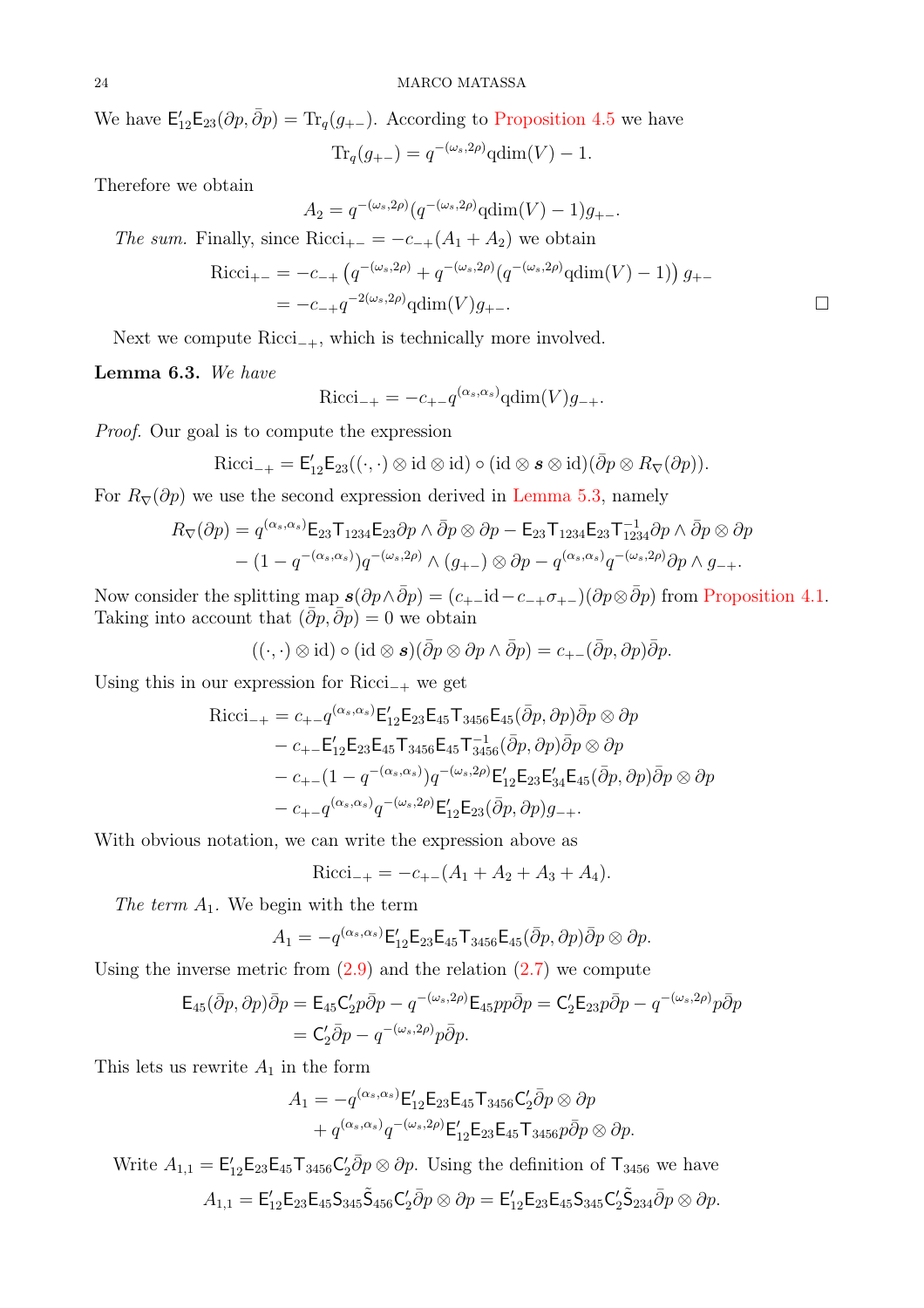We have $\mathsf{E}'_{12}\mathsf{E}_{23}(\partial p, \bar\partial p) = \mathrm{Tr}_q(g_{+-})$. According to Proposition 4.5 we have

$$\mathrm{Tr}_q(g_{+-}) = q^{-(\omega_s, 2\rho)} \mathrm{qdim}(V) - 1.$$

Therefore we obtain

$$A_2 = q^{-(\omega_s, 2\rho)} (q^{-(\omega_s, 2\rho)} \mathrm{qdim}(V) - 1) g_{+-}.$$

*The sum.* Finally, since $\mathrm{Ricci}_{+-} = -c_{-+}(A_1 + A_2)$ we obtain

$$\begin{aligned}
\mathrm{Ricci}_{+-} &= -c_{-+} \left( q^{-(\omega_s, 2\rho)} + q^{-(\omega_s, 2\rho)} (q^{-(\omega_s, 2\rho)} \mathrm{qdim}(V) - 1) \right) g_{+-} \\
&= -c_{-+} q^{-2(\omega_s, 2\rho)} \mathrm{qdim}(V) g_{+-}.
\end{aligned}$$

□

Next we compute $\mathrm{Ricci}_{-+}$, which is technically more involved.

**Lemma 6.3.** *We have*

$$\mathrm{Ricci}_{-+} = -c_{+-} q^{(\alpha_s, \alpha_s)} \mathrm{qdim}(V) g_{-+}.$$

*Proof.* Our goal is to compute the expression

$$\mathrm{Ricci}_{-+} = \mathsf{E}'_{12}\mathsf{E}_{23}((\cdot, \cdot) \otimes \mathrm{id} \otimes \mathrm{id}) \circ (\mathrm{id} \otimes \boldsymbol{s} \otimes \mathrm{id})(\bar\partial p \otimes R_\nabla(\partial p)).$$

For $R_\nabla(\partial p)$ we use the second expression derived in Lemma 5.3, namely

$$\begin{aligned}
R_\nabla(\partial p) &= q^{(\alpha_s, \alpha_s)} \mathsf{E}_{23} \mathsf{T}_{1234} \mathsf{E}_{23} \partial p \wedge \bar\partial p \otimes \partial p - \mathsf{E}_{23} \mathsf{T}_{1234} \mathsf{E}_{23} \mathsf{T}^{-1}_{1234} \partial p \wedge \bar\partial p \otimes \partial p \\
&\quad - (1 - q^{-(\alpha_s, \alpha_s)}) q^{-(\omega_s, 2\rho)} \wedge (g_{+-}) \otimes \partial p - q^{(\alpha_s, \alpha_s)} q^{-(\omega_s, 2\rho)} \partial p \wedge g_{-+}.
\end{aligned}$$

Now consider the splitting map $\boldsymbol{s}(\partial p \wedge \bar\partial p) = (c_{+-}\mathrm{id} - c_{-+}\sigma_{+-})(\partial p \otimes \bar\partial p)$ from Proposition 4.1. Taking into account that $(\bar\partial p, \bar\partial p) = 0$ we obtain

$$((\cdot, \cdot) \otimes \mathrm{id}) \circ (\mathrm{id} \otimes \boldsymbol{s})(\bar\partial p \otimes \partial p \wedge \bar\partial p) = c_{+-}(\bar\partial p, \partial p) \bar\partial p.$$

Using this in our expression for $\mathrm{Ricci}_{-+}$ we get

$$\begin{aligned}
\mathrm{Ricci}_{-+} &= c_{+-} q^{(\alpha_s, \alpha_s)} \mathsf{E}'_{12}\mathsf{E}_{23}\mathsf{E}_{45}\mathsf{T}_{3456}\mathsf{E}_{45}(\bar\partial p, \partial p) \bar\partial p \otimes \partial p \\
&\quad - c_{+-} \mathsf{E}'_{12}\mathsf{E}_{23}\mathsf{E}_{45}\mathsf{T}_{3456}\mathsf{E}_{45}\mathsf{T}^{-1}_{3456}(\bar\partial p, \partial p) \bar\partial p \otimes \partial p \\
&\quad - c_{+-}(1 - q^{-(\alpha_s, \alpha_s)}) q^{-(\omega_s, 2\rho)} \mathsf{E}'_{12}\mathsf{E}_{23}\mathsf{E}'_{34}\mathsf{E}_{45}(\bar\partial p, \partial p) \bar\partial p \otimes \partial p \\
&\quad - c_{+-} q^{(\alpha_s, \alpha_s)} q^{-(\omega_s, 2\rho)} \mathsf{E}'_{12}\mathsf{E}_{23}(\bar\partial p, \partial p) g_{-+}.
\end{aligned}$$

With obvious notation, we can write the expression above as

$$\mathrm{Ricci}_{-+} = -c_{+-}(A_1 + A_2 + A_3 + A_4).$$

*The term $A_1$.* We begin with the term

$$A_1 = -q^{(\alpha_s, \alpha_s)} \mathsf{E}'_{12}\mathsf{E}_{23}\mathsf{E}_{45}\mathsf{T}_{3456}\mathsf{E}_{45}(\bar\partial p, \partial p) \bar\partial p \otimes \partial p.$$

Using the inverse metric from (2.9) and the relation (2.7) we compute

$$\begin{aligned}
\mathsf{E}_{45}(\bar\partial p, \partial p) \bar\partial p &= \mathsf{E}_{45} \mathsf{C}'_2 p \bar\partial p - q^{-(\omega_s, 2\rho)} \mathsf{E}_{45} p p \bar\partial p = \mathsf{C}'_2 \mathsf{E}_{23} p \bar\partial p - q^{-(\omega_s, 2\rho)} p \bar\partial p \\
&= \mathsf{C}'_2 \bar\partial p - q^{-(\omega_s, 2\rho)} p \bar\partial p.
\end{aligned}$$

This lets us rewrite $A_1$ in the form

$$\begin{aligned}
A_1 &= -q^{(\alpha_s, \alpha_s)} \mathsf{E}'_{12}\mathsf{E}_{23}\mathsf{E}_{45}\mathsf{T}_{3456}\mathsf{C}'_2 \bar\partial p \otimes \partial p \\
&\quad + q^{(\alpha_s, \alpha_s)} q^{-(\omega_s, 2\rho)} \mathsf{E}'_{12}\mathsf{E}_{23}\mathsf{E}_{45}\mathsf{T}_{3456} p \bar\partial p \otimes \partial p.
\end{aligned}$$

Write $A_{1,1} = \mathsf{E}'_{12}\mathsf{E}_{23}\mathsf{E}_{45}\mathsf{T}_{3456}\mathsf{C}'_2 \bar\partial p \otimes \partial p$. Using the definition of $\mathsf{T}_{3456}$ we have

$$A_{1,1} = \mathsf{E}'_{12}\mathsf{E}_{23}\mathsf{E}_{45}\mathsf{S}_{345}\tilde{\mathsf{S}}_{456}\mathsf{C}'_2 \bar\partial p \otimes \partial p = \mathsf{E}'_{12}\mathsf{E}_{23}\mathsf{E}_{45}\mathsf{S}_{345}\mathsf{C}'_2 \tilde{\mathsf{S}}_{234} \bar\partial p \otimes \partial p.$$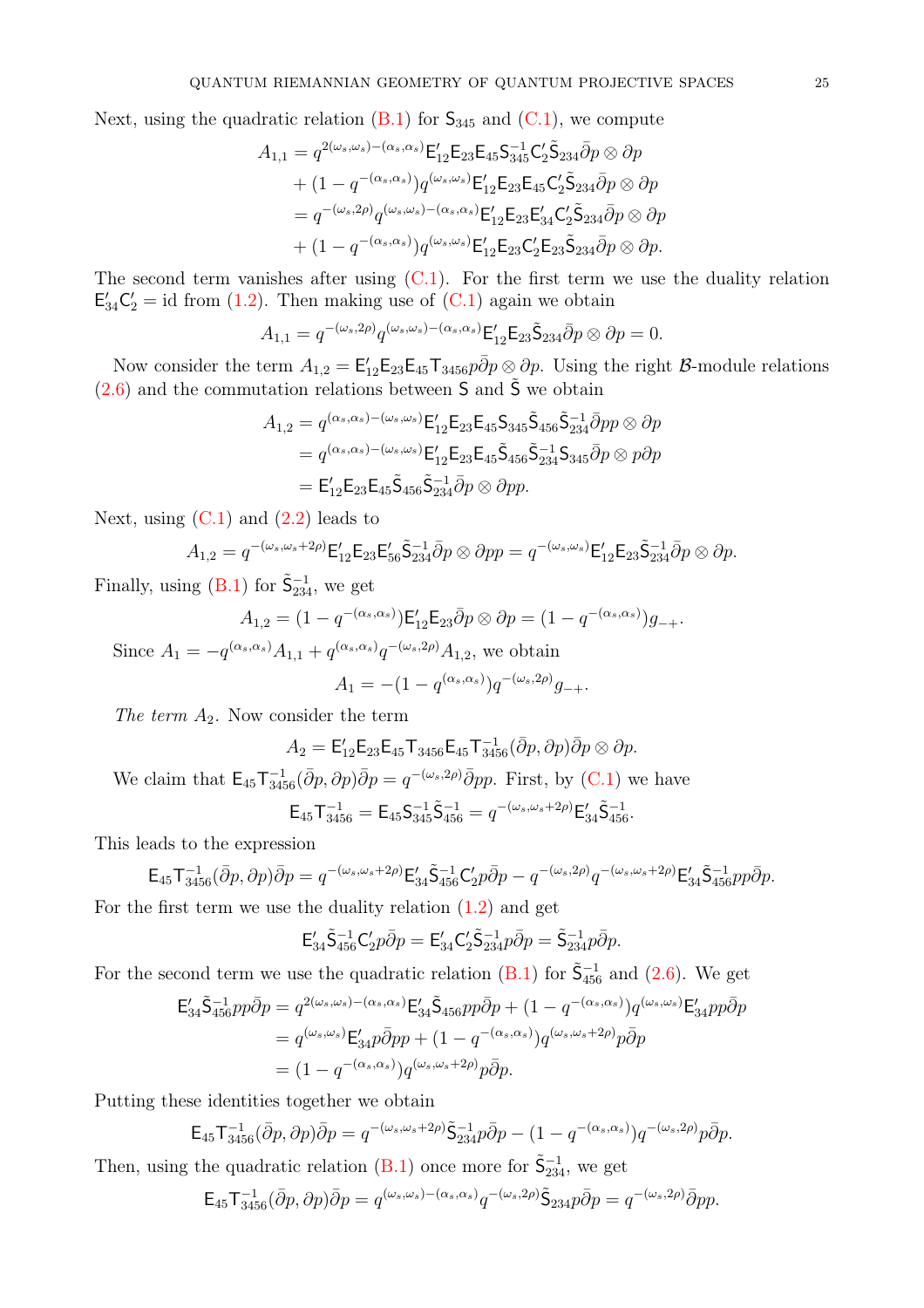Next, using the quadratic relation (B.1) for $\mathsf{S}_{345}$ and (C.1), we compute

$$\begin{aligned}
A_{1,1} &= q^{2(\omega_s,\omega_s)-(\alpha_s,\alpha_s)}\mathsf{E}'_{12}\mathsf{E}_{23}\mathsf{E}_{45}\mathsf{S}_{345}^{-1}\mathsf{C}'_2\tilde{\mathsf{S}}_{234}\bar{\partial}p\otimes\partial p \\
&\quad + (1-q^{-(\alpha_s,\alpha_s)})q^{(\omega_s,\omega_s)}\mathsf{E}'_{12}\mathsf{E}_{23}\mathsf{E}_{45}\mathsf{C}'_2\tilde{\mathsf{S}}_{234}\bar{\partial}p\otimes\partial p \\
&= q^{-(\omega_s,2\rho)}q^{(\omega_s,\omega_s)-(\alpha_s,\alpha_s)}\mathsf{E}'_{12}\mathsf{E}_{23}\mathsf{E}'_{34}\mathsf{C}'_2\tilde{\mathsf{S}}_{234}\bar{\partial}p\otimes\partial p \\
&\quad + (1-q^{-(\alpha_s,\alpha_s)})q^{(\omega_s,\omega_s)}\mathsf{E}'_{12}\mathsf{E}_{23}\mathsf{C}'_2\mathsf{E}_{23}\tilde{\mathsf{S}}_{234}\bar{\partial}p\otimes\partial p.
\end{aligned}$$

The second term vanishes after using (C.1). For the first term we use the duality relation $\mathsf{E}'_{34}\mathsf{C}'_2 = \mathrm{id}$ from (1.2). Then making use of (C.1) again we obtain

$$A_{1,1} = q^{-(\omega_s,2\rho)}q^{(\omega_s,\omega_s)-(\alpha_s,\alpha_s)}\mathsf{E}'_{12}\mathsf{E}_{23}\tilde{\mathsf{S}}_{234}\bar{\partial}p\otimes\partial p = 0.$$

Now consider the term $A_{1,2} = \mathsf{E}'_{12}\mathsf{E}_{23}\mathsf{E}_{45}\mathsf{T}_{3456}p\bar{\partial}p\otimes\partial p$. Using the right $\mathcal{B}$-module relations (2.6) and the commutation relations between $\mathsf{S}$ and $\tilde{\mathsf{S}}$ we obtain

$$\begin{aligned}
A_{1,2} &= q^{(\alpha_s,\alpha_s)-(\omega_s,\omega_s)}\mathsf{E}'_{12}\mathsf{E}_{23}\mathsf{E}_{45}\mathsf{S}_{345}\tilde{\mathsf{S}}_{456}\tilde{\mathsf{S}}_{234}^{-1}\bar{\partial}pp\otimes\partial p \\
&= q^{(\alpha_s,\alpha_s)-(\omega_s,\omega_s)}\mathsf{E}'_{12}\mathsf{E}_{23}\mathsf{E}_{45}\tilde{\mathsf{S}}_{456}\tilde{\mathsf{S}}_{234}^{-1}\mathsf{S}_{345}\bar{\partial}p\otimes p\partial p \\
&= \mathsf{E}'_{12}\mathsf{E}_{23}\mathsf{E}_{45}\tilde{\mathsf{S}}_{456}\tilde{\mathsf{S}}_{234}^{-1}\bar{\partial}p\otimes\partial pp.
\end{aligned}$$

Next, using (C.1) and (2.2) leads to

$$A_{1,2} = q^{-(\omega_s,\omega_s+2\rho)}\mathsf{E}'_{12}\mathsf{E}_{23}\mathsf{E}'_{56}\tilde{\mathsf{S}}_{234}^{-1}\bar{\partial}p\otimes\partial pp = q^{-(\omega_s,\omega_s)}\mathsf{E}'_{12}\mathsf{E}_{23}\tilde{\mathsf{S}}_{234}^{-1}\bar{\partial}p\otimes\partial p.$$

Finally, using (B.1) for $\tilde{\mathsf{S}}_{234}^{-1}$, we get

$$A_{1,2} = (1-q^{-(\alpha_s,\alpha_s)})\mathsf{E}'_{12}\mathsf{E}_{23}\bar{\partial}p\otimes\partial p = (1-q^{-(\alpha_s,\alpha_s)})g_{-+}.$$

Since $A_1 = -q^{(\alpha_s,\alpha_s)}A_{1,1} + q^{(\alpha_s,\alpha_s)}q^{-(\omega_s,2\rho)}A_{1,2}$, we obtain

$$A_1 = -(1-q^{(\alpha_s,\alpha_s)})q^{-(\omega_s,2\rho)}g_{-+}.$$

*The term $A_2$.* Now consider the term

$$A_2 = \mathsf{E}'_{12}\mathsf{E}_{23}\mathsf{E}_{45}\mathsf{T}_{3456}\mathsf{E}_{45}\mathsf{T}_{3456}^{-1}(\bar{\partial}p,\partial p)\bar{\partial}p\otimes\partial p.$$

We claim that $\mathsf{E}_{45}\mathsf{T}_{3456}^{-1}(\bar{\partial}p,\partial p)\bar{\partial}p = q^{-(\omega_s,2\rho)}\bar{\partial}pp$. First, by (C.1) we have

$$\mathsf{E}_{45}\mathsf{T}_{3456}^{-1} = \mathsf{E}_{45}\mathsf{S}_{345}^{-1}\tilde{\mathsf{S}}_{456}^{-1} = q^{-(\omega_s,\omega_s+2\rho)}\mathsf{E}'_{34}\tilde{\mathsf{S}}_{456}^{-1}.$$

This leads to the expression

$$\mathsf{E}_{45}\mathsf{T}_{3456}^{-1}(\bar{\partial}p,\partial p)\bar{\partial}p = q^{-(\omega_s,\omega_s+2\rho)}\mathsf{E}'_{34}\tilde{\mathsf{S}}_{456}^{-1}\mathsf{C}'_2p\bar{\partial}p - q^{-(\omega_s,2\rho)}q^{-(\omega_s,\omega_s+2\rho)}\mathsf{E}'_{34}\tilde{\mathsf{S}}_{456}^{-1}pp\bar{\partial}p.$$

For the first term we use the duality relation (1.2) and get

$$\mathsf{E}'_{34}\tilde{\mathsf{S}}_{456}^{-1}\mathsf{C}'_2p\bar{\partial}p = \mathsf{E}'_{34}\mathsf{C}'_2\tilde{\mathsf{S}}_{234}^{-1}p\bar{\partial}p = \tilde{\mathsf{S}}_{234}^{-1}p\bar{\partial}p.$$

For the second term we use the quadratic relation (B.1) for $\tilde{\mathsf{S}}_{456}^{-1}$ and (2.6). We get

$$\begin{aligned}
\mathsf{E}'_{34}\tilde{\mathsf{S}}_{456}^{-1}pp\bar{\partial}p &= q^{2(\omega_s,\omega_s)-(\alpha_s,\alpha_s)}\mathsf{E}'_{34}\tilde{\mathsf{S}}_{456}pp\bar{\partial}p + (1-q^{-(\alpha_s,\alpha_s)})q^{(\omega_s,\omega_s)}\mathsf{E}'_{34}pp\bar{\partial}p \\
&= q^{(\omega_s,\omega_s)}\mathsf{E}'_{34}p\bar{\partial}pp + (1-q^{-(\alpha_s,\alpha_s)})q^{(\omega_s,\omega_s+2\rho)}p\bar{\partial}p \\
&= (1-q^{-(\alpha_s,\alpha_s)})q^{(\omega_s,\omega_s+2\rho)}p\bar{\partial}p.
\end{aligned}$$

Putting these identities together we obtain

$$\mathsf{E}_{45}\mathsf{T}_{3456}^{-1}(\bar{\partial}p,\partial p)\bar{\partial}p = q^{-(\omega_s,\omega_s+2\rho)}\tilde{\mathsf{S}}_{234}^{-1}p\bar{\partial}p - (1-q^{-(\alpha_s,\alpha_s)})q^{-(\omega_s,2\rho)}p\bar{\partial}p.$$

Then, using the quadratic relation (B.1) once more for $\tilde{\mathsf{S}}_{234}^{-1}$, we get

$$\mathsf{E}_{45}\mathsf{T}_{3456}^{-1}(\bar{\partial}p,\partial p)\bar{\partial}p = q^{(\omega_s,\omega_s)-(\alpha_s,\alpha_s)}q^{-(\omega_s,2\rho)}\tilde{\mathsf{S}}_{234}p\bar{\partial}p = q^{-(\omega_s,2\rho)}\bar{\partial}pp.$$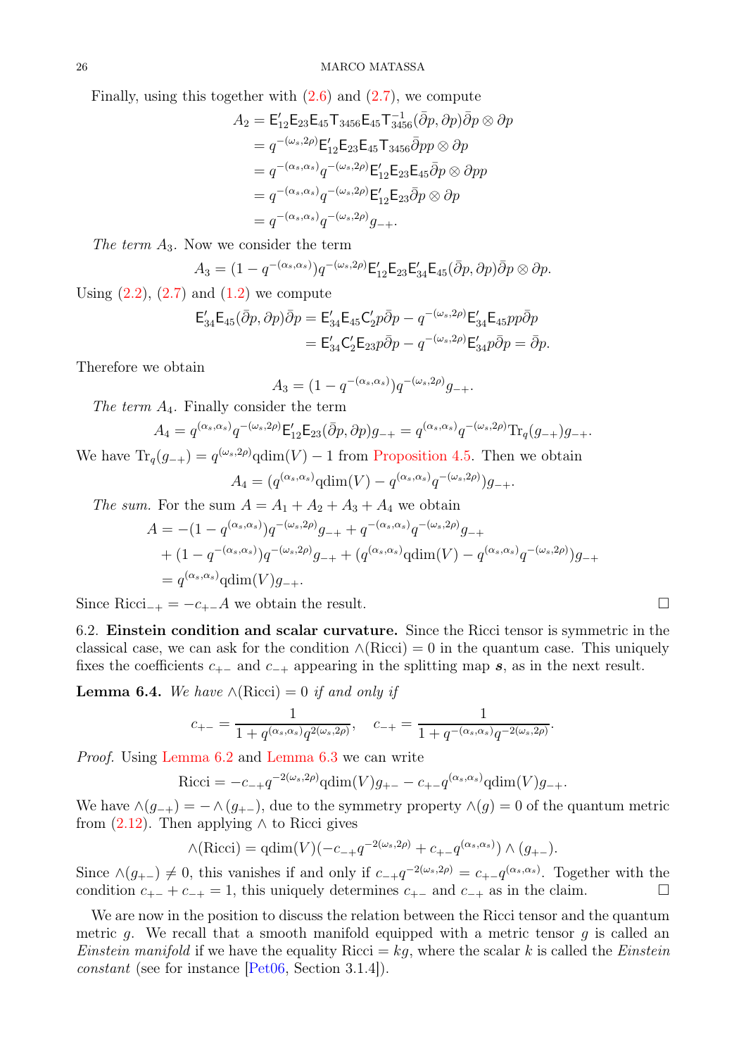Finally, using this together with (2.6) and (2.7), we compute

$$
\begin{aligned}
A_2 &= \mathsf{E}'_{12}\mathsf{E}_{23}\mathsf{E}_{45}\mathsf{T}_{3456}\mathsf{E}_{45}\mathsf{T}_{3456}^{-1}(\bar\partial p, \partial p)\bar\partial p \otimes \partial p \\
&= q^{-(\omega_s, 2\rho)}\mathsf{E}'_{12}\mathsf{E}_{23}\mathsf{E}_{45}\mathsf{T}_{3456}\bar\partial p p \otimes \partial p \\
&= q^{-(\alpha_s,\alpha_s)}q^{-(\omega_s, 2\rho)}\mathsf{E}'_{12}\mathsf{E}_{23}\mathsf{E}_{45}\bar\partial p \otimes \partial p p \\
&= q^{-(\alpha_s,\alpha_s)}q^{-(\omega_s, 2\rho)}\mathsf{E}'_{12}\mathsf{E}_{23}\bar\partial p \otimes \partial p \\
&= q^{-(\alpha_s,\alpha_s)}q^{-(\omega_s, 2\rho)} g_{-+}.
\end{aligned}
$$

*The term $A_3$.* Now we consider the term

$$
A_3 = (1 - q^{-(\alpha_s,\alpha_s)})q^{-(\omega_s,2\rho)}\mathsf{E}'_{12}\mathsf{E}_{23}\mathsf{E}'_{34}\mathsf{E}_{45}(\bar\partial p, \partial p)\bar\partial p \otimes \partial p.
$$

Using (2.2), (2.7) and (1.2) we compute

$$
\begin{aligned}
\mathsf{E}'_{34}\mathsf{E}_{45}(\bar\partial p, \partial p)\bar\partial p &= \mathsf{E}'_{34}\mathsf{E}_{45}\mathsf{C}'_2 p\bar\partial p - q^{-(\omega_s,2\rho)}\mathsf{E}'_{34}\mathsf{E}_{45} pp\bar\partial p \\
&= \mathsf{E}'_{34}\mathsf{C}'_2\mathsf{E}_{23} p\bar\partial p - q^{-(\omega_s,2\rho)}\mathsf{E}'_{34} p\bar\partial p = \bar\partial p.
\end{aligned}
$$

Therefore we obtain

$$
A_3 = (1 - q^{-(\alpha_s,\alpha_s)})q^{-(\omega_s,2\rho)} g_{-+}.
$$

*The term $A_4$.* Finally consider the term

$$
A_4 = q^{(\alpha_s,\alpha_s)}q^{-(\omega_s,2\rho)}\mathsf{E}'_{12}\mathsf{E}_{23}(\bar\partial p, \partial p) g_{-+} = q^{(\alpha_s,\alpha_s)}q^{-(\omega_s,2\rho)}\mathrm{Tr}_q(g_{-+}) g_{-+}.
$$

We have $\mathrm{Tr}_q(g_{-+}) = q^{(\omega_s,2\rho)}\mathrm{qdim}(V) - 1$ from Proposition 4.5. Then we obtain

$$
A_4 = (q^{(\alpha_s,\alpha_s)}\mathrm{qdim}(V) - q^{(\alpha_s,\alpha_s)}q^{-(\omega_s,2\rho)}) g_{-+}.
$$

*The sum.* For the sum $A = A_1 + A_2 + A_3 + A_4$ we obtain

$$
\begin{aligned}
A &= -(1 - q^{(\alpha_s,\alpha_s)})q^{-(\omega_s,2\rho)} g_{-+} + q^{-(\alpha_s,\alpha_s)}q^{-(\omega_s,2\rho)} g_{-+} \\
&\quad + (1 - q^{-(\alpha_s,\alpha_s)})q^{-(\omega_s,2\rho)} g_{-+} + (q^{(\alpha_s,\alpha_s)}\mathrm{qdim}(V) - q^{(\alpha_s,\alpha_s)}q^{-(\omega_s,2\rho)}) g_{-+} \\
&= q^{(\alpha_s,\alpha_s)}\mathrm{qdim}(V) g_{-+}.
\end{aligned}
$$

Since $\mathrm{Ricci}_{-+} = -c_{+-}A$ we obtain the result. ☐

6.2. **Einstein condition and scalar curvature.** Since the Ricci tensor is symmetric in the classical case, we can ask for the condition $\wedge(\mathrm{Ricci}) = 0$ in the quantum case. This uniquely fixes the coefficients $c_{+-}$ and $c_{-+}$ appearing in the splitting map $\boldsymbol{s}$, as in the next result.

**Lemma 6.4.** *We have $\wedge(\mathrm{Ricci}) = 0$ if and only if*

$$
c_{+-} = \frac{1}{1 + q^{(\alpha_s,\alpha_s)}q^{2(\omega_s,2\rho)}}, \quad c_{-+} = \frac{1}{1 + q^{-(\alpha_s,\alpha_s)}q^{-2(\omega_s,2\rho)}}.
$$

*Proof.* Using Lemma 6.2 and Lemma 6.3 we can write

$$
\mathrm{Ricci} = -c_{-+}q^{-2(\omega_s,2\rho)}\mathrm{qdim}(V) g_{+-} - c_{+-}q^{(\alpha_s,\alpha_s)}\mathrm{qdim}(V) g_{-+}.
$$

We have $\wedge(g_{-+}) = -\wedge(g_{+-})$, due to the symmetry property $\wedge(g) = 0$ of the quantum metric from (2.12). Then applying $\wedge$ to Ricci gives

$$
\wedge(\mathrm{Ricci}) = \mathrm{qdim}(V)(-c_{-+}q^{-2(\omega_s,2\rho)} + c_{+-}q^{(\alpha_s,\alpha_s)}) \wedge (g_{+-}).
$$

Since $\wedge(g_{+-}) \neq 0$, this vanishes if and only if $c_{-+}q^{-2(\omega_s,2\rho)} = c_{+-}q^{(\alpha_s,\alpha_s)}$. Together with the condition $c_{+-} + c_{-+} = 1$, this uniquely determines $c_{+-}$ and $c_{-+}$ as in the claim. ☐

We are now in the position to discuss the relation between the Ricci tensor and the quantum metric $g$. We recall that a smooth manifold equipped with a metric tensor $g$ is called an *Einstein manifold* if we have the equality $\mathrm{Ricci} = kg$, where the scalar $k$ is called the *Einstein constant* (see for instance [Pet06, Section 3.1.4]).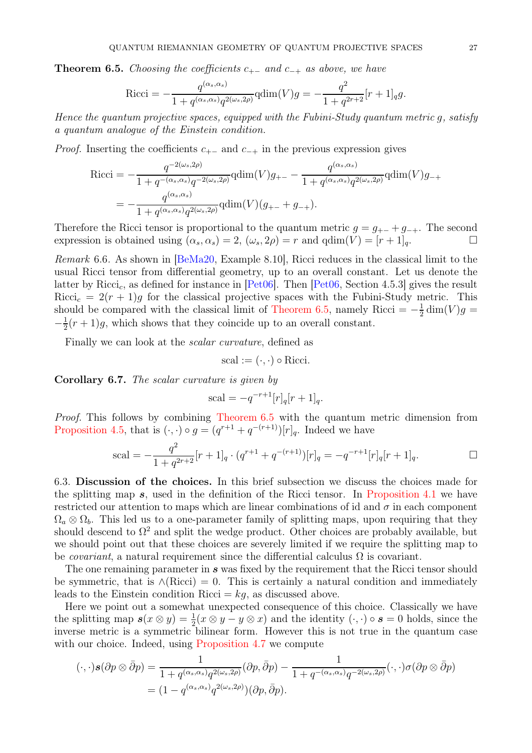**Theorem 6.5.** *Choosing the coefficients $c_{+-}$ and $c_{-+}$ as above, we have*

$$\mathrm{Ricci} = -\frac{q^{(\alpha_s,\alpha_s)}}{1+q^{(\alpha_s,\alpha_s)}q^{2(\omega_s,2\rho)}}\mathrm{qdim}(V)g = -\frac{q^2}{1+q^{2r+2}}[r+1]_q g.$$

*Hence the quantum projective spaces, equipped with the Fubini-Study quantum metric $g$, satisfy a quantum analogue of the Einstein condition.*

*Proof.* Inserting the coefficients $c_{+-}$ and $c_{-+}$ in the previous expression gives

$$\begin{aligned}
\mathrm{Ricci} &= -\frac{q^{-2(\omega_s,2\rho)}}{1+q^{-(\alpha_s,\alpha_s)}q^{-2(\omega_s,2\rho)}}\mathrm{qdim}(V)g_{+-} - \frac{q^{(\alpha_s,\alpha_s)}}{1+q^{(\alpha_s,\alpha_s)}q^{2(\omega_s,2\rho)}}\mathrm{qdim}(V)g_{-+} \\
&= -\frac{q^{(\alpha_s,\alpha_s)}}{1+q^{(\alpha_s,\alpha_s)}q^{2(\omega_s,2\rho)}}\mathrm{qdim}(V)(g_{+-}+g_{-+}).
\end{aligned}$$

Therefore the Ricci tensor is proportional to the quantum metric $g = g_{+-} + g_{-+}$. The second expression is obtained using $(\alpha_s,\alpha_s) = 2$, $(\omega_s, 2\rho) = r$ and $\mathrm{qdim}(V) = [r+1]_q$. □

*Remark* 6.6. As shown in [BeMa20, Example 8.10], Ricci reduces in the classical limit to the usual Ricci tensor from differential geometry, up to an overall constant. Let us denote the latter by $\mathrm{Ricci}_c$, as defined for instance in [Pet06]. Then [Pet06, Section 4.5.3] gives the result $\mathrm{Ricci}_c = 2(r+1)g$ for the classical projective spaces with the Fubini-Study metric. This should be compared with the classical limit of Theorem 6.5, namely $\mathrm{Ricci} = -\frac{1}{2}\dim(V)g = -\frac{1}{2}(r+1)g$, which shows that they coincide up to an overall constant.

Finally we can look at the *scalar curvature*, defined as

$$\mathrm{scal} := (\cdot,\cdot)\circ \mathrm{Ricci}.$$

**Corollary 6.7.** *The scalar curvature is given by*

$$\mathrm{scal} = -q^{-r+1}[r]_q[r+1]_q.$$

*Proof.* This follows by combining Theorem 6.5 with the quantum metric dimension from Proposition 4.5, that is $(\cdot,\cdot)\circ g = (q^{r+1}+q^{-(r+1)})[r]_q$. Indeed we have

$$\mathrm{scal} = -\frac{q^2}{1+q^{2r+2}}[r+1]_q \cdot (q^{r+1}+q^{-(r+1)})[r]_q = -q^{-r+1}[r]_q[r+1]_q.$$ □

6.3. **Discussion of the choices.** In this brief subsection we discuss the choices made for the splitting map $\boldsymbol{s}$, used in the definition of the Ricci tensor. In Proposition 4.1 we have restricted our attention to maps which are linear combinations of id and $\sigma$ in each component $\Omega_a \otimes \Omega_b$. This led us to a one-parameter family of splitting maps, upon requiring that they should descend to $\Omega^2$ and split the wedge product. Other choices are probably available, but we should point out that these choices are severely limited if we require the splitting map to be *covariant*, a natural requirement since the differential calculus $\Omega$ is covariant.

The one remaining parameter in $\boldsymbol{s}$ was fixed by the requirement that the Ricci tensor should be symmetric, that is $\wedge(\mathrm{Ricci}) = 0$. This is certainly a natural condition and immediately leads to the Einstein condition $\mathrm{Ricci} = kg$, as discussed above.

Here we point out a somewhat unexpected consequence of this choice. Classically we have the splitting map $\boldsymbol{s}(x\otimes y) = \frac{1}{2}(x\otimes y - y\otimes x)$ and the identity $(\cdot,\cdot)\circ\boldsymbol{s} = 0$ holds, since the inverse metric is a symmetric bilinear form. However this is not true in the quantum case with our choice. Indeed, using Proposition 4.7 we compute

$$\begin{aligned}
(\cdot,\cdot)\boldsymbol{s}(\partial p\otimes\bar\partial p) &= \frac{1}{1+q^{(\alpha_s,\alpha_s)}q^{2(\omega_s,2\rho)}}(\partial p,\bar\partial p) - \frac{1}{1+q^{-(\alpha_s,\alpha_s)}q^{-2(\omega_s,2\rho)}}(\cdot,\cdot)\sigma(\partial p\otimes\bar\partial p) \\
&= (1-q^{(\alpha_s,\alpha_s)}q^{2(\omega_s,2\rho)})(\partial p,\bar\partial p).
\end{aligned}$$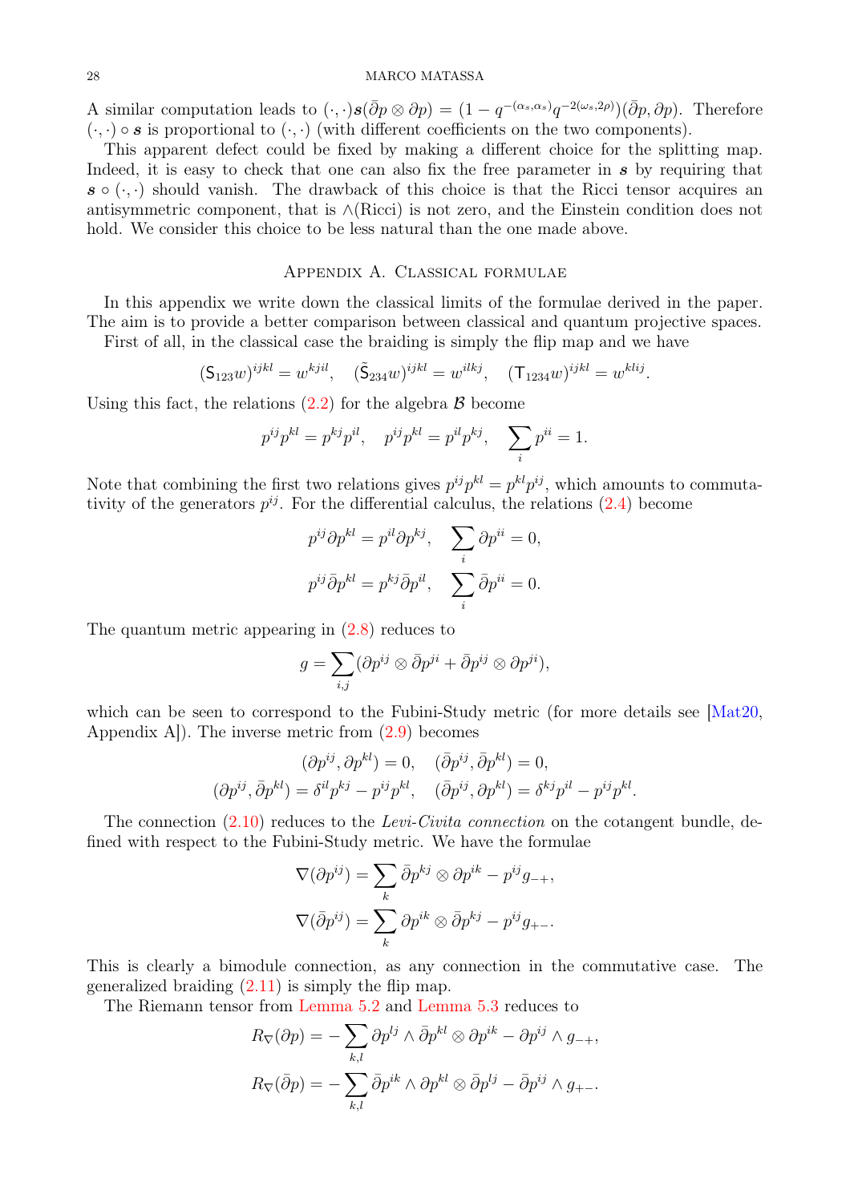A similar computation leads to $(\cdot,\cdot)\boldsymbol{s}(\bar{\partial}p \otimes \partial p) = (1 - q^{-(\alpha_s,\alpha_s)} q^{-2(\omega_s,2\rho)})(\bar{\partial}p, \partial p)$. Therefore $(\cdot,\cdot) \circ \boldsymbol{s}$ is proportional to $(\cdot,\cdot)$ (with different coefficients on the two components).

This apparent defect could be fixed by making a different choice for the splitting map. Indeed, it is easy to check that one can also fix the free parameter in $\boldsymbol{s}$ by requiring that $\boldsymbol{s} \circ (\cdot,\cdot)$ should vanish. The drawback of this choice is that the Ricci tensor acquires an antisymmetric component, that is $\wedge(\mathrm{Ricci})$ is not zero, and the Einstein condition does not hold. We consider this choice to be less natural than the one made above.

## Appendix A. Classical formulae

In this appendix we write down the classical limits of the formulae derived in the paper. The aim is to provide a better comparison between classical and quantum projective spaces.

First of all, in the classical case the braiding is simply the flip map and we have

$$(\mathsf{S}_{123}w)^{ijkl} = w^{kjil}, \quad (\tilde{\mathsf{S}}_{234}w)^{ijkl} = w^{ilkj}, \quad (\mathsf{T}_{1234}w)^{ijkl} = w^{klij}.$$

Using this fact, the relations (2.2) for the algebra $\mathcal{B}$ become

$$p^{ij}p^{kl} = p^{kj}p^{il}, \quad p^{ij}p^{kl} = p^{il}p^{kj}, \quad \sum_i p^{ii} = 1.$$

Note that combining the first two relations gives $p^{ij}p^{kl} = p^{kl}p^{ij}$, which amounts to commutativity of the generators $p^{ij}$. For the differential calculus, the relations (2.4) become

$$p^{ij}\partial p^{kl} = p^{il}\partial p^{kj}, \quad \sum_i \partial p^{ii} = 0,$$
$$p^{ij}\bar{\partial} p^{kl} = p^{kj}\bar{\partial} p^{il}, \quad \sum_i \bar{\partial} p^{ii} = 0.$$

The quantum metric appearing in (2.8) reduces to

$$g = \sum_{i,j} (\partial p^{ij} \otimes \bar{\partial} p^{ji} + \bar{\partial} p^{ij} \otimes \partial p^{ji}),$$

which can be seen to correspond to the Fubini-Study metric (for more details see [Mat20, Appendix A]). The inverse metric from (2.9) becomes

$$(\partial p^{ij}, \partial p^{kl}) = 0, \quad (\bar{\partial} p^{ij}, \bar{\partial} p^{kl}) = 0,$$
$$(\partial p^{ij}, \bar{\partial} p^{kl}) = \delta^{il} p^{kj} - p^{ij}p^{kl}, \quad (\bar{\partial} p^{ij}, \partial p^{kl}) = \delta^{kj} p^{il} - p^{ij}p^{kl}.$$

The connection (2.10) reduces to the *Levi-Civita connection* on the cotangent bundle, defined with respect to the Fubini-Study metric. We have the formulae

$$\nabla(\partial p^{ij}) = \sum_k \bar{\partial} p^{kj} \otimes \partial p^{ik} - p^{ij} g_{-+},$$
$$\nabla(\bar{\partial} p^{ij}) = \sum_k \partial p^{ik} \otimes \bar{\partial} p^{kj} - p^{ij} g_{+-}.$$

This is clearly a bimodule connection, as any connection in the commutative case. The generalized braiding (2.11) is simply the flip map.

The Riemann tensor from Lemma 5.2 and Lemma 5.3 reduces to

$$R_\nabla(\partial p) = -\sum_{k,l} \partial p^{lj} \wedge \bar{\partial} p^{kl} \otimes \partial p^{ik} - \partial p^{ij} \wedge g_{-+},$$
$$R_\nabla(\bar{\partial} p) = -\sum_{k,l} \bar{\partial} p^{ik} \wedge \partial p^{kl} \otimes \bar{\partial} p^{lj} - \bar{\partial} p^{ij} \wedge g_{+-}.$$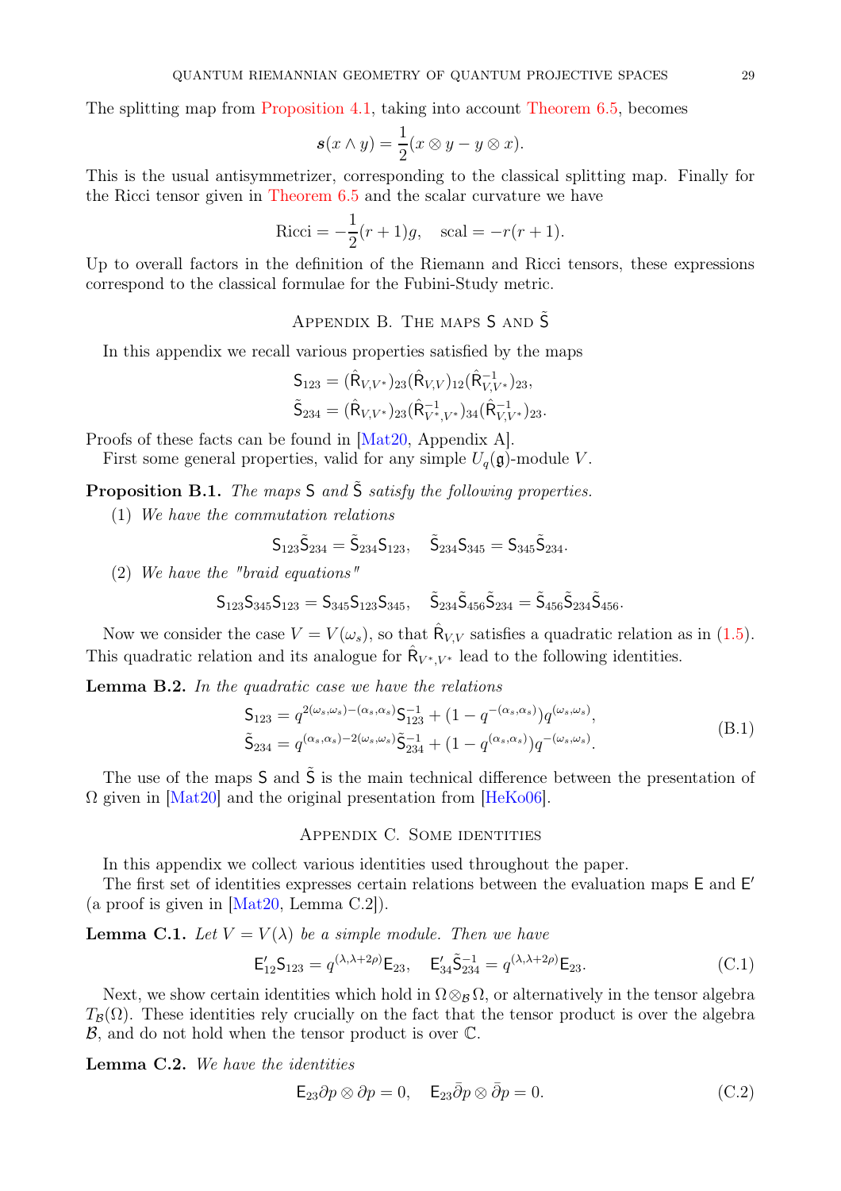The splitting map from Proposition 4.1, taking into account Theorem 6.5, becomes

$$\boldsymbol{s}(x \wedge y) = \frac{1}{2}(x \otimes y - y \otimes x).$$

This is the usual antisymmetrizer, corresponding to the classical splitting map. Finally for the Ricci tensor given in Theorem 6.5 and the scalar curvature we have

$$\mathrm{Ricci} = -\frac{1}{2}(r+1)g, \quad \mathrm{scal} = -r(r+1).$$

Up to overall factors in the definition of the Riemann and Ricci tensors, these expressions correspond to the classical formulae for the Fubini-Study metric.

## Appendix B. The maps $\mathsf{S}$ and $\tilde{\mathsf{S}}$

In this appendix we recall various properties satisfied by the maps

$$\mathsf{S}_{123} = (\hat{\mathsf{R}}_{V,V^*})_{23} (\hat{\mathsf{R}}_{V,V})_{12} (\hat{\mathsf{R}}^{-1}_{V,V^*})_{23},$$
$$\tilde{\mathsf{S}}_{234} = (\hat{\mathsf{R}}_{V,V^*})_{23} (\hat{\mathsf{R}}^{-1}_{V^*,V^*})_{34} (\hat{\mathsf{R}}^{-1}_{V,V^*})_{23}.$$

Proofs of these facts can be found in [Mat20, Appendix A].

First some general properties, valid for any simple $U_q(\mathfrak{g})$-module $V$.

**Proposition B.1.** *The maps $\mathsf{S}$ and $\tilde{\mathsf{S}}$ satisfy the following properties.*

1. *We have the commutation relations*
$$\mathsf{S}_{123} \tilde{\mathsf{S}}_{234} = \tilde{\mathsf{S}}_{234} \mathsf{S}_{123}, \quad \tilde{\mathsf{S}}_{234} \mathsf{S}_{345} = \mathsf{S}_{345} \tilde{\mathsf{S}}_{234}.$$
2. *We have the "braid equations"*
$$\mathsf{S}_{123} \mathsf{S}_{345} \mathsf{S}_{123} = \mathsf{S}_{345} \mathsf{S}_{123} \mathsf{S}_{345}, \quad \tilde{\mathsf{S}}_{234} \tilde{\mathsf{S}}_{456} \tilde{\mathsf{S}}_{234} = \tilde{\mathsf{S}}_{456} \tilde{\mathsf{S}}_{234} \tilde{\mathsf{S}}_{456}.$$

Now we consider the case $V = V(\omega_s)$, so that $\hat{\mathsf{R}}_{V,V}$ satisfies a quadratic relation as in (1.5). This quadratic relation and its analogue for $\hat{\mathsf{R}}_{V^*,V^*}$ lead to the following identities.

**Lemma B.2.** *In the quadratic case we have the relations*

$$\begin{aligned}
\mathsf{S}_{123} &= q^{2(\omega_s,\omega_s)-(\alpha_s,\alpha_s)} \mathsf{S}^{-1}_{123} + (1 - q^{-(\alpha_s,\alpha_s)}) q^{(\omega_s,\omega_s)}, \\
\tilde{\mathsf{S}}_{234} &= q^{(\alpha_s,\alpha_s)-2(\omega_s,\omega_s)} \tilde{\mathsf{S}}^{-1}_{234} + (1 - q^{(\alpha_s,\alpha_s)}) q^{-(\omega_s,\omega_s)}.
\end{aligned} \tag{B.1}$$

The use of the maps $\mathsf{S}$ and $\tilde{\mathsf{S}}$ is the main technical difference between the presentation of $\Omega$ given in [Mat20] and the original presentation from [HeKo06].

## Appendix C. Some identities

In this appendix we collect various identities used throughout the paper.

The first set of identities expresses certain relations between the evaluation maps $\mathsf{E}$ and $\mathsf{E}'$ (a proof is given in [Mat20, Lemma C.2]).

**Lemma C.1.** *Let $V = V(\lambda)$ be a simple module. Then we have*

$$\mathsf{E}'_{12} \mathsf{S}_{123} = q^{(\lambda,\lambda+2\rho)} \mathsf{E}_{23}, \quad \mathsf{E}'_{34} \tilde{\mathsf{S}}^{-1}_{234} = q^{(\lambda,\lambda+2\rho)} \mathsf{E}_{23}. \tag{C.1}$$

Next, we show certain identities which hold in $\Omega \otimes_{\mathcal{B}} \Omega$, or alternatively in the tensor algebra $T_{\mathcal{B}}(\Omega)$. These identities rely crucially on the fact that the tensor product is over the algebra $\mathcal{B}$, and do not hold when the tensor product is over $\mathbb{C}$.

**Lemma C.2.** *We have the identities*

$$\mathsf{E}_{23} \partial p \otimes \partial p = 0, \quad \mathsf{E}_{23} \bar{\partial} p \otimes \bar{\partial} p = 0. \tag{C.2}$$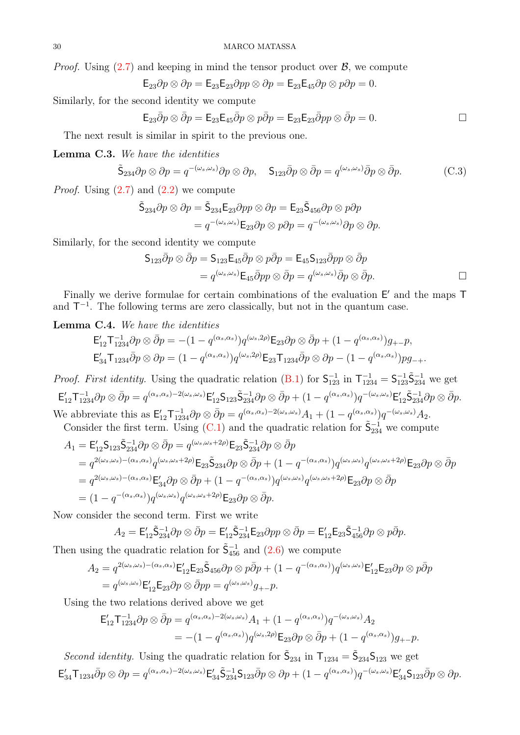*Proof.* Using (2.7) and keeping in mind the tensor product over $\mathcal{B}$, we compute

$$\mathsf{E}_{23}\partial p \otimes \partial p = \mathsf{E}_{23}\mathsf{E}_{23}\partial p p \otimes \partial p = \mathsf{E}_{23}\mathsf{E}_{45}\partial p \otimes p\partial p = 0.$$

Similarly, for the second identity we compute

$$\mathsf{E}_{23}\bar{\partial} p \otimes \bar{\partial} p = \mathsf{E}_{23}\mathsf{E}_{45}\bar{\partial} p \otimes p\bar{\partial} p = \mathsf{E}_{23}\mathsf{E}_{23}\bar{\partial} p p \otimes \bar{\partial} p = 0. \qquad \square$$

The next result is similar in spirit to the previous one.

**Lemma C.3.** *We have the identities*

$$\tilde{\mathsf{S}}_{234}\partial p \otimes \partial p = q^{-(\omega_s,\omega_s)}\partial p \otimes \partial p, \quad \mathsf{S}_{123}\bar{\partial} p \otimes \bar{\partial} p = q^{(\omega_s,\omega_s)}\bar{\partial} p \otimes \bar{\partial} p. \tag{C.3}$$

*Proof.* Using (2.7) and (2.2) we compute

$$\begin{aligned}
\tilde{\mathsf{S}}_{234}\partial p \otimes \partial p &= \tilde{\mathsf{S}}_{234}\mathsf{E}_{23}\partial p p \otimes \partial p = \mathsf{E}_{23}\tilde{\mathsf{S}}_{456}\partial p \otimes p\partial p \\
&= q^{-(\omega_s,\omega_s)}\mathsf{E}_{23}\partial p \otimes p\partial p = q^{-(\omega_s,\omega_s)}\partial p \otimes \partial p.
\end{aligned}$$

Similarly, for the second identity we compute

$$\begin{aligned}
\mathsf{S}_{123}\bar{\partial} p \otimes \bar{\partial} p &= \mathsf{S}_{123}\mathsf{E}_{45}\bar{\partial} p \otimes p\bar{\partial} p = \mathsf{E}_{45}\mathsf{S}_{123}\bar{\partial} p p \otimes \bar{\partial} p \\
&= q^{(\omega_s,\omega_s)}\mathsf{E}_{45}\bar{\partial} p p \otimes \bar{\partial} p = q^{(\omega_s,\omega_s)}\bar{\partial} p \otimes \bar{\partial} p. \qquad \square
\end{aligned}$$

Finally we derive formulae for certain combinations of the evaluation $\mathsf{E}'$ and the maps $\mathsf{T}$ and $\mathsf{T}^{-1}$. The following terms are zero classically, but not in the quantum case.

**Lemma C.4.** *We have the identities*

$$\begin{aligned}
\mathsf{E}'_{12}\mathsf{T}^{-1}_{1234}\partial p \otimes \bar{\partial} p &= -(1 - q^{(\alpha_s,\alpha_s)})q^{(\omega_s,2\rho)}\mathsf{E}_{23}\partial p \otimes \bar{\partial} p + (1 - q^{(\alpha_s,\alpha_s)})g_{+-}p, \\
\mathsf{E}'_{34}\mathsf{T}_{1234}\bar{\partial} p \otimes \partial p &= (1 - q^{(\alpha_s,\alpha_s)})q^{(\omega_s,2\rho)}\mathsf{E}_{23}\mathsf{T}_{1234}\bar{\partial} p \otimes \partial p - (1 - q^{(\alpha_s,\alpha_s)})pg_{-+}.
\end{aligned}$$

*Proof. First identity.* Using the quadratic relation (B.1) for $\mathsf{S}^{-1}_{123}$ in $\mathsf{T}^{-1}_{1234} = \mathsf{S}^{-1}_{123}\tilde{\mathsf{S}}^{-1}_{234}$ we get

$$\mathsf{E}'_{12}\mathsf{T}^{-1}_{1234}\partial p \otimes \bar{\partial} p = q^{(\alpha_s,\alpha_s)-2(\omega_s,\omega_s)}\mathsf{E}'_{12}\mathsf{S}_{123}\tilde{\mathsf{S}}^{-1}_{234}\partial p \otimes \bar{\partial} p + (1 - q^{(\alpha_s,\alpha_s)})q^{-(\omega_s,\omega_s)}\mathsf{E}'_{12}\tilde{\mathsf{S}}^{-1}_{234}\partial p \otimes \bar{\partial} p.$$

We abbreviate this as $\mathsf{E}'_{12}\mathsf{T}^{-1}_{1234}\partial p \otimes \bar{\partial} p = q^{(\alpha_s,\alpha_s)-2(\omega_s,\omega_s)}A_1 + (1 - q^{(\alpha_s,\alpha_s)})q^{-(\omega_s,\omega_s)}A_2$.

Consider the first term. Using (C.1) and the quadratic relation for $\tilde{\mathsf{S}}^{-1}_{234}$ we compute

$$\begin{aligned}
A_1 &= \mathsf{E}'_{12}\mathsf{S}_{123}\tilde{\mathsf{S}}^{-1}_{234}\partial p \otimes \bar{\partial} p = q^{(\omega_s,\omega_s+2\rho)}\mathsf{E}_{23}\tilde{\mathsf{S}}^{-1}_{234}\partial p \otimes \bar{\partial} p \\
&= q^{2(\omega_s,\omega_s)-(\alpha_s,\alpha_s)}q^{(\omega_s,\omega_s+2\rho)}\mathsf{E}_{23}\tilde{\mathsf{S}}_{234}\partial p \otimes \bar{\partial} p + (1 - q^{-(\alpha_s,\alpha_s)})q^{(\omega_s,\omega_s)}q^{(\omega_s,\omega_s+2\rho)}\mathsf{E}_{23}\partial p \otimes \bar{\partial} p \\
&= q^{2(\omega_s,\omega_s)-(\alpha_s,\alpha_s)}\mathsf{E}'_{34}\partial p \otimes \bar{\partial} p + (1 - q^{-(\alpha_s,\alpha_s)})q^{(\omega_s,\omega_s)}q^{(\omega_s,\omega_s+2\rho)}\mathsf{E}_{23}\partial p \otimes \bar{\partial} p \\
&= (1 - q^{-(\alpha_s,\alpha_s)})q^{(\omega_s,\omega_s)}q^{(\omega_s,\omega_s+2\rho)}\mathsf{E}_{23}\partial p \otimes \bar{\partial} p.
\end{aligned}$$

Now consider the second term. First we write

$$A_2 = \mathsf{E}'_{12}\tilde{\mathsf{S}}^{-1}_{234}\partial p \otimes \bar{\partial} p = \mathsf{E}'_{12}\tilde{\mathsf{S}}^{-1}_{234}\mathsf{E}_{23}\partial p p \otimes \bar{\partial} p = \mathsf{E}'_{12}\mathsf{E}_{23}\tilde{\mathsf{S}}^{-1}_{456}\partial p \otimes p\bar{\partial} p.$$

Then using the quadratic relation for $\tilde{\mathsf{S}}^{-1}_{456}$ and (2.6) we compute

$$\begin{aligned}
A_2 &= q^{2(\omega_s,\omega_s)-(\alpha_s,\alpha_s)}\mathsf{E}'_{12}\mathsf{E}_{23}\tilde{\mathsf{S}}_{456}\partial p \otimes p\bar{\partial} p + (1 - q^{-(\alpha_s,\alpha_s)})q^{(\omega_s,\omega_s)}\mathsf{E}'_{12}\mathsf{E}_{23}\partial p \otimes p\bar{\partial} p \\
&= q^{(\omega_s,\omega_s)}\mathsf{E}'_{12}\mathsf{E}_{23}\partial p \otimes \bar{\partial} p p = q^{(\omega_s,\omega_s)}g_{+-}p.
\end{aligned}$$

Using the two relations derived above we get

$$\begin{aligned}
\mathsf{E}'_{12}\mathsf{T}^{-1}_{1234}\partial p \otimes \bar{\partial} p &= q^{(\alpha_s,\alpha_s)-2(\omega_s,\omega_s)}A_1 + (1 - q^{(\alpha_s,\alpha_s)})q^{-(\omega_s,\omega_s)}A_2 \\
&= -(1 - q^{(\alpha_s,\alpha_s)})q^{(\omega_s,2\rho)}\mathsf{E}_{23}\partial p \otimes \bar{\partial} p + (1 - q^{(\alpha_s,\alpha_s)})g_{+-}p.
\end{aligned}$$

*Second identity.* Using the quadratic relation for $\tilde{\mathsf{S}}_{234}$ in $\mathsf{T}_{1234} = \tilde{\mathsf{S}}_{234}\mathsf{S}_{123}$ we get

$$\mathsf{E}'_{34}\mathsf{T}_{1234}\bar{\partial} p \otimes \partial p = q^{(\alpha_s,\alpha_s)-2(\omega_s,\omega_s)}\mathsf{E}'_{34}\tilde{\mathsf{S}}^{-1}_{234}\mathsf{S}_{123}\bar{\partial} p \otimes \partial p + (1 - q^{(\alpha_s,\alpha_s)})q^{-(\omega_s,\omega_s)}\mathsf{E}'_{34}\mathsf{S}_{123}\bar{\partial} p \otimes \partial p.$$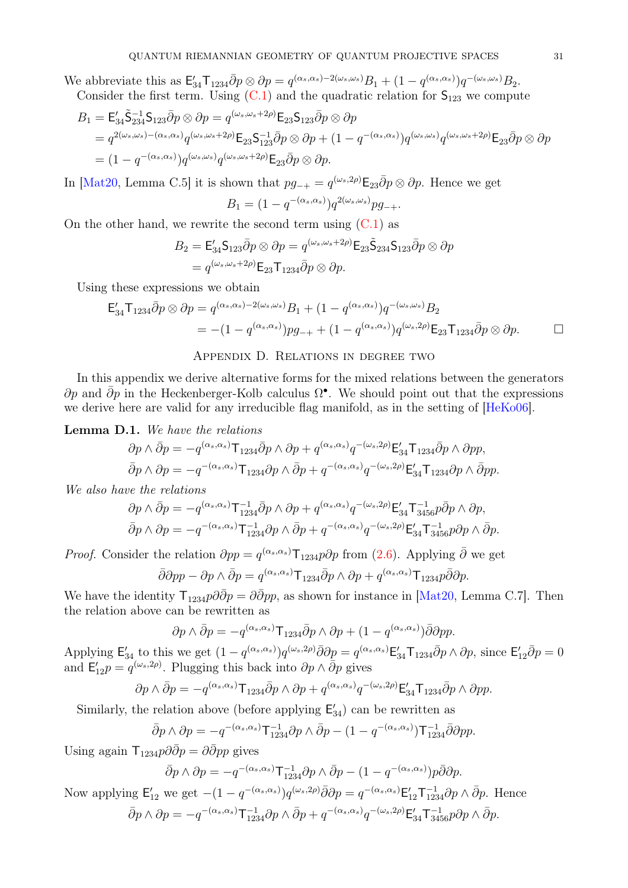We abbreviate this as $\mathsf{E}'_{34}\mathsf{T}_{1234}\bar\partial p\otimes\partial p = q^{(\alpha_s,\alpha_s)-2(\omega_s,\omega_s)}B_1 + (1-q^{(\alpha_s,\alpha_s)})q^{-(\omega_s,\omega_s)}B_2$.

Consider the first term. Using (C.1) and the quadratic relation for $\mathsf{S}_{123}$ we compute

$$
\begin{aligned}
B_1 &= \mathsf{E}'_{34}\tilde{\mathsf{S}}_{234}^{-1}\mathsf{S}_{123}\bar\partial p\otimes\partial p = q^{(\omega_s,\omega_s+2\rho)}\mathsf{E}_{23}\mathsf{S}_{123}\bar\partial p\otimes\partial p\\
&= q^{2(\omega_s,\omega_s)-(\alpha_s,\alpha_s)}q^{(\omega_s,\omega_s+2\rho)}\mathsf{E}_{23}\mathsf{S}_{123}^{-1}\bar\partial p\otimes\partial p + (1-q^{-(\alpha_s,\alpha_s)})q^{(\omega_s,\omega_s)}q^{(\omega_s,\omega_s+2\rho)}\mathsf{E}_{23}\bar\partial p\otimes\partial p\\
&= (1-q^{-(\alpha_s,\alpha_s)})q^{(\omega_s,\omega_s)}q^{(\omega_s,\omega_s+2\rho)}\mathsf{E}_{23}\bar\partial p\otimes\partial p.
\end{aligned}
$$

In [Mat20, Lemma C.5] it is shown that $pg_{-+} = q^{(\omega_s,2\rho)}\mathsf{E}_{23}\bar\partial p\otimes\partial p$. Hence we get

$$
B_1 = (1-q^{-(\alpha_s,\alpha_s)})q^{2(\omega_s,\omega_s)}pg_{-+}.
$$

On the other hand, we rewrite the second term using (C.1) as

$$
\begin{aligned}
B_2 &= \mathsf{E}'_{34}\mathsf{S}_{123}\bar\partial p\otimes\partial p = q^{(\omega_s,\omega_s+2\rho)}\mathsf{E}_{23}\tilde{\mathsf{S}}_{234}\mathsf{S}_{123}\bar\partial p\otimes\partial p\\
&= q^{(\omega_s,\omega_s+2\rho)}\mathsf{E}_{23}\mathsf{T}_{1234}\bar\partial p\otimes\partial p.
\end{aligned}
$$

Using these expressions we obtain

$$
\begin{aligned}
\mathsf{E}'_{34}\mathsf{T}_{1234}\bar\partial p\otimes\partial p &= q^{(\alpha_s,\alpha_s)-2(\omega_s,\omega_s)}B_1 + (1-q^{(\alpha_s,\alpha_s)})q^{-(\omega_s,\omega_s)}B_2\\
&= -(1-q^{(\alpha_s,\alpha_s)})pg_{-+} + (1-q^{(\alpha_s,\alpha_s)})q^{(\omega_s,2\rho)}\mathsf{E}_{23}\mathsf{T}_{1234}\bar\partial p\otimes\partial p. \qquad \square
\end{aligned}
$$

## Appendix D. Relations in degree two

In this appendix we derive alternative forms for the mixed relations between the generators $\partial p$ and $\bar\partial p$ in the Heckenberger-Kolb calculus $\Omega^\bullet$. We should point out that the expressions we derive here are valid for any irreducible flag manifold, as in the setting of [HeKo06].

**Lemma D.1.** *We have the relations*

$$
\begin{aligned}
\partial p\wedge\bar\partial p &= -q^{(\alpha_s,\alpha_s)}\mathsf{T}_{1234}\bar\partial p\wedge\partial p + q^{(\alpha_s,\alpha_s)}q^{-(\omega_s,2\rho)}\mathsf{E}'_{34}\mathsf{T}_{1234}\bar\partial p\wedge\partial pp,\\
\bar\partial p\wedge\partial p &= -q^{-(\alpha_s,\alpha_s)}\mathsf{T}_{1234}\partial p\wedge\bar\partial p + q^{-(\alpha_s,\alpha_s)}q^{-(\omega_s,2\rho)}\mathsf{E}'_{34}\mathsf{T}_{1234}\partial p\wedge\bar\partial pp.
\end{aligned}
$$

*We also have the relations*

$$
\begin{aligned}
\partial p\wedge\bar\partial p &= -q^{(\alpha_s,\alpha_s)}\mathsf{T}_{1234}^{-1}\bar\partial p\wedge\partial p + q^{(\alpha_s,\alpha_s)}q^{-(\omega_s,2\rho)}\mathsf{E}'_{34}\mathsf{T}_{3456}^{-1}p\bar\partial p\wedge\partial p,\\
\bar\partial p\wedge\partial p &= -q^{-(\alpha_s,\alpha_s)}\mathsf{T}_{1234}^{-1}\partial p\wedge\bar\partial p + q^{-(\alpha_s,\alpha_s)}q^{-(\omega_s,2\rho)}\mathsf{E}'_{34}\mathsf{T}_{3456}^{-1}p\partial p\wedge\bar\partial p.
\end{aligned}
$$

*Proof.* Consider the relation $\partial pp = q^{(\alpha_s,\alpha_s)}\mathsf{T}_{1234}p\partial p$ from (2.6). Applying $\bar\partial$ we get

$$
\bar\partial\partial pp - \partial p\wedge\bar\partial p = q^{(\alpha_s,\alpha_s)}\mathsf{T}_{1234}\bar\partial p\wedge\partial p + q^{(\alpha_s,\alpha_s)}\mathsf{T}_{1234}p\bar\partial\partial p.
$$

We have the identity $\mathsf{T}_{1234}p\partial\bar\partial p = \partial\bar\partial pp$, as shown for instance in [Mat20, Lemma C.7]. Then the relation above can be rewritten as

$$
\partial p\wedge\bar\partial p = -q^{(\alpha_s,\alpha_s)}\mathsf{T}_{1234}\bar\partial p\wedge\partial p + (1-q^{(\alpha_s,\alpha_s)})\bar\partial\partial pp.
$$

Applying $\mathsf{E}'_{34}$ to this we get $(1-q^{(\alpha_s,\alpha_s)})q^{(\omega_s,2\rho)}\bar\partial\partial p = q^{(\alpha_s,\alpha_s)}\mathsf{E}'_{34}\mathsf{T}_{1234}\bar\partial p\wedge\partial p$, since $\mathsf{E}'_{12}\bar\partial p = 0$ and $\mathsf{E}'_{12}p = q^{(\omega_s,2\rho)}$. Plugging this back into $\partial p\wedge\bar\partial p$ gives

$$
\partial p\wedge\bar\partial p = -q^{(\alpha_s,\alpha_s)}\mathsf{T}_{1234}\bar\partial p\wedge\partial p + q^{(\alpha_s,\alpha_s)}q^{-(\omega_s,2\rho)}\mathsf{E}'_{34}\mathsf{T}_{1234}\bar\partial p\wedge\partial pp.
$$

Similarly, the relation above (before applying $\mathsf{E}'_{34}$) can be rewritten as

$$
\bar\partial p\wedge\partial p = -q^{-(\alpha_s,\alpha_s)}\mathsf{T}_{1234}^{-1}\partial p\wedge\bar\partial p - (1-q^{-(\alpha_s,\alpha_s)})\mathsf{T}_{1234}^{-1}\bar\partial\partial pp.
$$

Using again $\mathsf{T}_{1234}p\partial\bar\partial p = \partial\bar\partial pp$ gives

$$
\bar\partial p\wedge\partial p = -q^{-(\alpha_s,\alpha_s)}\mathsf{T}_{1234}^{-1}\partial p\wedge\bar\partial p - (1-q^{-(\alpha_s,\alpha_s)})p\bar\partial\partial p.
$$

Now applying $\mathsf{E}'_{12}$ we get $-(1-q^{-(\alpha_s,\alpha_s)})q^{(\omega_s,2\rho)}\bar\partial\partial p = q^{-(\alpha_s,\alpha_s)}\mathsf{E}'_{12}\mathsf{T}_{1234}^{-1}\partial p\wedge\bar\partial p$. Hence

$$
\bar\partial p\wedge\partial p = -q^{-(\alpha_s,\alpha_s)}\mathsf{T}_{1234}^{-1}\partial p\wedge\bar\partial p + q^{-(\alpha_s,\alpha_s)}q^{-(\omega_s,2\rho)}\mathsf{E}'_{34}\mathsf{T}_{3456}^{-1}p\partial p\wedge\bar\partial p.
$$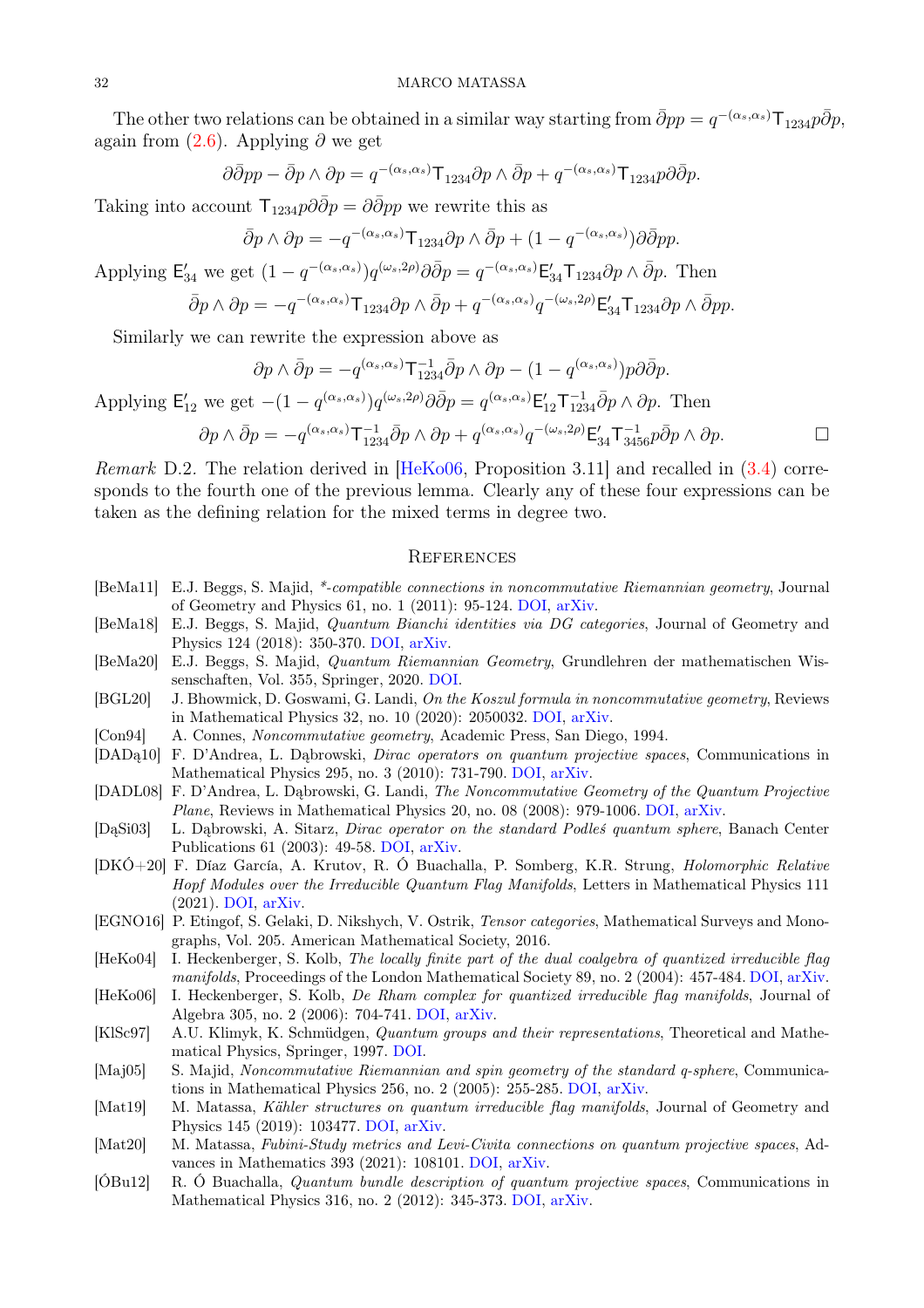The other two relations can be obtained in a similar way starting from $\bar{\partial} pp = q^{-(\alpha_s,\alpha_s)} \mathsf{T}_{1234} p \bar{\partial} p$, again from (2.6). Applying $\partial$ we get

$$\partial \bar{\partial} pp - \bar{\partial} p \wedge \partial p = q^{-(\alpha_s,\alpha_s)} \mathsf{T}_{1234} \partial p \wedge \bar{\partial} p + q^{-(\alpha_s,\alpha_s)} \mathsf{T}_{1234} p \partial \bar{\partial} p.$$

Taking into account $\mathsf{T}_{1234} p \partial \bar{\partial} p = \partial \bar{\partial} pp$ we rewrite this as

$$\bar{\partial} p \wedge \partial p = -q^{-(\alpha_s,\alpha_s)} \mathsf{T}_{1234} \partial p \wedge \bar{\partial} p + (1 - q^{-(\alpha_s,\alpha_s)}) \partial \bar{\partial} pp.$$

Applying $\mathsf{E}'_{34}$ we get $(1 - q^{-(\alpha_s,\alpha_s)}) q^{(\omega_s,2\rho)} \partial \bar{\partial} p = q^{-(\alpha_s,\alpha_s)} \mathsf{E}'_{34} \mathsf{T}_{1234} \partial p \wedge \bar{\partial} p$. Then

$$\bar{\partial} p \wedge \partial p = -q^{-(\alpha_s,\alpha_s)} \mathsf{T}_{1234} \partial p \wedge \bar{\partial} p + q^{-(\alpha_s,\alpha_s)} q^{-(\omega_s,2\rho)} \mathsf{E}'_{34} \mathsf{T}_{1234} \partial p \wedge \bar{\partial} pp.$$

Similarly we can rewrite the expression above as

$$\partial p \wedge \bar{\partial} p = -q^{(\alpha_s,\alpha_s)} \mathsf{T}^{-1}_{1234} \bar{\partial} p \wedge \partial p - (1 - q^{(\alpha_s,\alpha_s)}) p \partial \bar{\partial} p.$$

Applying $\mathsf{E}'_{12}$ we get $-(1 - q^{(\alpha_s,\alpha_s)}) q^{(\omega_s,2\rho)} \partial \bar{\partial} p = q^{(\alpha_s,\alpha_s)} \mathsf{E}'_{12} \mathsf{T}^{-1}_{1234} \bar{\partial} p \wedge \partial p$. Then

$$\partial p \wedge \bar{\partial} p = -q^{(\alpha_s,\alpha_s)} \mathsf{T}^{-1}_{1234} \bar{\partial} p \wedge \partial p + q^{(\alpha_s,\alpha_s)} q^{-(\omega_s,2\rho)} \mathsf{E}'_{34} \mathsf{T}^{-1}_{3456} p \bar{\partial} p \wedge \partial p. \qquad \square$$

*Remark* D.2. The relation derived in [HeKo06, Proposition 3.11] and recalled in (3.4) corresponds to the fourth one of the previous lemma. Clearly any of these four expressions can be taken as the defining relation for the mixed terms in degree two.

## References

- [BeMa11] E.J. Beggs, S. Majid, *\*-compatible connections in noncommutative Riemannian geometry*, Journal of Geometry and Physics 61, no. 1 (2011): 95-124. DOI, arXiv.
- [BeMa18] E.J. Beggs, S. Majid, *Quantum Bianchi identities via DG categories*, Journal of Geometry and Physics 124 (2018): 350-370. DOI, arXiv.
- [BeMa20] E.J. Beggs, S. Majid, *Quantum Riemannian Geometry*, Grundlehren der mathematischen Wissenschaften, Vol. 355, Springer, 2020. DOI.
- [BGL20] J. Bhowmick, D. Goswami, G. Landi, *On the Koszul formula in noncommutative geometry*, Reviews in Mathematical Physics 32, no. 10 (2020): 2050032. DOI, arXiv.
- [Con94] A. Connes, *Noncommutative geometry*, Academic Press, San Diego, 1994.
- [DADą10] F. D'Andrea, L. Dąbrowski, *Dirac operators on quantum projective spaces*, Communications in Mathematical Physics 295, no. 3 (2010): 731-790. DOI, arXiv.
- [DADL08] F. D'Andrea, L. Dąbrowski, G. Landi, *The Noncommutative Geometry of the Quantum Projective Plane*, Reviews in Mathematical Physics 20, no. 08 (2008): 979-1006. DOI, arXiv.
- [DąSi03] L. Dąbrowski, A. Sitarz, *Dirac operator on the standard Podleś quantum sphere*, Banach Center Publications 61 (2003): 49-58. DOI, arXiv.
- [DKÓ+20] F. Díaz García, A. Krutov, R. Ó Buachalla, P. Somberg, K.R. Strung, *Holomorphic Relative Hopf Modules over the Irreducible Quantum Flag Manifolds*, Letters in Mathematical Physics 111 (2021). DOI, arXiv.
- [EGNO16] P. Etingof, S. Gelaki, D. Nikshych, V. Ostrik, *Tensor categories*, Mathematical Surveys and Monographs, Vol. 205. American Mathematical Society, 2016.
- [HeKo04] I. Heckenberger, S. Kolb, *The locally finite part of the dual coalgebra of quantized irreducible flag manifolds*, Proceedings of the London Mathematical Society 89, no. 2 (2004): 457-484. DOI, arXiv.
- [HeKo06] I. Heckenberger, S. Kolb, *De Rham complex for quantized irreducible flag manifolds*, Journal of Algebra 305, no. 2 (2006): 704-741. DOI, arXiv.
- [KlSc97] A.U. Klimyk, K. Schmüdgen, *Quantum groups and their representations*, Theoretical and Mathematical Physics, Springer, 1997. DOI.
- [Maj05] S. Majid, *Noncommutative Riemannian and spin geometry of the standard q-sphere*, Communications in Mathematical Physics 256, no. 2 (2005): 255-285. DOI, arXiv.
- [Mat19] M. Matassa, *Kähler structures on quantum irreducible flag manifolds*, Journal of Geometry and Physics 145 (2019): 103477. DOI, arXiv.
- [Mat20] M. Matassa, *Fubini-Study metrics and Levi-Civita connections on quantum projective spaces*, Advances in Mathematics 393 (2021): 108101. DOI, arXiv.
- [ÓBu12] R. Ó Buachalla, *Quantum bundle description of quantum projective spaces*, Communications in Mathematical Physics 316, no. 2 (2012): 345-373. DOI, arXiv.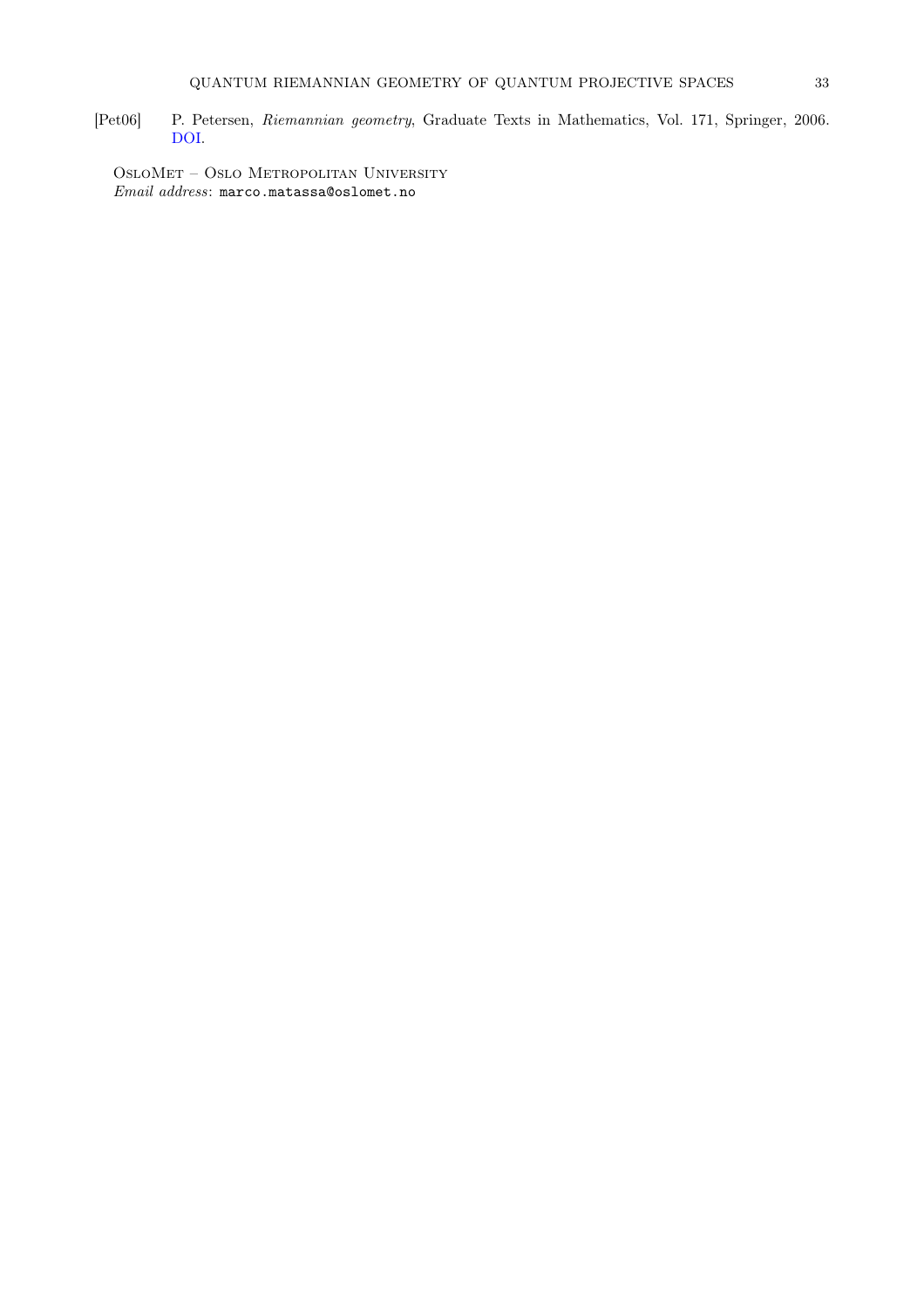[Pet06] P. Petersen, *Riemannian geometry*, Graduate Texts in Mathematics, Vol. 171, Springer, 2006. DOI.

OsloMet – Oslo Metropolitan University
*Email address*: marco.matassa@oslomet.no